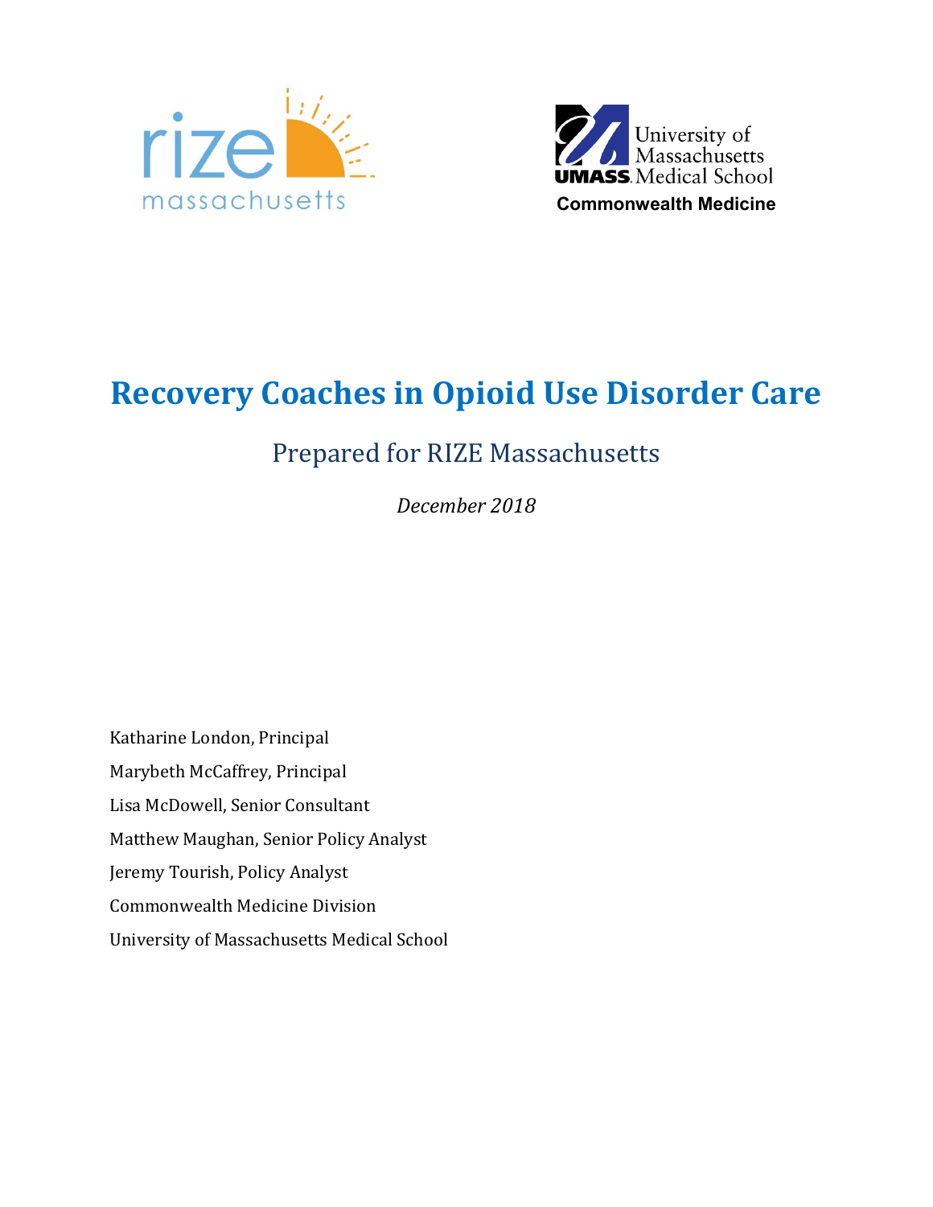rize massachusetts

University of Massachusetts Medical School
UMASS
Commonwealth Medicine

# Recovery Coaches in Opioid Use Disorder Care

## Prepared for RIZE Massachusetts

*December 2018*

Katharine London, Principal

Marybeth McCaffrey, Principal

Lisa McDowell, Senior Consultant

Matthew Maughan, Senior Policy Analyst

Jeremy Tourish, Policy Analyst

Commonwealth Medicine Division

University of Massachusetts Medical School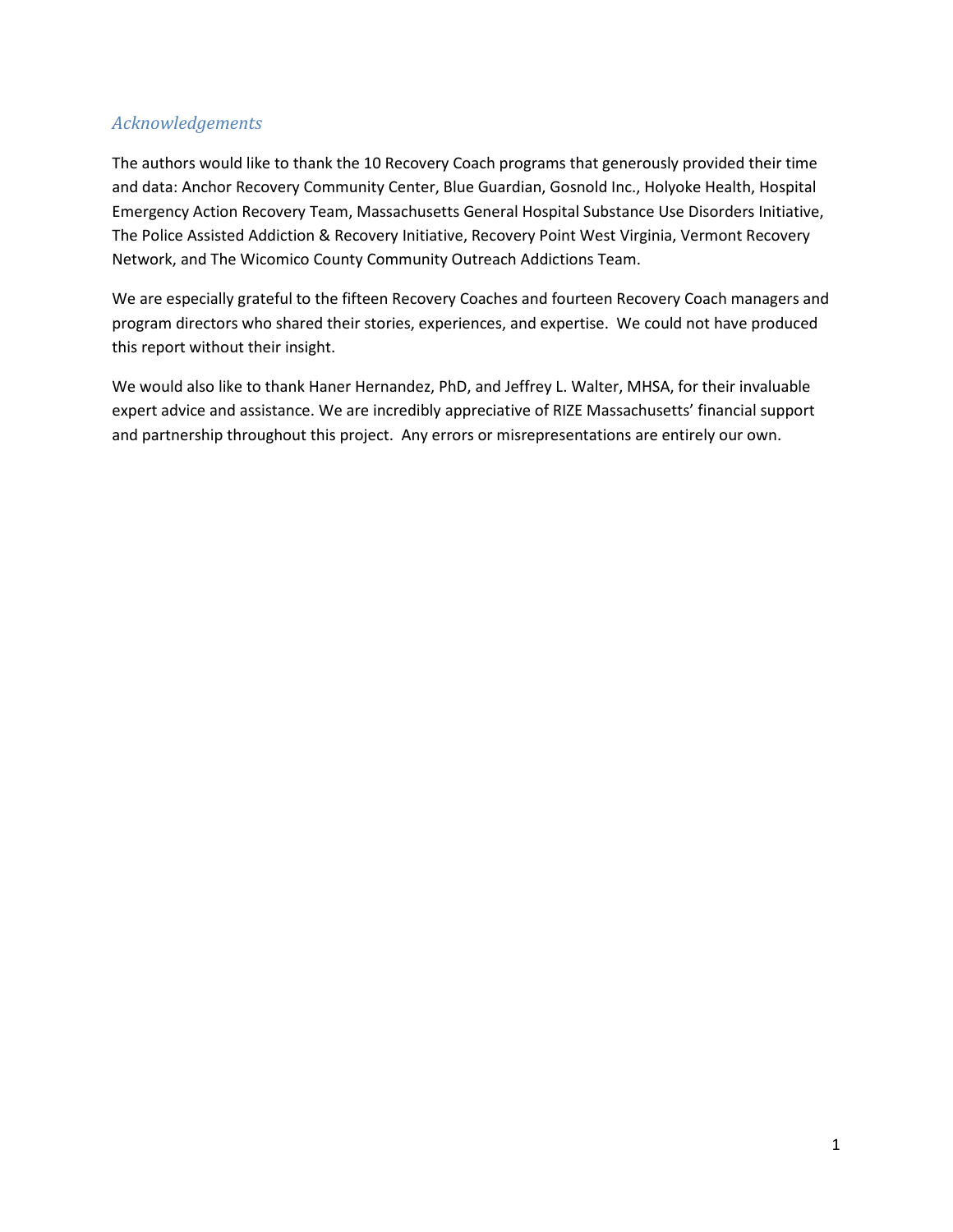## *Acknowledgements*

The authors would like to thank the 10 Recovery Coach programs that generously provided their time and data: Anchor Recovery Community Center, Blue Guardian, Gosnold Inc., Holyoke Health, Hospital Emergency Action Recovery Team, Massachusetts General Hospital Substance Use Disorders Initiative, The Police Assisted Addiction & Recovery Initiative, Recovery Point West Virginia, Vermont Recovery Network, and The Wicomico County Community Outreach Addictions Team.

We are especially grateful to the fifteen Recovery Coaches and fourteen Recovery Coach managers and program directors who shared their stories, experiences, and expertise. We could not have produced this report without their insight.

We would also like to thank Haner Hernandez, PhD, and Jeffrey L. Walter, MHSA, for their invaluable expert advice and assistance. We are incredibly appreciative of RIZE Massachusetts' financial support and partnership throughout this project. Any errors or misrepresentations are entirely our own.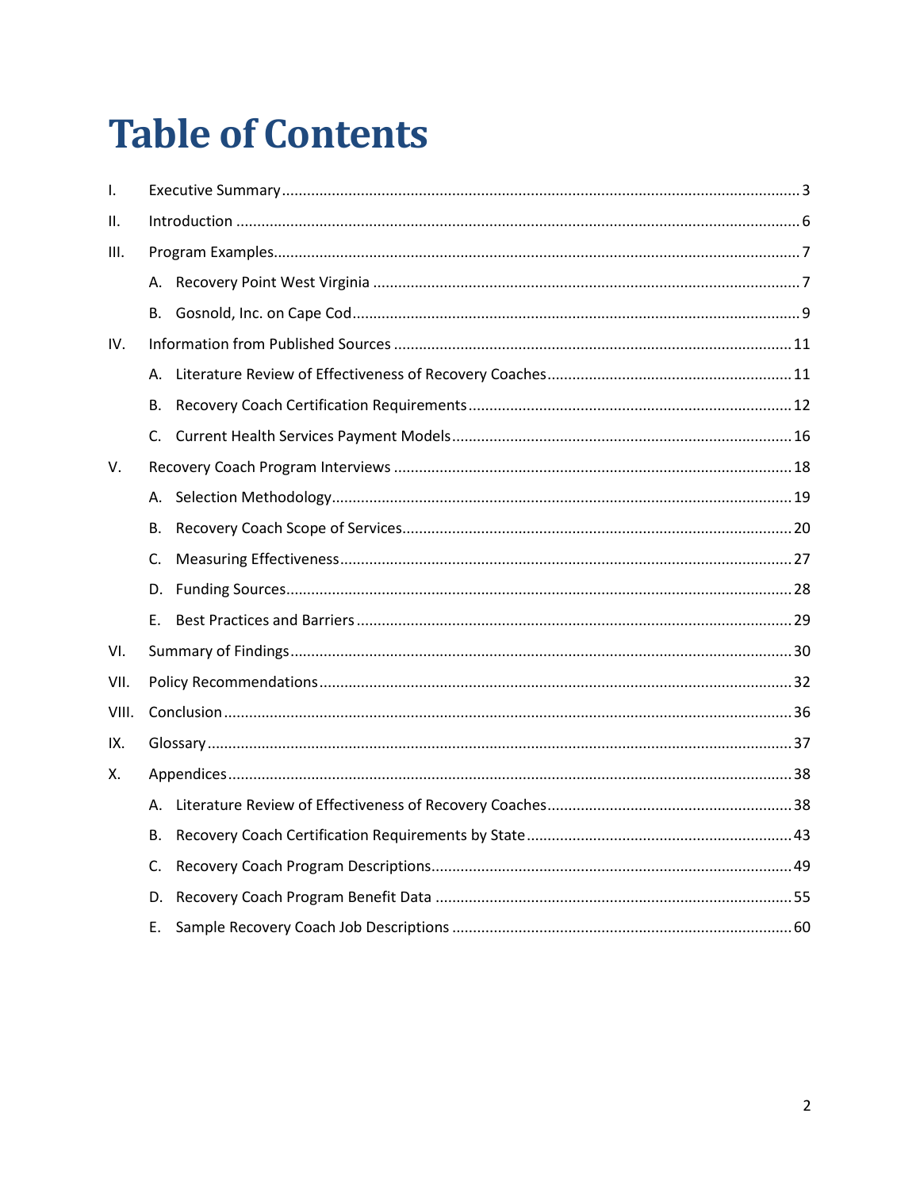# Table of Contents

- I. Executive Summary ........ 3
- II. Introduction ........ 6
- III. Program Examples ........ 7
  - A. Recovery Point West Virginia ........ 7
  - B. Gosnold, Inc. on Cape Cod ........ 9
- IV. Information from Published Sources ........ 11
  - A. Literature Review of Effectiveness of Recovery Coaches ........ 11
  - B. Recovery Coach Certification Requirements ........ 12
  - C. Current Health Services Payment Models ........ 16
- V. Recovery Coach Program Interviews ........ 18
  - A. Selection Methodology ........ 19
  - B. Recovery Coach Scope of Services ........ 20
  - C. Measuring Effectiveness ........ 27
  - D. Funding Sources ........ 28
  - E. Best Practices and Barriers ........ 29
- VI. Summary of Findings ........ 30
- VII. Policy Recommendations ........ 32
- VIII. Conclusion ........ 36
- IX. Glossary ........ 37
- X. Appendices ........ 38
  - A. Literature Review of Effectiveness of Recovery Coaches ........ 38
  - B. Recovery Coach Certification Requirements by State ........ 43
  - C. Recovery Coach Program Descriptions ........ 49
  - D. Recovery Coach Program Benefit Data ........ 55
  - E. Sample Recovery Coach Job Descriptions ........ 60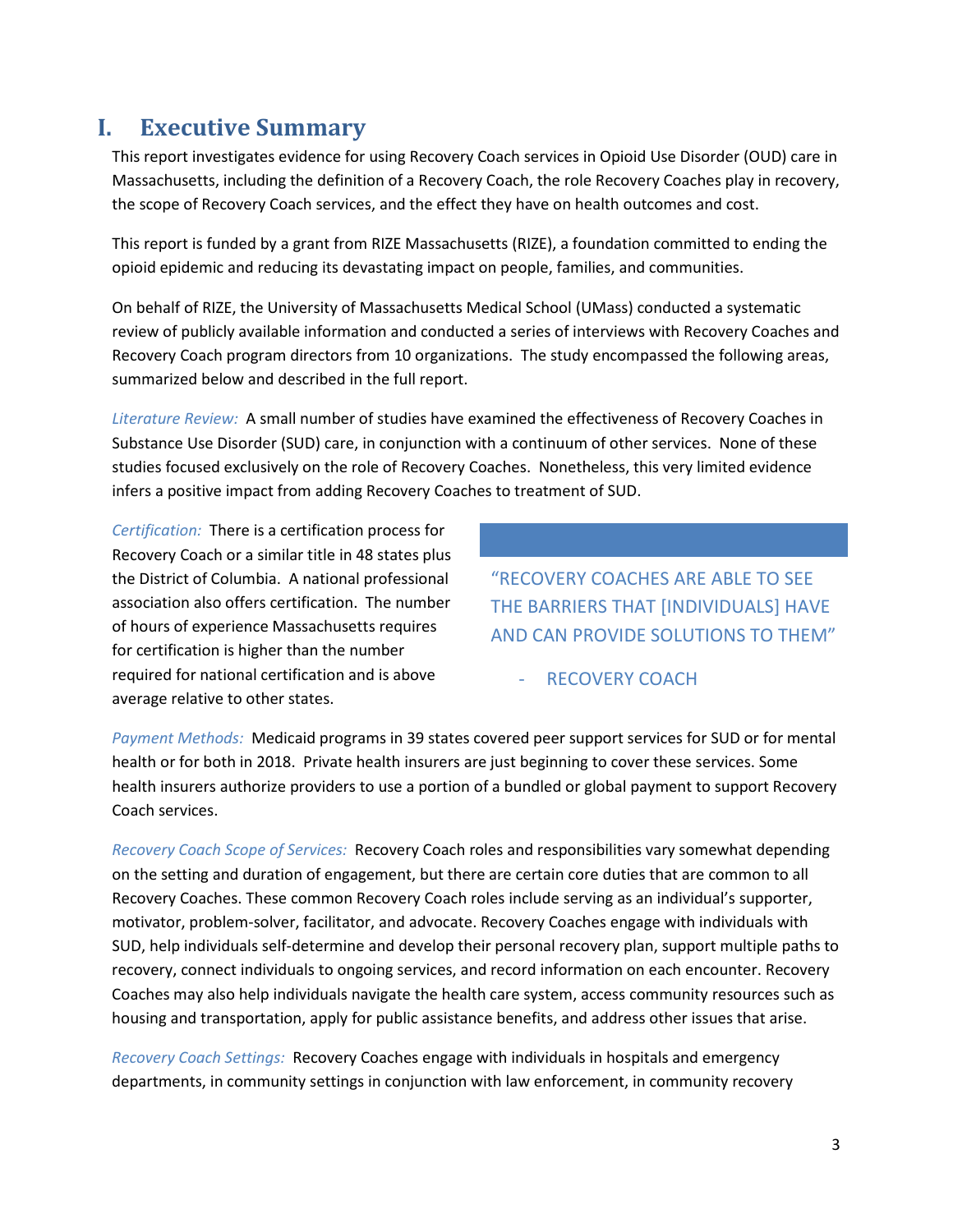# I. Executive Summary

This report investigates evidence for using Recovery Coach services in Opioid Use Disorder (OUD) care in Massachusetts, including the definition of a Recovery Coach, the role Recovery Coaches play in recovery, the scope of Recovery Coach services, and the effect they have on health outcomes and cost.

This report is funded by a grant from RIZE Massachusetts (RIZE), a foundation committed to ending the opioid epidemic and reducing its devastating impact on people, families, and communities.

On behalf of RIZE, the University of Massachusetts Medical School (UMass) conducted a systematic review of publicly available information and conducted a series of interviews with Recovery Coaches and Recovery Coach program directors from 10 organizations. The study encompassed the following areas, summarized below and described in the full report.

*Literature Review:* A small number of studies have examined the effectiveness of Recovery Coaches in Substance Use Disorder (SUD) care, in conjunction with a continuum of other services. None of these studies focused exclusively on the role of Recovery Coaches. Nonetheless, this very limited evidence infers a positive impact from adding Recovery Coaches to treatment of SUD.

*Certification:* There is a certification process for Recovery Coach or a similar title in 48 states plus the District of Columbia. A national professional association also offers certification. The number of hours of experience Massachusetts requires for certification is higher than the number required for national certification and is above average relative to other states.

> "RECOVERY COACHES ARE ABLE TO SEE THE BARRIERS THAT [INDIVIDUALS] HAVE AND CAN PROVIDE SOLUTIONS TO THEM"
>
> - RECOVERY COACH

*Payment Methods:* Medicaid programs in 39 states covered peer support services for SUD or for mental health or for both in 2018. Private health insurers are just beginning to cover these services. Some health insurers authorize providers to use a portion of a bundled or global payment to support Recovery Coach services.

*Recovery Coach Scope of Services:* Recovery Coach roles and responsibilities vary somewhat depending on the setting and duration of engagement, but there are certain core duties that are common to all Recovery Coaches. These common Recovery Coach roles include serving as an individual's supporter, motivator, problem-solver, facilitator, and advocate. Recovery Coaches engage with individuals with SUD, help individuals self-determine and develop their personal recovery plan, support multiple paths to recovery, connect individuals to ongoing services, and record information on each encounter. Recovery Coaches may also help individuals navigate the health care system, access community resources such as housing and transportation, apply for public assistance benefits, and address other issues that arise.

*Recovery Coach Settings:* Recovery Coaches engage with individuals in hospitals and emergency departments, in community settings in conjunction with law enforcement, in community recovery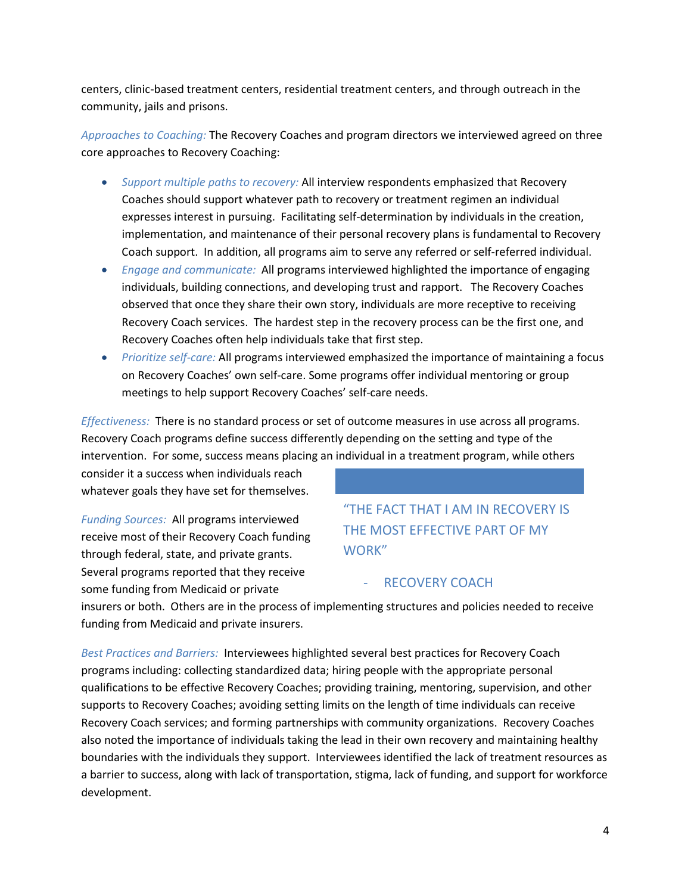centers, clinic-based treatment centers, residential treatment centers, and through outreach in the community, jails and prisons.

*Approaches to Coaching:* The Recovery Coaches and program directors we interviewed agreed on three core approaches to Recovery Coaching:

- *Support multiple paths to recovery:* All interview respondents emphasized that Recovery Coaches should support whatever path to recovery or treatment regimen an individual expresses interest in pursuing. Facilitating self-determination by individuals in the creation, implementation, and maintenance of their personal recovery plans is fundamental to Recovery Coach support. In addition, all programs aim to serve any referred or self-referred individual.
- *Engage and communicate:* All programs interviewed highlighted the importance of engaging individuals, building connections, and developing trust and rapport. The Recovery Coaches observed that once they share their own story, individuals are more receptive to receiving Recovery Coach services. The hardest step in the recovery process can be the first one, and Recovery Coaches often help individuals take that first step.
- *Prioritize self-care:* All programs interviewed emphasized the importance of maintaining a focus on Recovery Coaches' own self-care. Some programs offer individual mentoring or group meetings to help support Recovery Coaches' self-care needs.

*Effectiveness:* There is no standard process or set of outcome measures in use across all programs. Recovery Coach programs define success differently depending on the setting and type of the intervention. For some, success means placing an individual in a treatment program, while others consider it a success when individuals reach whatever goals they have set for themselves.

> "THE FACT THAT I AM IN RECOVERY IS THE MOST EFFECTIVE PART OF MY WORK"
>
> \- RECOVERY COACH

*Funding Sources:* All programs interviewed receive most of their Recovery Coach funding through federal, state, and private grants. Several programs reported that they receive some funding from Medicaid or private insurers or both. Others are in the process of implementing structures and policies needed to receive funding from Medicaid and private insurers.

*Best Practices and Barriers:* Interviewees highlighted several best practices for Recovery Coach programs including: collecting standardized data; hiring people with the appropriate personal qualifications to be effective Recovery Coaches; providing training, mentoring, supervision, and other supports to Recovery Coaches; avoiding setting limits on the length of time individuals can receive Recovery Coach services; and forming partnerships with community organizations. Recovery Coaches also noted the importance of individuals taking the lead in their own recovery and maintaining healthy boundaries with the individuals they support. Interviewees identified the lack of treatment resources as a barrier to success, along with lack of transportation, stigma, lack of funding, and support for workforce development.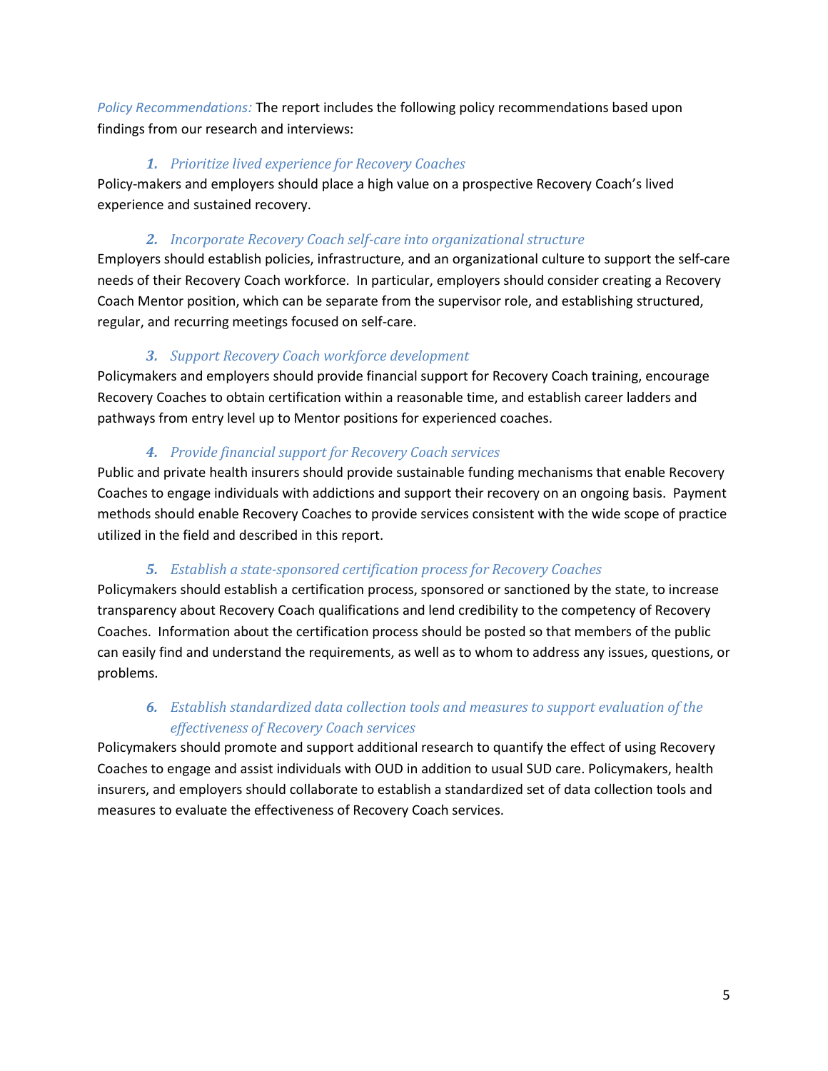*Policy Recommendations:* The report includes the following policy recommendations based upon findings from our research and interviews:

### *1. Prioritize lived experience for Recovery Coaches*

Policy-makers and employers should place a high value on a prospective Recovery Coach's lived experience and sustained recovery.

### *2. Incorporate Recovery Coach self-care into organizational structure*

Employers should establish policies, infrastructure, and an organizational culture to support the self-care needs of their Recovery Coach workforce. In particular, employers should consider creating a Recovery Coach Mentor position, which can be separate from the supervisor role, and establishing structured, regular, and recurring meetings focused on self-care.

### *3. Support Recovery Coach workforce development*

Policymakers and employers should provide financial support for Recovery Coach training, encourage Recovery Coaches to obtain certification within a reasonable time, and establish career ladders and pathways from entry level up to Mentor positions for experienced coaches.

### *4. Provide financial support for Recovery Coach services*

Public and private health insurers should provide sustainable funding mechanisms that enable Recovery Coaches to engage individuals with addictions and support their recovery on an ongoing basis. Payment methods should enable Recovery Coaches to provide services consistent with the wide scope of practice utilized in the field and described in this report.

### *5. Establish a state-sponsored certification process for Recovery Coaches*

Policymakers should establish a certification process, sponsored or sanctioned by the state, to increase transparency about Recovery Coach qualifications and lend credibility to the competency of Recovery Coaches. Information about the certification process should be posted so that members of the public can easily find and understand the requirements, as well as to whom to address any issues, questions, or problems.

### *6. Establish standardized data collection tools and measures to support evaluation of the effectiveness of Recovery Coach services*

Policymakers should promote and support additional research to quantify the effect of using Recovery Coaches to engage and assist individuals with OUD in addition to usual SUD care. Policymakers, health insurers, and employers should collaborate to establish a standardized set of data collection tools and measures to evaluate the effectiveness of Recovery Coach services.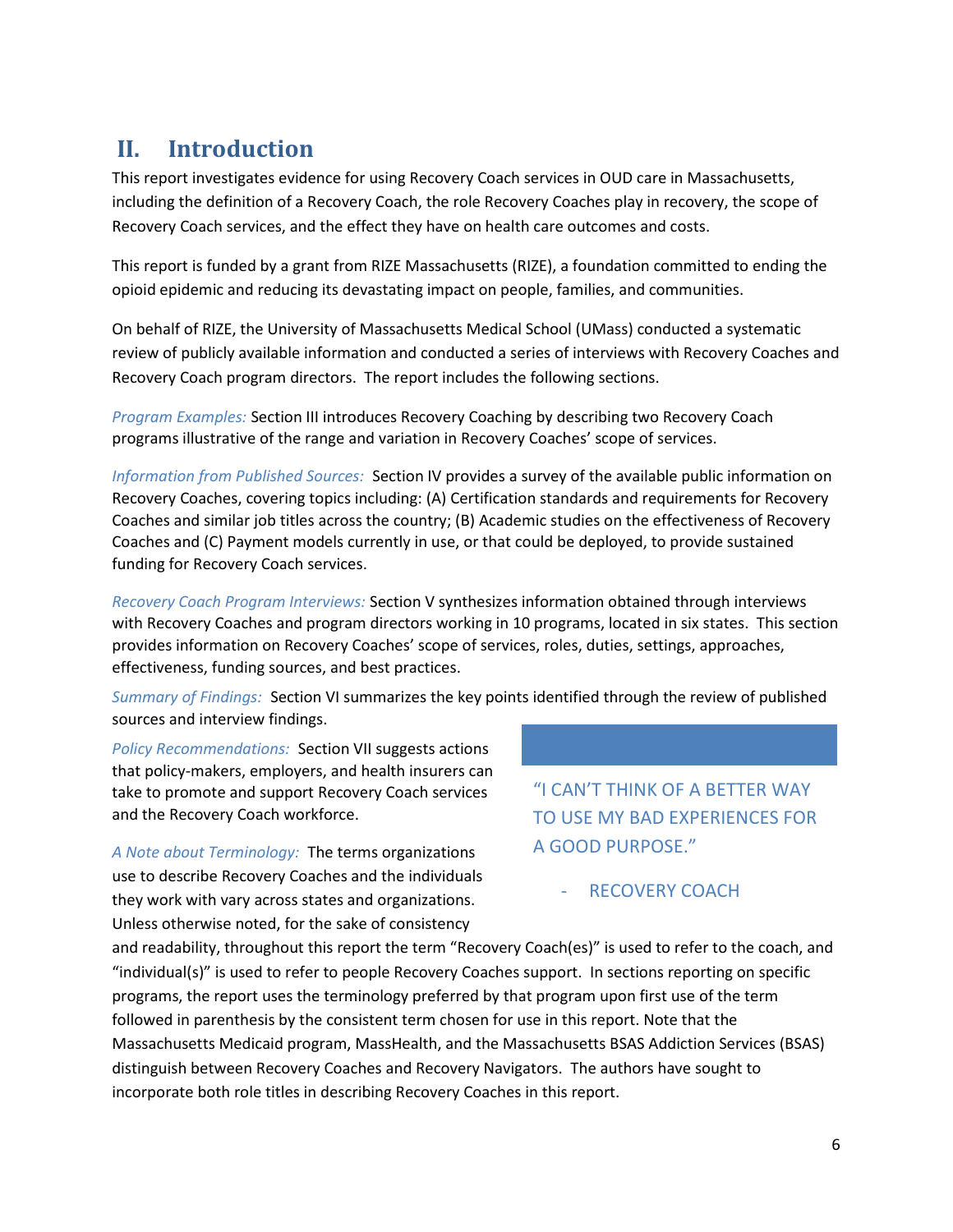# II. Introduction

This report investigates evidence for using Recovery Coach services in OUD care in Massachusetts, including the definition of a Recovery Coach, the role Recovery Coaches play in recovery, the scope of Recovery Coach services, and the effect they have on health care outcomes and costs.

This report is funded by a grant from RIZE Massachusetts (RIZE), a foundation committed to ending the opioid epidemic and reducing its devastating impact on people, families, and communities.

On behalf of RIZE, the University of Massachusetts Medical School (UMass) conducted a systematic review of publicly available information and conducted a series of interviews with Recovery Coaches and Recovery Coach program directors. The report includes the following sections.

*Program Examples:* Section III introduces Recovery Coaching by describing two Recovery Coach programs illustrative of the range and variation in Recovery Coaches' scope of services.

*Information from Published Sources:* Section IV provides a survey of the available public information on Recovery Coaches, covering topics including: (A) Certification standards and requirements for Recovery Coaches and similar job titles across the country; (B) Academic studies on the effectiveness of Recovery Coaches and (C) Payment models currently in use, or that could be deployed, to provide sustained funding for Recovery Coach services.

*Recovery Coach Program Interviews:* Section V synthesizes information obtained through interviews with Recovery Coaches and program directors working in 10 programs, located in six states. This section provides information on Recovery Coaches' scope of services, roles, duties, settings, approaches, effectiveness, funding sources, and best practices.

*Summary of Findings:* Section VI summarizes the key points identified through the review of published sources and interview findings.

*Policy Recommendations:* Section VII suggests actions that policy-makers, employers, and health insurers can take to promote and support Recovery Coach services and the Recovery Coach workforce.

> "I CAN'T THINK OF A BETTER WAY TO USE MY BAD EXPERIENCES FOR A GOOD PURPOSE."
>
> - RECOVERY COACH

*A Note about Terminology:* The terms organizations use to describe Recovery Coaches and the individuals they work with vary across states and organizations. Unless otherwise noted, for the sake of consistency and readability, throughout this report the term "Recovery Coach(es)" is used to refer to the coach, and "individual(s)" is used to refer to people Recovery Coaches support. In sections reporting on specific programs, the report uses the terminology preferred by that program upon first use of the term followed in parenthesis by the consistent term chosen for use in this report. Note that the Massachusetts Medicaid program, MassHealth, and the Massachusetts BSAS Addiction Services (BSAS) distinguish between Recovery Coaches and Recovery Navigators. The authors have sought to incorporate both role titles in describing Recovery Coaches in this report.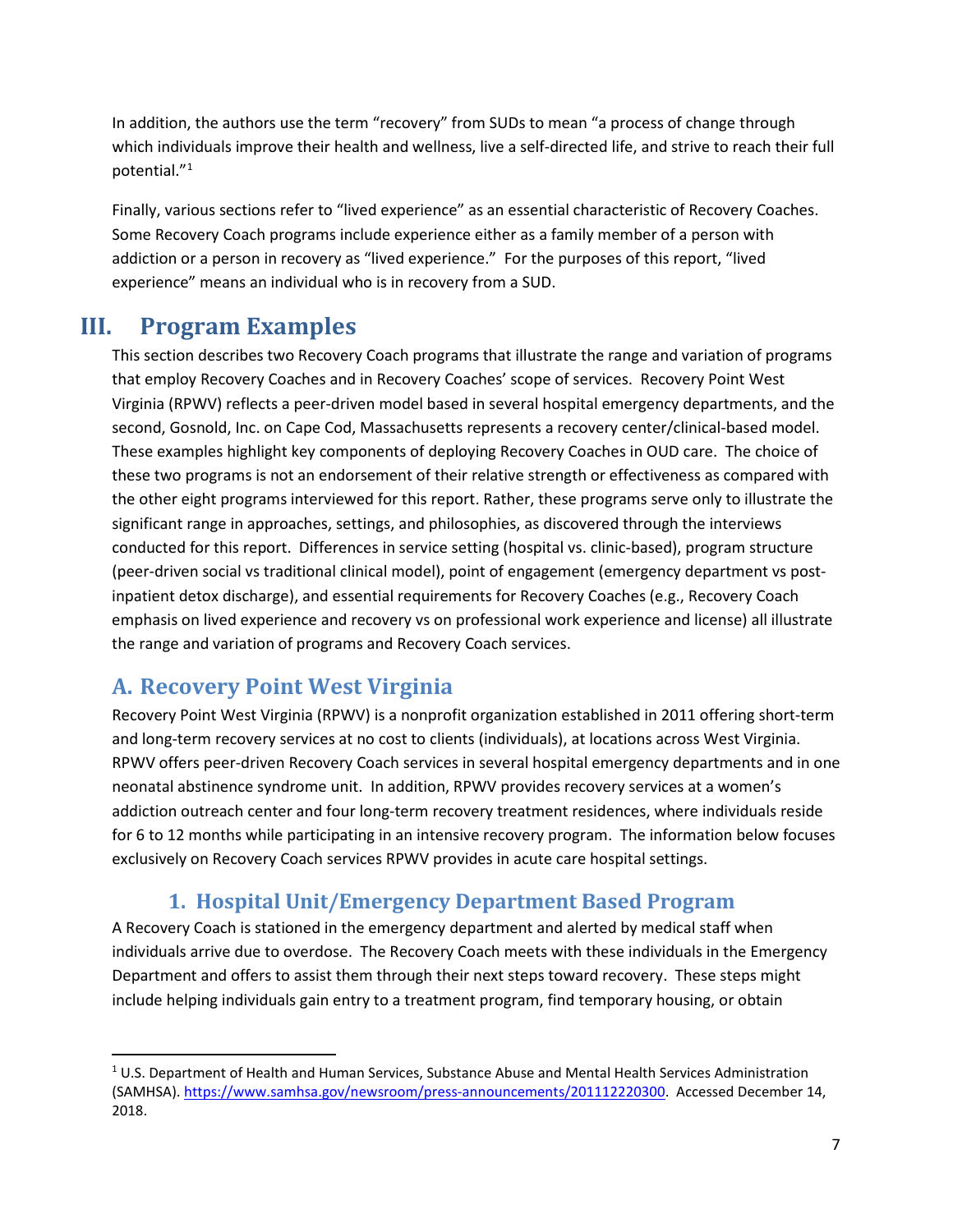In addition, the authors use the term “recovery” from SUDs to mean “a process of change through which individuals improve their health and wellness, live a self-directed life, and strive to reach their full potential.”[1]

Finally, various sections refer to “lived experience” as an essential characteristic of Recovery Coaches. Some Recovery Coach programs include experience either as a family member of a person with addiction or a person in recovery as “lived experience.” For the purposes of this report, “lived experience” means an individual who is in recovery from a SUD.

# III. Program Examples

This section describes two Recovery Coach programs that illustrate the range and variation of programs that employ Recovery Coaches and in Recovery Coaches’ scope of services. Recovery Point West Virginia (RPWV) reflects a peer-driven model based in several hospital emergency departments, and the second, Gosnold, Inc. on Cape Cod, Massachusetts represents a recovery center/clinical-based model. These examples highlight key components of deploying Recovery Coaches in OUD care. The choice of these two programs is not an endorsement of their relative strength or effectiveness as compared with the other eight programs interviewed for this report. Rather, these programs serve only to illustrate the significant range in approaches, settings, and philosophies, as discovered through the interviews conducted for this report. Differences in service setting (hospital vs. clinic-based), program structure (peer-driven social vs traditional clinical model), point of engagement (emergency department vs post-inpatient detox discharge), and essential requirements for Recovery Coaches (e.g., Recovery Coach emphasis on lived experience and recovery vs on professional work experience and license) all illustrate the range and variation of programs and Recovery Coach services.

## A. Recovery Point West Virginia

Recovery Point West Virginia (RPWV) is a nonprofit organization established in 2011 offering short-term and long-term recovery services at no cost to clients (individuals), at locations across West Virginia. RPWV offers peer-driven Recovery Coach services in several hospital emergency departments and in one neonatal abstinence syndrome unit. In addition, RPWV provides recovery services at a women’s addiction outreach center and four long-term recovery treatment residences, where individuals reside for 6 to 12 months while participating in an intensive recovery program. The information below focuses exclusively on Recovery Coach services RPWV provides in acute care hospital settings.

### 1. Hospital Unit/Emergency Department Based Program

A Recovery Coach is stationed in the emergency department and alerted by medical staff when individuals arrive due to overdose. The Recovery Coach meets with these individuals in the Emergency Department and offers to assist them through their next steps toward recovery. These steps might include helping individuals gain entry to a treatment program, find temporary housing, or obtain

---

[1] U.S. Department of Health and Human Services, Substance Abuse and Mental Health Services Administration (SAMHSA). https://www.samhsa.gov/newsroom/press-announcements/201112220300. Accessed December 14, 2018.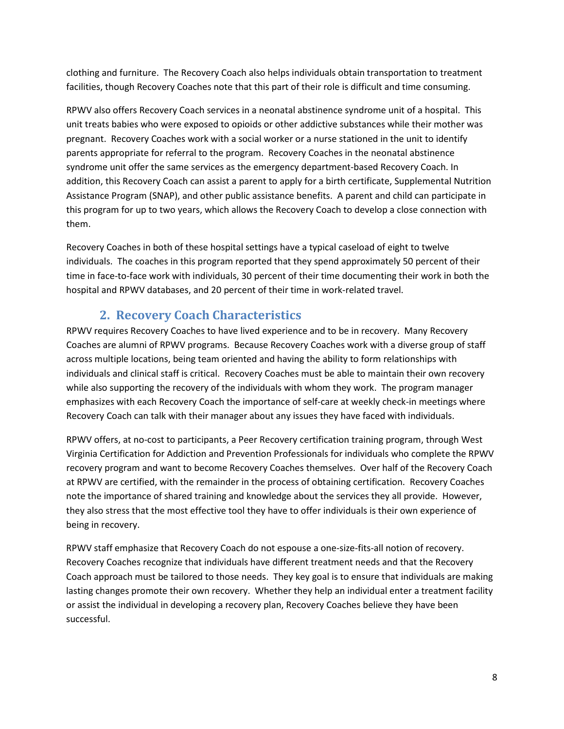clothing and furniture. The Recovery Coach also helps individuals obtain transportation to treatment facilities, though Recovery Coaches note that this part of their role is difficult and time consuming.

RPWV also offers Recovery Coach services in a neonatal abstinence syndrome unit of a hospital. This unit treats babies who were exposed to opioids or other addictive substances while their mother was pregnant. Recovery Coaches work with a social worker or a nurse stationed in the unit to identify parents appropriate for referral to the program. Recovery Coaches in the neonatal abstinence syndrome unit offer the same services as the emergency department-based Recovery Coach. In addition, this Recovery Coach can assist a parent to apply for a birth certificate, Supplemental Nutrition Assistance Program (SNAP), and other public assistance benefits. A parent and child can participate in this program for up to two years, which allows the Recovery Coach to develop a close connection with them.

Recovery Coaches in both of these hospital settings have a typical caseload of eight to twelve individuals. The coaches in this program reported that they spend approximately 50 percent of their time in face-to-face work with individuals, 30 percent of their time documenting their work in both the hospital and RPWV databases, and 20 percent of their time in work-related travel.

## 2. Recovery Coach Characteristics

RPWV requires Recovery Coaches to have lived experience and to be in recovery. Many Recovery Coaches are alumni of RPWV programs. Because Recovery Coaches work with a diverse group of staff across multiple locations, being team oriented and having the ability to form relationships with individuals and clinical staff is critical. Recovery Coaches must be able to maintain their own recovery while also supporting the recovery of the individuals with whom they work. The program manager emphasizes with each Recovery Coach the importance of self-care at weekly check-in meetings where Recovery Coach can talk with their manager about any issues they have faced with individuals.

RPWV offers, at no-cost to participants, a Peer Recovery certification training program, through West Virginia Certification for Addiction and Prevention Professionals for individuals who complete the RPWV recovery program and want to become Recovery Coaches themselves. Over half of the Recovery Coach at RPWV are certified, with the remainder in the process of obtaining certification. Recovery Coaches note the importance of shared training and knowledge about the services they all provide. However, they also stress that the most effective tool they have to offer individuals is their own experience of being in recovery.

RPWV staff emphasize that Recovery Coach do not espouse a one-size-fits-all notion of recovery. Recovery Coaches recognize that individuals have different treatment needs and that the Recovery Coach approach must be tailored to those needs. They key goal is to ensure that individuals are making lasting changes promote their own recovery. Whether they help an individual enter a treatment facility or assist the individual in developing a recovery plan, Recovery Coaches believe they have been successful.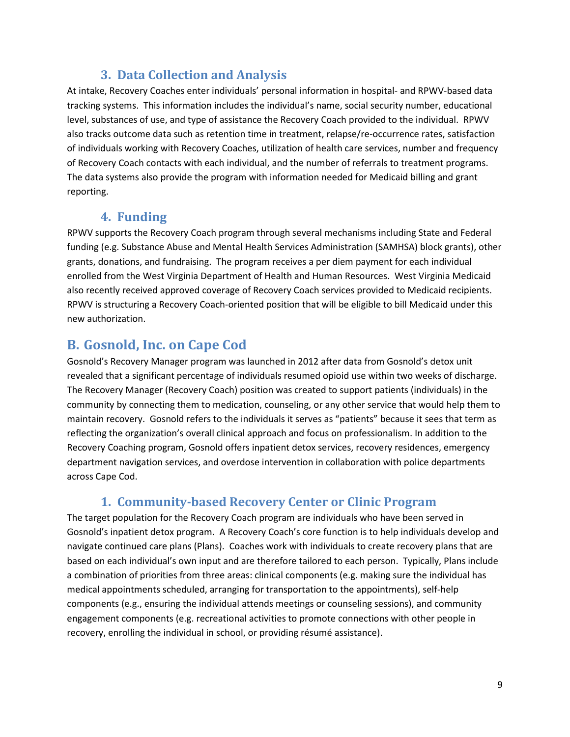### 3. Data Collection and Analysis

At intake, Recovery Coaches enter individuals' personal information in hospital- and RPWV-based data tracking systems. This information includes the individual's name, social security number, educational level, substances of use, and type of assistance the Recovery Coach provided to the individual. RPWV also tracks outcome data such as retention time in treatment, relapse/re-occurrence rates, satisfaction of individuals working with Recovery Coaches, utilization of health care services, number and frequency of Recovery Coach contacts with each individual, and the number of referrals to treatment programs. The data systems also provide the program with information needed for Medicaid billing and grant reporting.

### 4. Funding

RPWV supports the Recovery Coach program through several mechanisms including State and Federal funding (e.g. Substance Abuse and Mental Health Services Administration (SAMHSA) block grants), other grants, donations, and fundraising. The program receives a per diem payment for each individual enrolled from the West Virginia Department of Health and Human Resources. West Virginia Medicaid also recently received approved coverage of Recovery Coach services provided to Medicaid recipients. RPWV is structuring a Recovery Coach-oriented position that will be eligible to bill Medicaid under this new authorization.

## B. Gosnold, Inc. on Cape Cod

Gosnold's Recovery Manager program was launched in 2012 after data from Gosnold's detox unit revealed that a significant percentage of individuals resumed opioid use within two weeks of discharge. The Recovery Manager (Recovery Coach) position was created to support patients (individuals) in the community by connecting them to medication, counseling, or any other service that would help them to maintain recovery. Gosnold refers to the individuals it serves as "patients" because it sees that term as reflecting the organization's overall clinical approach and focus on professionalism. In addition to the Recovery Coaching program, Gosnold offers inpatient detox services, recovery residences, emergency department navigation services, and overdose intervention in collaboration with police departments across Cape Cod.

### 1. Community-based Recovery Center or Clinic Program

The target population for the Recovery Coach program are individuals who have been served in Gosnold's inpatient detox program. A Recovery Coach's core function is to help individuals develop and navigate continued care plans (Plans). Coaches work with individuals to create recovery plans that are based on each individual's own input and are therefore tailored to each person. Typically, Plans include a combination of priorities from three areas: clinical components (e.g. making sure the individual has medical appointments scheduled, arranging for transportation to the appointments), self-help components (e.g., ensuring the individual attends meetings or counseling sessions), and community engagement components (e.g. recreational activities to promote connections with other people in recovery, enrolling the individual in school, or providing résumé assistance).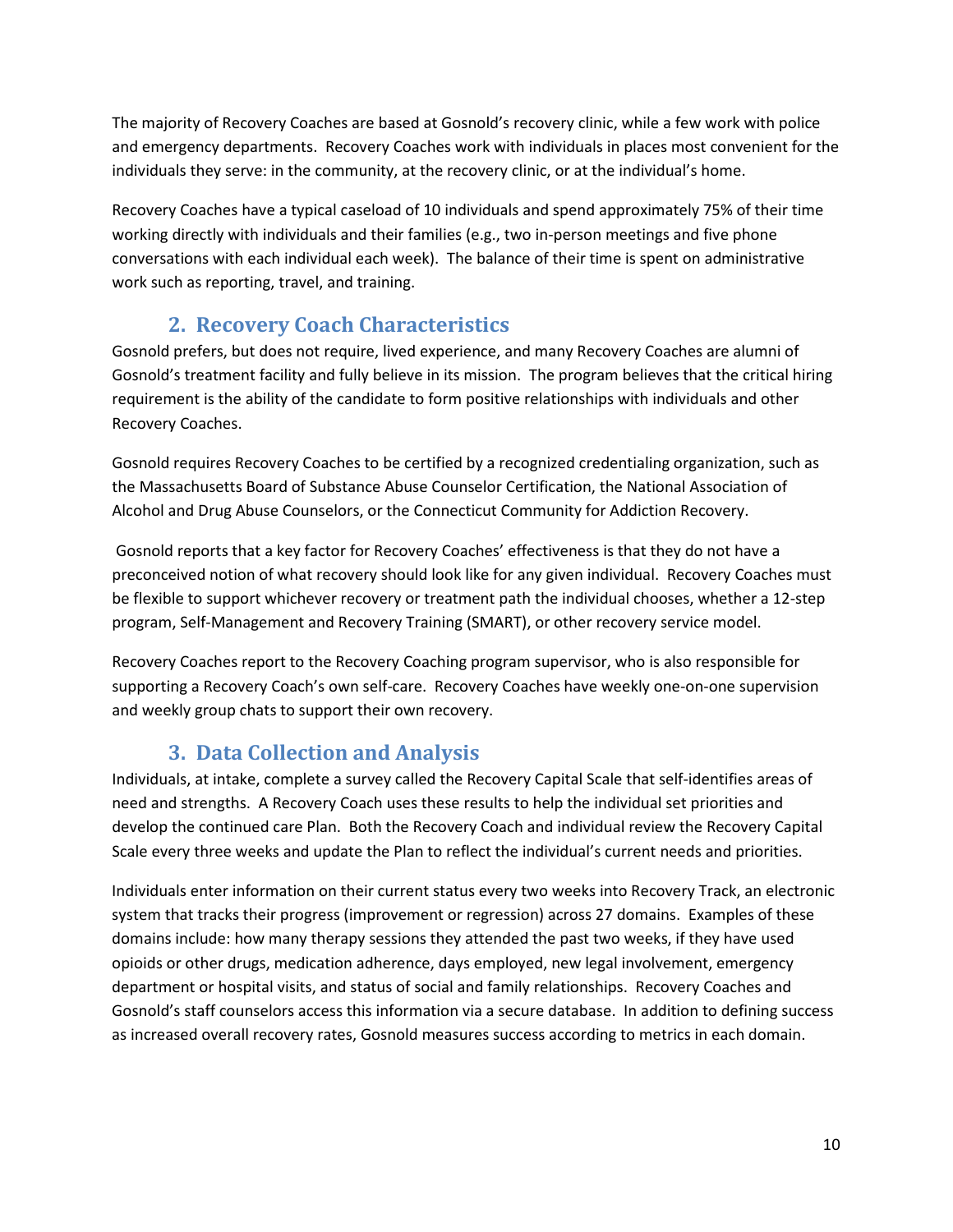The majority of Recovery Coaches are based at Gosnold's recovery clinic, while a few work with police and emergency departments. Recovery Coaches work with individuals in places most convenient for the individuals they serve: in the community, at the recovery clinic, or at the individual's home.

Recovery Coaches have a typical caseload of 10 individuals and spend approximately 75% of their time working directly with individuals and their families (e.g., two in-person meetings and five phone conversations with each individual each week). The balance of their time is spent on administrative work such as reporting, travel, and training.

## 2. Recovery Coach Characteristics

Gosnold prefers, but does not require, lived experience, and many Recovery Coaches are alumni of Gosnold's treatment facility and fully believe in its mission. The program believes that the critical hiring requirement is the ability of the candidate to form positive relationships with individuals and other Recovery Coaches.

Gosnold requires Recovery Coaches to be certified by a recognized credentialing organization, such as the Massachusetts Board of Substance Abuse Counselor Certification, the National Association of Alcohol and Drug Abuse Counselors, or the Connecticut Community for Addiction Recovery.

Gosnold reports that a key factor for Recovery Coaches' effectiveness is that they do not have a preconceived notion of what recovery should look like for any given individual. Recovery Coaches must be flexible to support whichever recovery or treatment path the individual chooses, whether a 12-step program, Self-Management and Recovery Training (SMART), or other recovery service model.

Recovery Coaches report to the Recovery Coaching program supervisor, who is also responsible for supporting a Recovery Coach's own self-care. Recovery Coaches have weekly one-on-one supervision and weekly group chats to support their own recovery.

## 3. Data Collection and Analysis

Individuals, at intake, complete a survey called the Recovery Capital Scale that self-identifies areas of need and strengths. A Recovery Coach uses these results to help the individual set priorities and develop the continued care Plan. Both the Recovery Coach and individual review the Recovery Capital Scale every three weeks and update the Plan to reflect the individual's current needs and priorities.

Individuals enter information on their current status every two weeks into Recovery Track, an electronic system that tracks their progress (improvement or regression) across 27 domains. Examples of these domains include: how many therapy sessions they attended the past two weeks, if they have used opioids or other drugs, medication adherence, days employed, new legal involvement, emergency department or hospital visits, and status of social and family relationships. Recovery Coaches and Gosnold's staff counselors access this information via a secure database. In addition to defining success as increased overall recovery rates, Gosnold measures success according to metrics in each domain.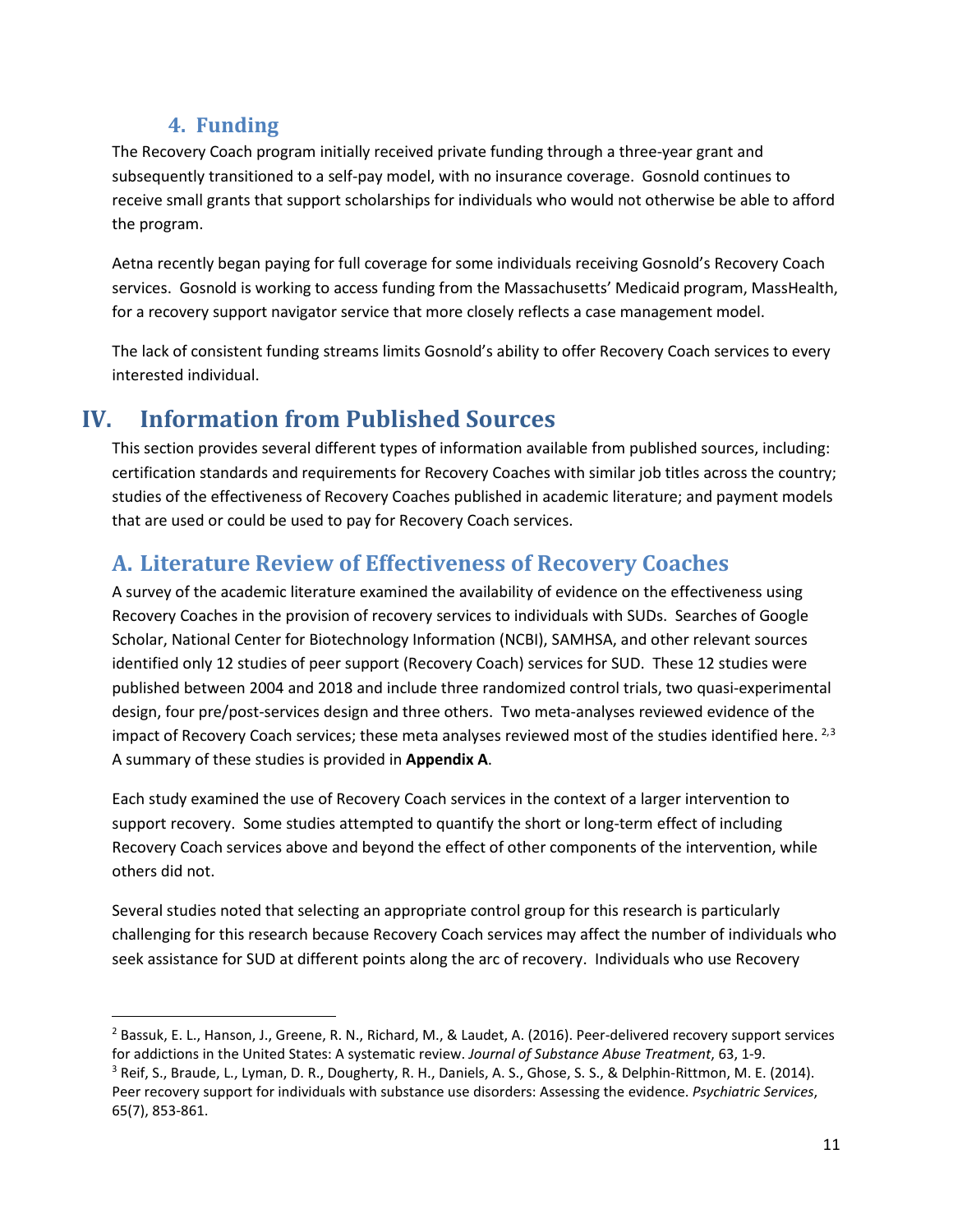### 4. Funding

The Recovery Coach program initially received private funding through a three-year grant and subsequently transitioned to a self-pay model, with no insurance coverage. Gosnold continues to receive small grants that support scholarships for individuals who would not otherwise be able to afford the program.

Aetna recently began paying for full coverage for some individuals receiving Gosnold's Recovery Coach services. Gosnold is working to access funding from the Massachusetts' Medicaid program, MassHealth, for a recovery support navigator service that more closely reflects a case management model.

The lack of consistent funding streams limits Gosnold's ability to offer Recovery Coach services to every interested individual.

# IV. Information from Published Sources

This section provides several different types of information available from published sources, including: certification standards and requirements for Recovery Coaches with similar job titles across the country; studies of the effectiveness of Recovery Coaches published in academic literature; and payment models that are used or could be used to pay for Recovery Coach services.

## A. Literature Review of Effectiveness of Recovery Coaches

A survey of the academic literature examined the availability of evidence on the effectiveness using Recovery Coaches in the provision of recovery services to individuals with SUDs. Searches of Google Scholar, National Center for Biotechnology Information (NCBI), SAMHSA, and other relevant sources identified only 12 studies of peer support (Recovery Coach) services for SUD. These 12 studies were published between 2004 and 2018 and include three randomized control trials, two quasi-experimental design, four pre/post-services design and three others. Two meta-analyses reviewed evidence of the impact of Recovery Coach services; these meta analyses reviewed most of the studies identified here.[2,3] A summary of these studies is provided in **Appendix A**.

Each study examined the use of Recovery Coach services in the context of a larger intervention to support recovery. Some studies attempted to quantify the short or long-term effect of including Recovery Coach services above and beyond the effect of other components of the intervention, while others did not.

Several studies noted that selecting an appropriate control group for this research is particularly challenging for this research because Recovery Coach services may affect the number of individuals who seek assistance for SUD at different points along the arc of recovery. Individuals who use Recovery

---

[2] Bassuk, E. L., Hanson, J., Greene, R. N., Richard, M., & Laudet, A. (2016). Peer-delivered recovery support services for addictions in the United States: A systematic review. *Journal of Substance Abuse Treatment*, 63, 1-9.

[3] Reif, S., Braude, L., Lyman, D. R., Dougherty, R. H., Daniels, A. S., Ghose, S. S., & Delphin-Rittmon, M. E. (2014). Peer recovery support for individuals with substance use disorders: Assessing the evidence. *Psychiatric Services*, 65(7), 853-861.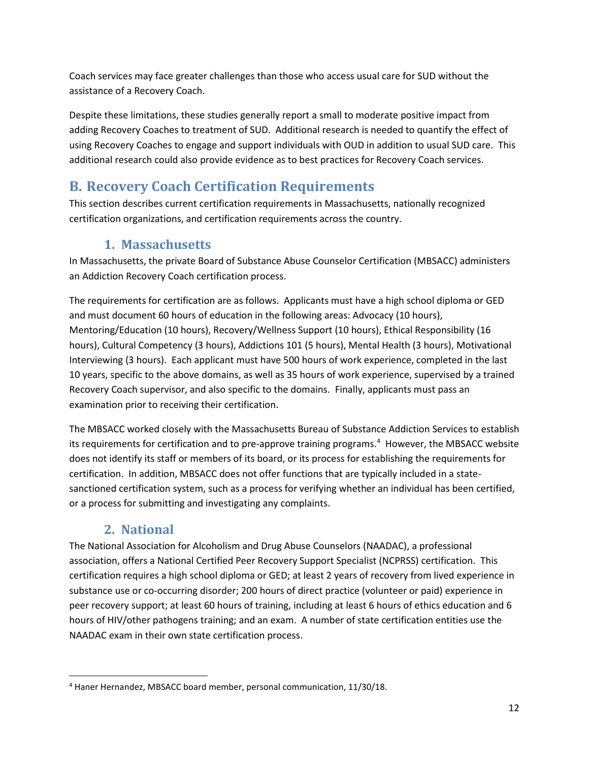Coach services may face greater challenges than those who access usual care for SUD without the assistance of a Recovery Coach.

Despite these limitations, these studies generally report a small to moderate positive impact from adding Recovery Coaches to treatment of SUD. Additional research is needed to quantify the effect of using Recovery Coaches to engage and support individuals with OUD in addition to usual SUD care. This additional research could also provide evidence as to best practices for Recovery Coach services.

## B. Recovery Coach Certification Requirements

This section describes current certification requirements in Massachusetts, nationally recognized certification organizations, and certification requirements across the country.

### 1. Massachusetts

In Massachusetts, the private Board of Substance Abuse Counselor Certification (MBSACC) administers an Addiction Recovery Coach certification process.

The requirements for certification are as follows. Applicants must have a high school diploma or GED and must document 60 hours of education in the following areas: Advocacy (10 hours), Mentoring/Education (10 hours), Recovery/Wellness Support (10 hours), Ethical Responsibility (16 hours), Cultural Competency (3 hours), Addictions 101 (5 hours), Mental Health (3 hours), Motivational Interviewing (3 hours). Each applicant must have 500 hours of work experience, completed in the last 10 years, specific to the above domains, as well as 35 hours of work experience, supervised by a trained Recovery Coach supervisor, and also specific to the domains. Finally, applicants must pass an examination prior to receiving their certification.

The MBSACC worked closely with the Massachusetts Bureau of Substance Addiction Services to establish its requirements for certification and to pre-approve training programs.[4] However, the MBSACC website does not identify its staff or members of its board, or its process for establishing the requirements for certification. In addition, MBSACC does not offer functions that are typically included in a state-sanctioned certification system, such as a process for verifying whether an individual has been certified, or a process for submitting and investigating any complaints.

### 2. National

The National Association for Alcoholism and Drug Abuse Counselors (NAADAC), a professional association, offers a National Certified Peer Recovery Support Specialist (NCPRSS) certification. This certification requires a high school diploma or GED; at least 2 years of recovery from lived experience in substance use or co-occurring disorder; 200 hours of direct practice (volunteer or paid) experience in peer recovery support; at least 60 hours of training, including at least 6 hours of ethics education and 6 hours of HIV/other pathogens training; and an exam. A number of state certification entities use the NAADAC exam in their own state certification process.

[4] Haner Hernandez, MBSACC board member, personal communication, 11/30/18.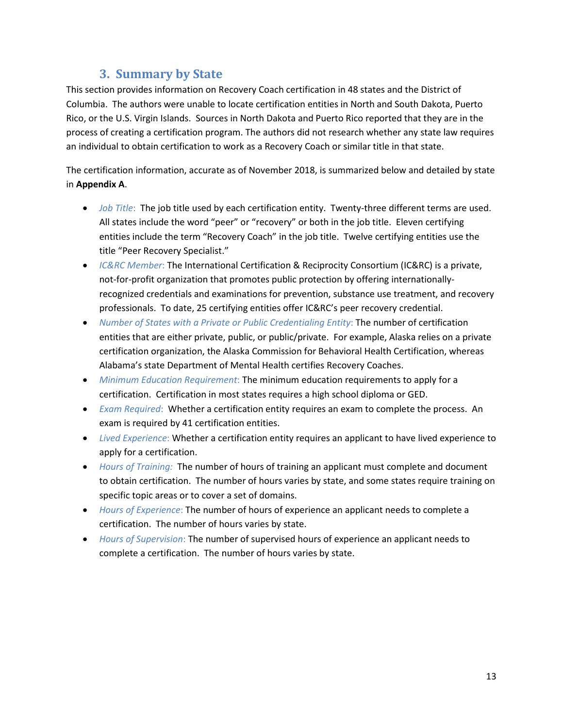## 3. Summary by State

This section provides information on Recovery Coach certification in 48 states and the District of Columbia. The authors were unable to locate certification entities in North and South Dakota, Puerto Rico, or the U.S. Virgin Islands. Sources in North Dakota and Puerto Rico reported that they are in the process of creating a certification program. The authors did not research whether any state law requires an individual to obtain certification to work as a Recovery Coach or similar title in that state.

The certification information, accurate as of November 2018, is summarized below and detailed by state in **Appendix A**.

- *Job Title*: The job title used by each certification entity. Twenty-three different terms are used. All states include the word "peer" or "recovery" or both in the job title. Eleven certifying entities include the term "Recovery Coach" in the job title. Twelve certifying entities use the title "Peer Recovery Specialist."
- *IC&RC Member*: The International Certification & Reciprocity Consortium (IC&RC) is a private, not-for-profit organization that promotes public protection by offering internationally-recognized credentials and examinations for prevention, substance use treatment, and recovery professionals. To date, 25 certifying entities offer IC&RC's peer recovery credential.
- *Number of States with a Private or Public Credentialing Entity*: The number of certification entities that are either private, public, or public/private. For example, Alaska relies on a private certification organization, the Alaska Commission for Behavioral Health Certification, whereas Alabama's state Department of Mental Health certifies Recovery Coaches.
- *Minimum Education Requirement*: The minimum education requirements to apply for a certification. Certification in most states requires a high school diploma or GED.
- *Exam Required*: Whether a certification entity requires an exam to complete the process. An exam is required by 41 certification entities.
- *Lived Experience*: Whether a certification entity requires an applicant to have lived experience to apply for a certification.
- *Hours of Training:* The number of hours of training an applicant must complete and document to obtain certification. The number of hours varies by state, and some states require training on specific topic areas or to cover a set of domains.
- *Hours of Experience*: The number of hours of experience an applicant needs to complete a certification. The number of hours varies by state.
- *Hours of Supervision*: The number of supervised hours of experience an applicant needs to complete a certification. The number of hours varies by state.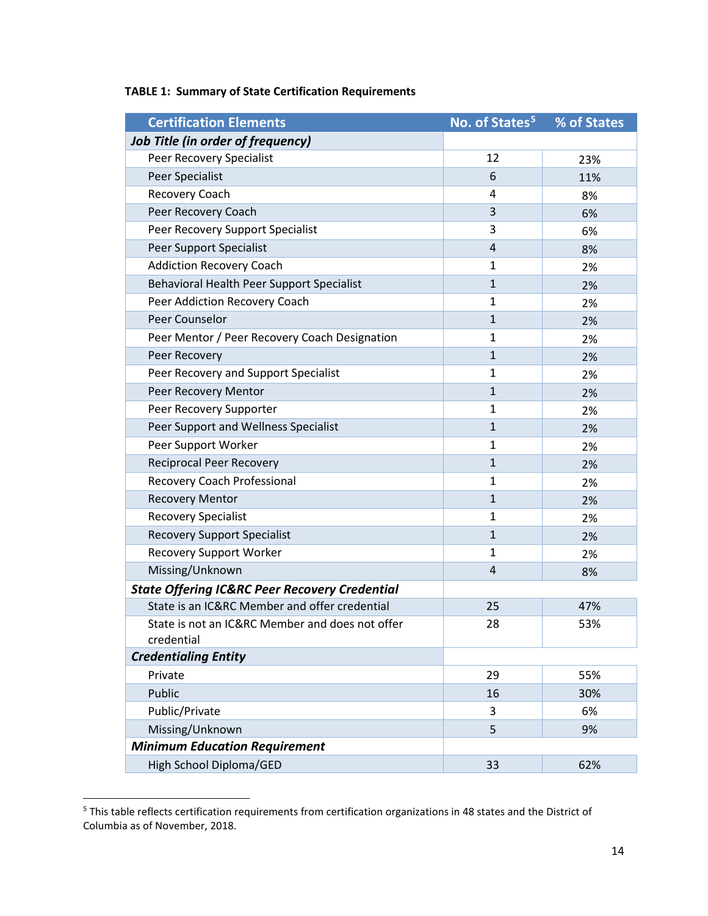**TABLE 1: Summary of State Certification Requirements**

| Certification Elements | No. of States[5] | % of States |
|---|---|---|
| ***Job Title (in order of frequency)*** | | |
| Peer Recovery Specialist | 12 | 23% |
| Peer Specialist | 6 | 11% |
| Recovery Coach | 4 | 8% |
| Peer Recovery Coach | 3 | 6% |
| Peer Recovery Support Specialist | 3 | 6% |
| Peer Support Specialist | 4 | 8% |
| Addiction Recovery Coach | 1 | 2% |
| Behavioral Health Peer Support Specialist | 1 | 2% |
| Peer Addiction Recovery Coach | 1 | 2% |
| Peer Counselor | 1 | 2% |
| Peer Mentor / Peer Recovery Coach Designation | 1 | 2% |
| Peer Recovery | 1 | 2% |
| Peer Recovery and Support Specialist | 1 | 2% |
| Peer Recovery Mentor | 1 | 2% |
| Peer Recovery Supporter | 1 | 2% |
| Peer Support and Wellness Specialist | 1 | 2% |
| Peer Support Worker | 1 | 2% |
| Reciprocal Peer Recovery | 1 | 2% |
| Recovery Coach Professional | 1 | 2% |
| Recovery Mentor | 1 | 2% |
| Recovery Specialist | 1 | 2% |
| Recovery Support Specialist | 1 | 2% |
| Recovery Support Worker | 1 | 2% |
| Missing/Unknown | 4 | 8% |
| ***State Offering IC&RC Peer Recovery Credential*** | | |
| State is an IC&RC Member and offer credential | 25 | 47% |
| State is not an IC&RC Member and does not offer credential | 28 | 53% |
| ***Credentialing Entity*** | | |
| Private | 29 | 55% |
| Public | 16 | 30% |
| Public/Private | 3 | 6% |
| Missing/Unknown | 5 | 9% |
| ***Minimum Education Requirement*** | | |
| High School Diploma/GED | 33 | 62% |

[5] This table reflects certification requirements from certification organizations in 48 states and the District of Columbia as of November, 2018.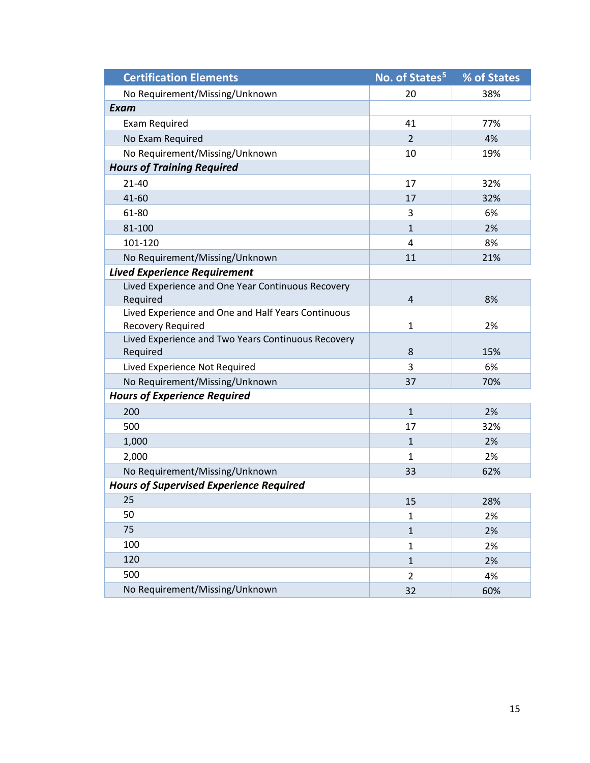| Certification Elements | No. of States[5] | % of States |
|---|---|---|
| No Requirement/Missing/Unknown | 20 | 38% |
| ***Exam*** | | |
| Exam Required | 41 | 77% |
| No Exam Required | 2 | 4% |
| No Requirement/Missing/Unknown | 10 | 19% |
| ***Hours of Training Required*** | | |
| 21-40 | 17 | 32% |
| 41-60 | 17 | 32% |
| 61-80 | 3 | 6% |
| 81-100 | 1 | 2% |
| 101-120 | 4 | 8% |
| No Requirement/Missing/Unknown | 11 | 21% |
| ***Lived Experience Requirement*** | | |
| Lived Experience and One Year Continuous Recovery Required | 4 | 8% |
| Lived Experience and One and Half Years Continuous Recovery Required | 1 | 2% |
| Lived Experience and Two Years Continuous Recovery Required | 8 | 15% |
| Lived Experience Not Required | 3 | 6% |
| No Requirement/Missing/Unknown | 37 | 70% |
| ***Hours of Experience Required*** | | |
| 200 | 1 | 2% |
| 500 | 17 | 32% |
| 1,000 | 1 | 2% |
| 2,000 | 1 | 2% |
| No Requirement/Missing/Unknown | 33 | 62% |
| ***Hours of Supervised Experience Required*** | | |
| 25 | 15 | 28% |
| 50 | 1 | 2% |
| 75 | 1 | 2% |
| 100 | 1 | 2% |
| 120 | 1 | 2% |
| 500 | 2 | 4% |
| No Requirement/Missing/Unknown | 32 | 60% |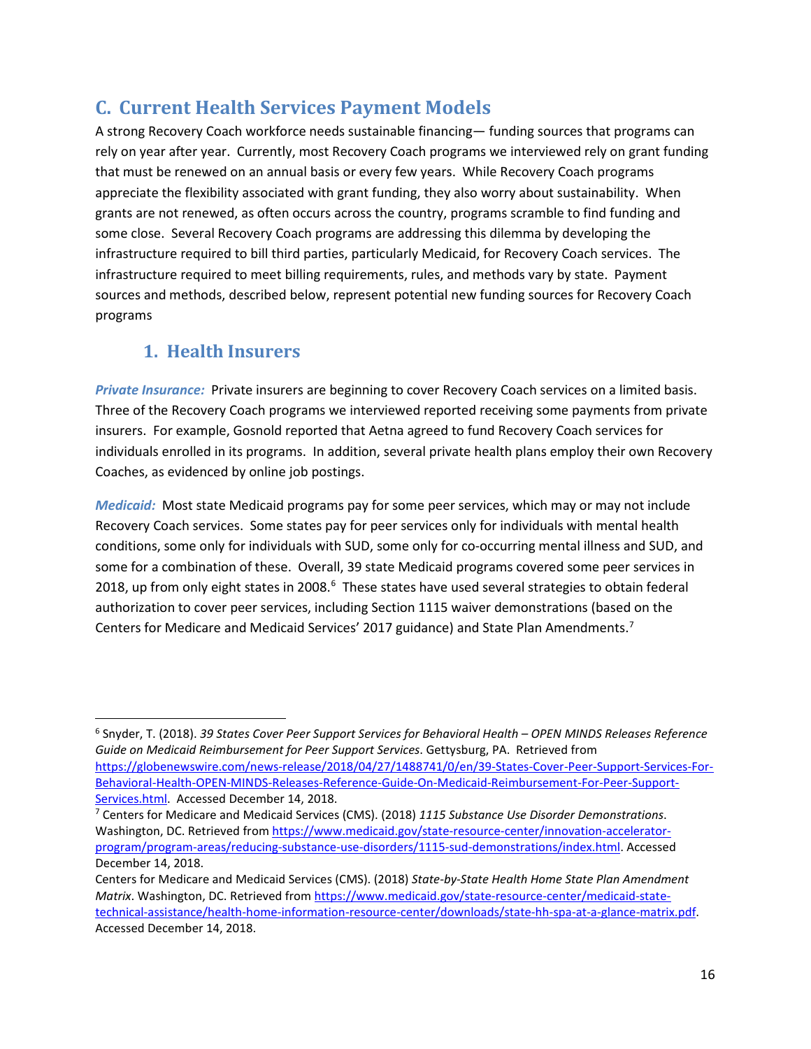## C. Current Health Services Payment Models

A strong Recovery Coach workforce needs sustainable financing— funding sources that programs can rely on year after year. Currently, most Recovery Coach programs we interviewed rely on grant funding that must be renewed on an annual basis or every few years. While Recovery Coach programs appreciate the flexibility associated with grant funding, they also worry about sustainability. When grants are not renewed, as often occurs across the country, programs scramble to find funding and some close. Several Recovery Coach programs are addressing this dilemma by developing the infrastructure required to bill third parties, particularly Medicaid, for Recovery Coach services. The infrastructure required to meet billing requirements, rules, and methods vary by state. Payment sources and methods, described below, represent potential new funding sources for Recovery Coach programs

### 1. Health Insurers

***Private Insurance:*** Private insurers are beginning to cover Recovery Coach services on a limited basis. Three of the Recovery Coach programs we interviewed reported receiving some payments from private insurers. For example, Gosnold reported that Aetna agreed to fund Recovery Coach services for individuals enrolled in its programs. In addition, several private health plans employ their own Recovery Coaches, as evidenced by online job postings.

***Medicaid:*** Most state Medicaid programs pay for some peer services, which may or may not include Recovery Coach services. Some states pay for peer services only for individuals with mental health conditions, some only for individuals with SUD, some only for co-occurring mental illness and SUD, and some for a combination of these. Overall, 39 state Medicaid programs covered some peer services in 2018, up from only eight states in 2008.[6] These states have used several strategies to obtain federal authorization to cover peer services, including Section 1115 waiver demonstrations (based on the Centers for Medicare and Medicaid Services' 2017 guidance) and State Plan Amendments.[7]

---

[6] Snyder, T. (2018). *39 States Cover Peer Support Services for Behavioral Health – OPEN MINDS Releases Reference Guide on Medicaid Reimbursement for Peer Support Services*. Gettysburg, PA. Retrieved from https://globenewswire.com/news-release/2018/04/27/1488741/0/en/39-States-Cover-Peer-Support-Services-For-Behavioral-Health-OPEN-MINDS-Releases-Reference-Guide-On-Medicaid-Reimbursement-For-Peer-Support-Services.html. Accessed December 14, 2018.

[7] Centers for Medicare and Medicaid Services (CMS). (2018) *1115 Substance Use Disorder Demonstrations*. Washington, DC. Retrieved from https://www.medicaid.gov/state-resource-center/innovation-accelerator-program/program-areas/reducing-substance-use-disorders/1115-sud-demonstrations/index.html. Accessed December 14, 2018.

Centers for Medicare and Medicaid Services (CMS). (2018) *State-by-State Health Home State Plan Amendment Matrix*. Washington, DC. Retrieved from https://www.medicaid.gov/state-resource-center/medicaid-state-technical-assistance/health-home-information-resource-center/downloads/state-hh-spa-at-a-glance-matrix.pdf. Accessed December 14, 2018.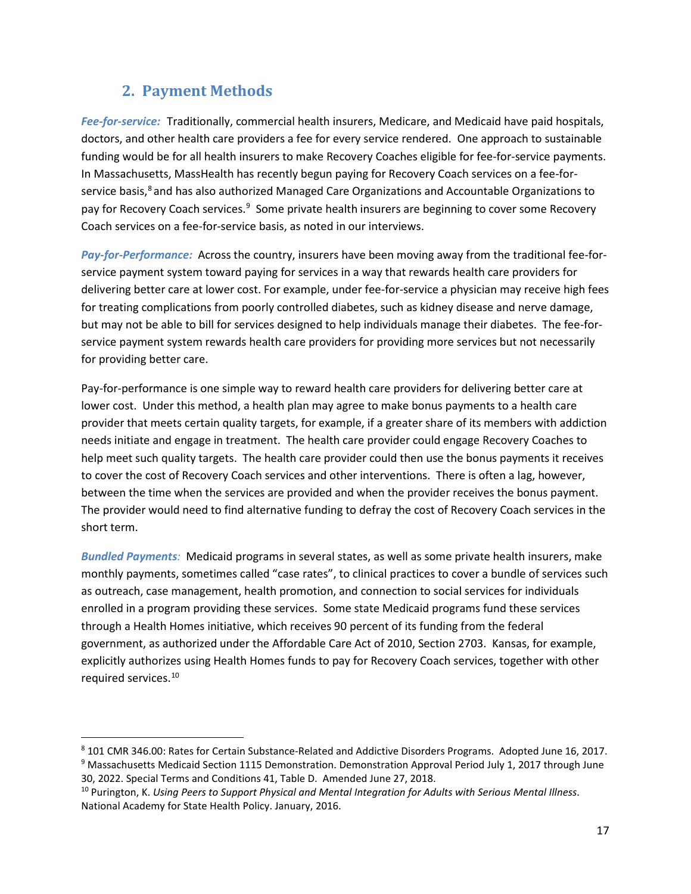## 2. Payment Methods

***Fee-for-service:*** Traditionally, commercial health insurers, Medicare, and Medicaid have paid hospitals, doctors, and other health care providers a fee for every service rendered. One approach to sustainable funding would be for all health insurers to make Recovery Coaches eligible for fee-for-service payments. In Massachusetts, MassHealth has recently begun paying for Recovery Coach services on a fee-for-service basis,[8] and has also authorized Managed Care Organizations and Accountable Organizations to pay for Recovery Coach services.[9] Some private health insurers are beginning to cover some Recovery Coach services on a fee-for-service basis, as noted in our interviews.

***Pay-for-Performance:*** Across the country, insurers have been moving away from the traditional fee-for-service payment system toward paying for services in a way that rewards health care providers for delivering better care at lower cost. For example, under fee-for-service a physician may receive high fees for treating complications from poorly controlled diabetes, such as kidney disease and nerve damage, but may not be able to bill for services designed to help individuals manage their diabetes. The fee-for-service payment system rewards health care providers for providing more services but not necessarily for providing better care.

Pay-for-performance is one simple way to reward health care providers for delivering better care at lower cost. Under this method, a health plan may agree to make bonus payments to a health care provider that meets certain quality targets, for example, if a greater share of its members with addiction needs initiate and engage in treatment. The health care provider could engage Recovery Coaches to help meet such quality targets. The health care provider could then use the bonus payments it receives to cover the cost of Recovery Coach services and other interventions. There is often a lag, however, between the time when the services are provided and when the provider receives the bonus payment. The provider would need to find alternative funding to defray the cost of Recovery Coach services in the short term.

***Bundled Payments:*** Medicaid programs in several states, as well as some private health insurers, make monthly payments, sometimes called "case rates", to clinical practices to cover a bundle of services such as outreach, case management, health promotion, and connection to social services for individuals enrolled in a program providing these services. Some state Medicaid programs fund these services through a Health Homes initiative, which receives 90 percent of its funding from the federal government, as authorized under the Affordable Care Act of 2010, Section 2703. Kansas, for example, explicitly authorizes using Health Homes funds to pay for Recovery Coach services, together with other required services.[10]

---

[8] 101 CMR 346.00: Rates for Certain Substance-Related and Addictive Disorders Programs. Adopted June 16, 2017.

[9] Massachusetts Medicaid Section 1115 Demonstration. Demonstration Approval Period July 1, 2017 through June 30, 2022. Special Terms and Conditions 41, Table D. Amended June 27, 2018.

[10] Purington, K. *Using Peers to Support Physical and Mental Integration for Adults with Serious Mental Illness*. National Academy for State Health Policy. January, 2016.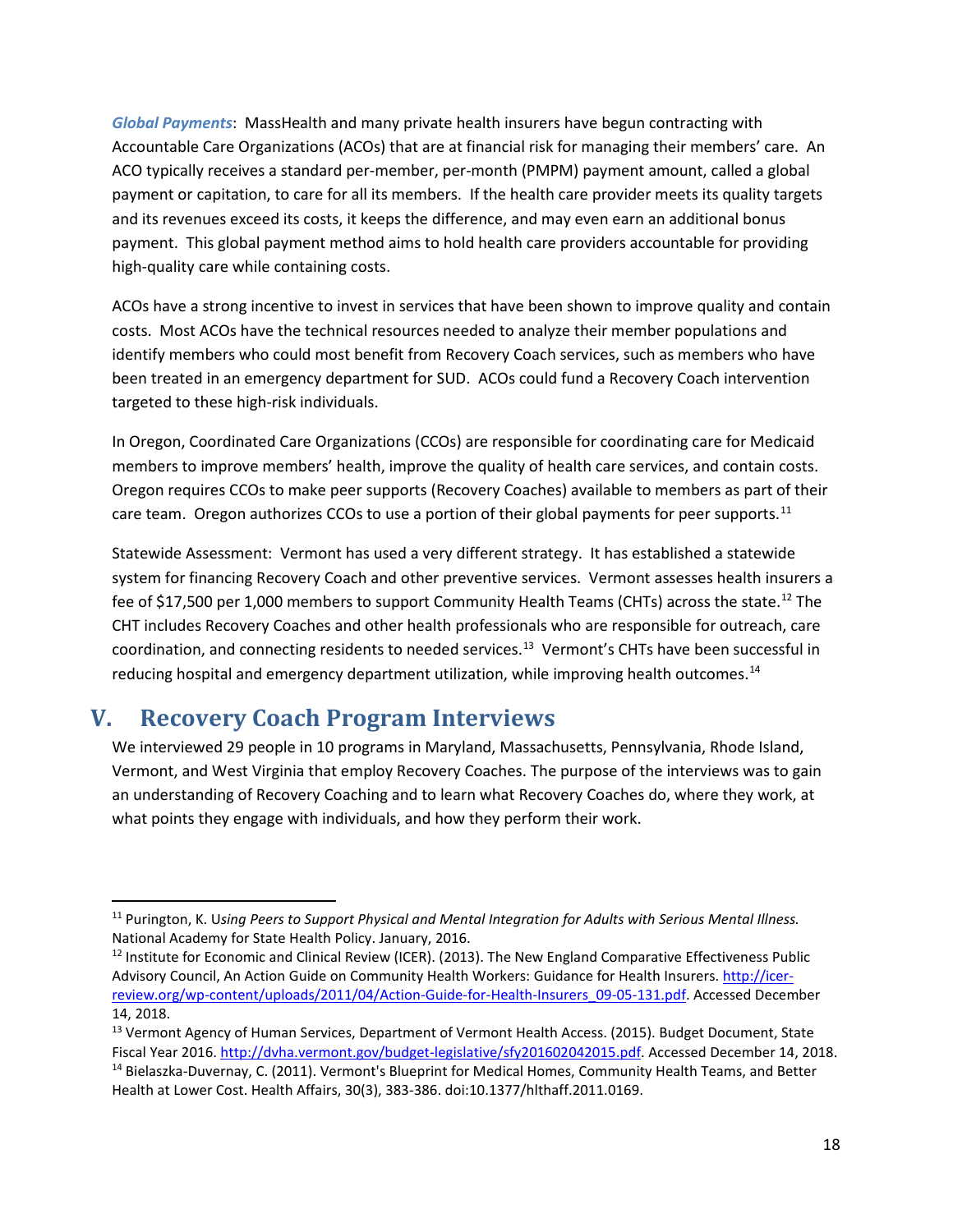***Global Payments***: MassHealth and many private health insurers have begun contracting with Accountable Care Organizations (ACOs) that are at financial risk for managing their members' care. An ACO typically receives a standard per-member, per-month (PMPM) payment amount, called a global payment or capitation, to care for all its members. If the health care provider meets its quality targets and its revenues exceed its costs, it keeps the difference, and may even earn an additional bonus payment. This global payment method aims to hold health care providers accountable for providing high-quality care while containing costs.

ACOs have a strong incentive to invest in services that have been shown to improve quality and contain costs. Most ACOs have the technical resources needed to analyze their member populations and identify members who could most benefit from Recovery Coach services, such as members who have been treated in an emergency department for SUD. ACOs could fund a Recovery Coach intervention targeted to these high-risk individuals.

In Oregon, Coordinated Care Organizations (CCOs) are responsible for coordinating care for Medicaid members to improve members' health, improve the quality of health care services, and contain costs. Oregon requires CCOs to make peer supports (Recovery Coaches) available to members as part of their care team. Oregon authorizes CCOs to use a portion of their global payments for peer supports.[11]

Statewide Assessment: Vermont has used a very different strategy. It has established a statewide system for financing Recovery Coach and other preventive services. Vermont assesses health insurers a fee of $17,500 per 1,000 members to support Community Health Teams (CHTs) across the state.[12] The CHT includes Recovery Coaches and other health professionals who are responsible for outreach, care coordination, and connecting residents to needed services.[13] Vermont's CHTs have been successful in reducing hospital and emergency department utilization, while improving health outcomes.[14]

# V. Recovery Coach Program Interviews

We interviewed 29 people in 10 programs in Maryland, Massachusetts, Pennsylvania, Rhode Island, Vermont, and West Virginia that employ Recovery Coaches. The purpose of the interviews was to gain an understanding of Recovery Coaching and to learn what Recovery Coaches do, where they work, at what points they engage with individuals, and how they perform their work.

---

[11] Purington, K. U*sing Peers to Support Physical and Mental Integration for Adults with Serious Mental Illness.* National Academy for State Health Policy. January, 2016.

[12] Institute for Economic and Clinical Review (ICER). (2013). The New England Comparative Effectiveness Public Advisory Council, An Action Guide on Community Health Workers: Guidance for Health Insurers. http://icer-review.org/wp-content/uploads/2011/04/Action-Guide-for-Health-Insurers_09-05-131.pdf. Accessed December 14, 2018.

[13] Vermont Agency of Human Services, Department of Vermont Health Access. (2015). Budget Document, State Fiscal Year 2016. http://dvha.vermont.gov/budget-legislative/sfy201602042015.pdf. Accessed December 14, 2018.

[14] Bielaszka-Duvernay, C. (2011). Vermont's Blueprint for Medical Homes, Community Health Teams, and Better Health at Lower Cost. Health Affairs, 30(3), 383-386. doi:10.1377/hlthaff.2011.0169.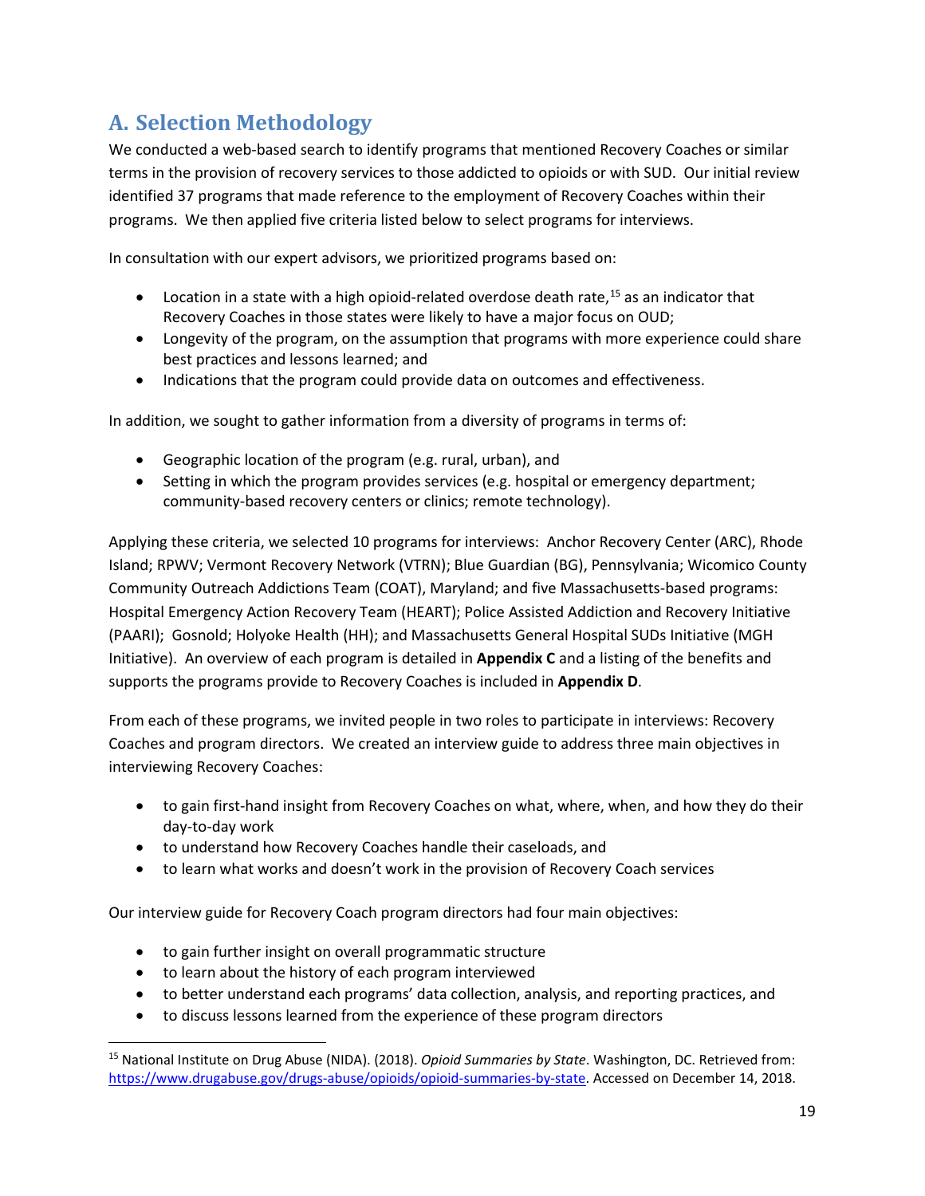## A. Selection Methodology

We conducted a web-based search to identify programs that mentioned Recovery Coaches or similar terms in the provision of recovery services to those addicted to opioids or with SUD. Our initial review identified 37 programs that made reference to the employment of Recovery Coaches within their programs. We then applied five criteria listed below to select programs for interviews.

In consultation with our expert advisors, we prioritized programs based on:

- Location in a state with a high opioid-related overdose death rate,[15] as an indicator that Recovery Coaches in those states were likely to have a major focus on OUD;
- Longevity of the program, on the assumption that programs with more experience could share best practices and lessons learned; and
- Indications that the program could provide data on outcomes and effectiveness.

In addition, we sought to gather information from a diversity of programs in terms of:

- Geographic location of the program (e.g. rural, urban), and
- Setting in which the program provides services (e.g. hospital or emergency department; community-based recovery centers or clinics; remote technology).

Applying these criteria, we selected 10 programs for interviews: Anchor Recovery Center (ARC), Rhode Island; RPWV; Vermont Recovery Network (VTRN); Blue Guardian (BG), Pennsylvania; Wicomico County Community Outreach Addictions Team (COAT), Maryland; and five Massachusetts-based programs: Hospital Emergency Action Recovery Team (HEART); Police Assisted Addiction and Recovery Initiative (PAARI); Gosnold; Holyoke Health (HH); and Massachusetts General Hospital SUDs Initiative (MGH Initiative). An overview of each program is detailed in **Appendix C** and a listing of the benefits and supports the programs provide to Recovery Coaches is included in **Appendix D**.

From each of these programs, we invited people in two roles to participate in interviews: Recovery Coaches and program directors. We created an interview guide to address three main objectives in interviewing Recovery Coaches:

- to gain first-hand insight from Recovery Coaches on what, where, when, and how they do their day-to-day work
- to understand how Recovery Coaches handle their caseloads, and
- to learn what works and doesn't work in the provision of Recovery Coach services

Our interview guide for Recovery Coach program directors had four main objectives:

- to gain further insight on overall programmatic structure
- to learn about the history of each program interviewed
- to better understand each programs' data collection, analysis, and reporting practices, and
- to discuss lessons learned from the experience of these program directors

---

[15] National Institute on Drug Abuse (NIDA). (2018). *Opioid Summaries by State*. Washington, DC. Retrieved from: https://www.drugabuse.gov/drugs-abuse/opioids/opioid-summaries-by-state. Accessed on December 14, 2018.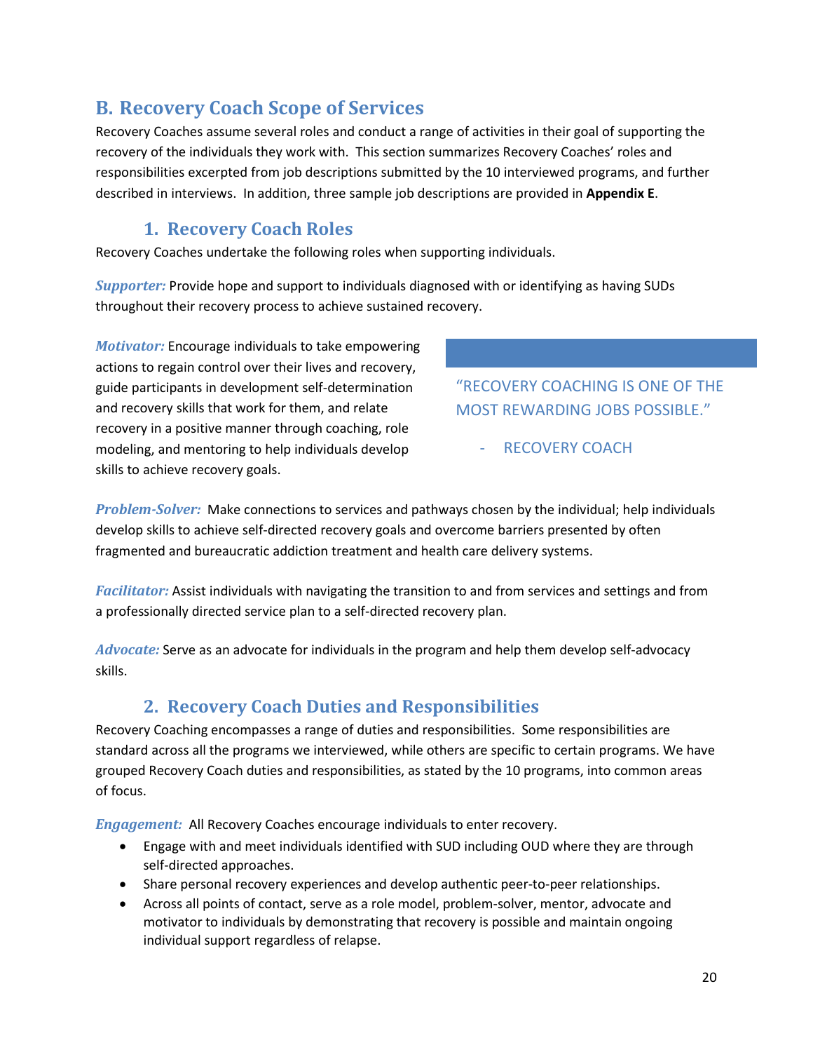## B. Recovery Coach Scope of Services

Recovery Coaches assume several roles and conduct a range of activities in their goal of supporting the recovery of the individuals they work with. This section summarizes Recovery Coaches' roles and responsibilities excerpted from job descriptions submitted by the 10 interviewed programs, and further described in interviews. In addition, three sample job descriptions are provided in **Appendix E**.

### 1. Recovery Coach Roles

Recovery Coaches undertake the following roles when supporting individuals.

***Supporter:*** Provide hope and support to individuals diagnosed with or identifying as having SUDs throughout their recovery process to achieve sustained recovery.

***Motivator:*** Encourage individuals to take empowering actions to regain control over their lives and recovery, guide participants in development self-determination and recovery skills that work for them, and relate recovery in a positive manner through coaching, role modeling, and mentoring to help individuals develop skills to achieve recovery goals.

> "RECOVERY COACHING IS ONE OF THE MOST REWARDING JOBS POSSIBLE."
>
> - RECOVERY COACH

***Problem-Solver:*** Make connections to services and pathways chosen by the individual; help individuals develop skills to achieve self-directed recovery goals and overcome barriers presented by often fragmented and bureaucratic addiction treatment and health care delivery systems.

***Facilitator:*** Assist individuals with navigating the transition to and from services and settings and from a professionally directed service plan to a self-directed recovery plan.

***Advocate:*** Serve as an advocate for individuals in the program and help them develop self-advocacy skills.

### 2. Recovery Coach Duties and Responsibilities

Recovery Coaching encompasses a range of duties and responsibilities. Some responsibilities are standard across all the programs we interviewed, while others are specific to certain programs. We have grouped Recovery Coach duties and responsibilities, as stated by the 10 programs, into common areas of focus.

***Engagement:*** All Recovery Coaches encourage individuals to enter recovery.

- Engage with and meet individuals identified with SUD including OUD where they are through self-directed approaches.
- Share personal recovery experiences and develop authentic peer-to-peer relationships.
- Across all points of contact, serve as a role model, problem-solver, mentor, advocate and motivator to individuals by demonstrating that recovery is possible and maintain ongoing individual support regardless of relapse.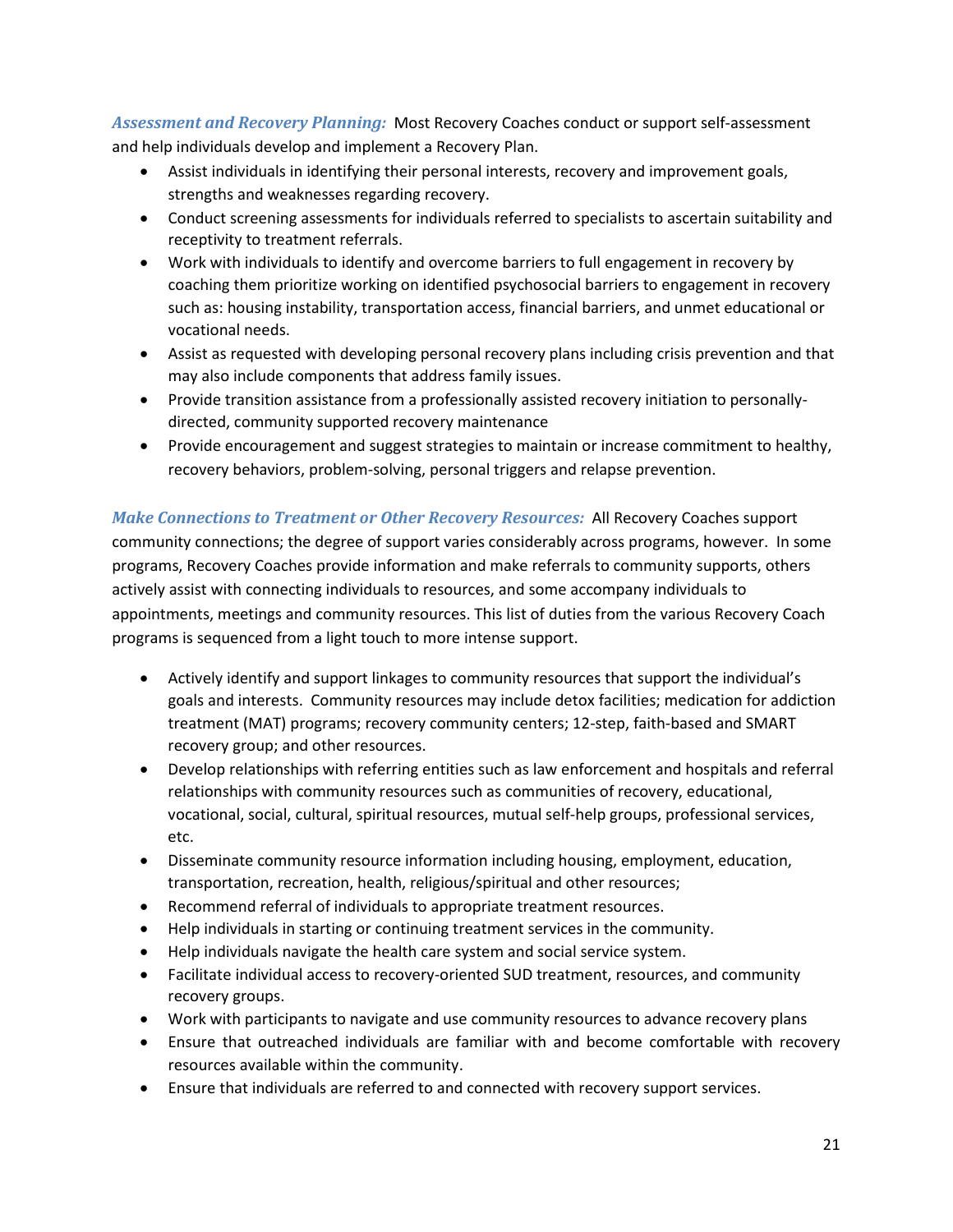***Assessment and Recovery Planning:*** Most Recovery Coaches conduct or support self-assessment and help individuals develop and implement a Recovery Plan.

- Assist individuals in identifying their personal interests, recovery and improvement goals, strengths and weaknesses regarding recovery.
- Conduct screening assessments for individuals referred to specialists to ascertain suitability and receptivity to treatment referrals.
- Work with individuals to identify and overcome barriers to full engagement in recovery by coaching them prioritize working on identified psychosocial barriers to engagement in recovery such as: housing instability, transportation access, financial barriers, and unmet educational or vocational needs.
- Assist as requested with developing personal recovery plans including crisis prevention and that may also include components that address family issues.
- Provide transition assistance from a professionally assisted recovery initiation to personally-directed, community supported recovery maintenance
- Provide encouragement and suggest strategies to maintain or increase commitment to healthy, recovery behaviors, problem-solving, personal triggers and relapse prevention.

***Make Connections to Treatment or Other Recovery Resources:*** All Recovery Coaches support community connections; the degree of support varies considerably across programs, however. In some programs, Recovery Coaches provide information and make referrals to community supports, others actively assist with connecting individuals to resources, and some accompany individuals to appointments, meetings and community resources. This list of duties from the various Recovery Coach programs is sequenced from a light touch to more intense support.

- Actively identify and support linkages to community resources that support the individual's goals and interests. Community resources may include detox facilities; medication for addiction treatment (MAT) programs; recovery community centers; 12-step, faith-based and SMART recovery group; and other resources.
- Develop relationships with referring entities such as law enforcement and hospitals and referral relationships with community resources such as communities of recovery, educational, vocational, social, cultural, spiritual resources, mutual self-help groups, professional services, etc.
- Disseminate community resource information including housing, employment, education, transportation, recreation, health, religious/spiritual and other resources;
- Recommend referral of individuals to appropriate treatment resources.
- Help individuals in starting or continuing treatment services in the community.
- Help individuals navigate the health care system and social service system.
- Facilitate individual access to recovery-oriented SUD treatment, resources, and community recovery groups.
- Work with participants to navigate and use community resources to advance recovery plans
- Ensure that outreached individuals are familiar with and become comfortable with recovery resources available within the community.
- Ensure that individuals are referred to and connected with recovery support services.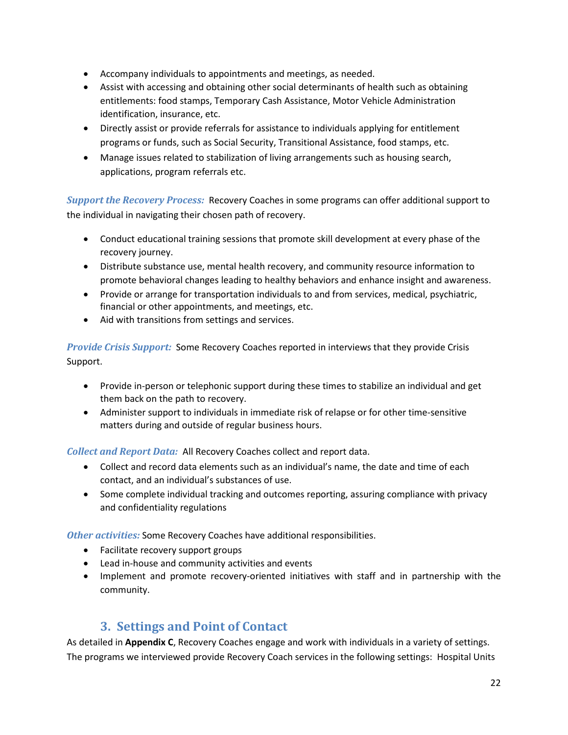- Accompany individuals to appointments and meetings, as needed.
- Assist with accessing and obtaining other social determinants of health such as obtaining entitlements: food stamps, Temporary Cash Assistance, Motor Vehicle Administration identification, insurance, etc.
- Directly assist or provide referrals for assistance to individuals applying for entitlement programs or funds, such as Social Security, Transitional Assistance, food stamps, etc.
- Manage issues related to stabilization of living arrangements such as housing search, applications, program referrals etc.

***Support the Recovery Process:*** Recovery Coaches in some programs can offer additional support to the individual in navigating their chosen path of recovery.

- Conduct educational training sessions that promote skill development at every phase of the recovery journey.
- Distribute substance use, mental health recovery, and community resource information to promote behavioral changes leading to healthy behaviors and enhance insight and awareness.
- Provide or arrange for transportation individuals to and from services, medical, psychiatric, financial or other appointments, and meetings, etc.
- Aid with transitions from settings and services.

***Provide Crisis Support:*** Some Recovery Coaches reported in interviews that they provide Crisis Support.

- Provide in-person or telephonic support during these times to stabilize an individual and get them back on the path to recovery.
- Administer support to individuals in immediate risk of relapse or for other time-sensitive matters during and outside of regular business hours.

***Collect and Report Data:*** All Recovery Coaches collect and report data.

- Collect and record data elements such as an individual's name, the date and time of each contact, and an individual's substances of use.
- Some complete individual tracking and outcomes reporting, assuring compliance with privacy and confidentiality regulations

***Other activities:*** Some Recovery Coaches have additional responsibilities.

- Facilitate recovery support groups
- Lead in-house and community activities and events
- Implement and promote recovery-oriented initiatives with staff and in partnership with the community.

## 3. Settings and Point of Contact

As detailed in **Appendix C**, Recovery Coaches engage and work with individuals in a variety of settings. The programs we interviewed provide Recovery Coach services in the following settings: Hospital Units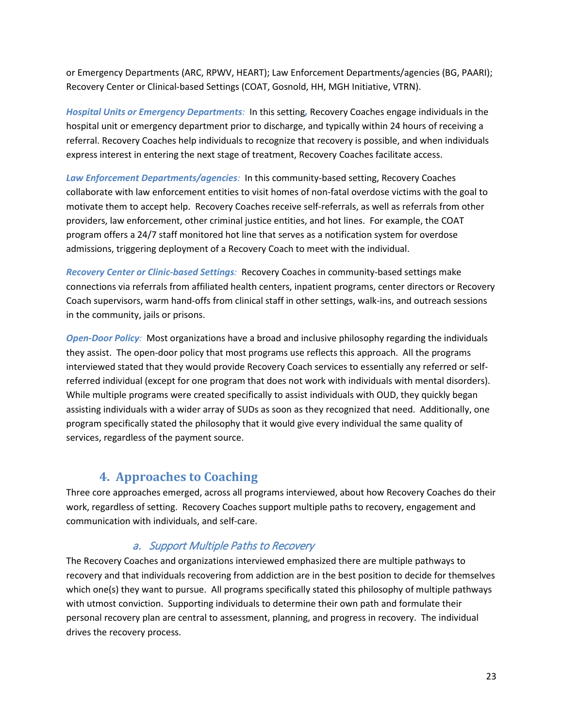or Emergency Departments (ARC, RPWV, HEART); Law Enforcement Departments/agencies (BG, PAARI); Recovery Center or Clinical-based Settings (COAT, Gosnold, HH, MGH Initiative, VTRN).

***Hospital Units or Emergency Departments**:* In this setting, Recovery Coaches engage individuals in the hospital unit or emergency department prior to discharge, and typically within 24 hours of receiving a referral. Recovery Coaches help individuals to recognize that recovery is possible, and when individuals express interest in entering the next stage of treatment, Recovery Coaches facilitate access.

***Law Enforcement Departments/agencies**:* In this community-based setting, Recovery Coaches collaborate with law enforcement entities to visit homes of non-fatal overdose victims with the goal to motivate them to accept help. Recovery Coaches receive self-referrals, as well as referrals from other providers, law enforcement, other criminal justice entities, and hot lines. For example, the COAT program offers a 24/7 staff monitored hot line that serves as a notification system for overdose admissions, triggering deployment of a Recovery Coach to meet with the individual.

***Recovery Center or Clinic-based Settings**:* Recovery Coaches in community-based settings make connections via referrals from affiliated health centers, inpatient programs, center directors or Recovery Coach supervisors, warm hand-offs from clinical staff in other settings, walk-ins, and outreach sessions in the community, jails or prisons.

***Open-Door Policy**:* Most organizations have a broad and inclusive philosophy regarding the individuals they assist. The open-door policy that most programs use reflects this approach. All the programs interviewed stated that they would provide Recovery Coach services to essentially any referred or self-referred individual (except for one program that does not work with individuals with mental disorders). While multiple programs were created specifically to assist individuals with OUD, they quickly began assisting individuals with a wider array of SUDs as soon as they recognized that need. Additionally, one program specifically stated the philosophy that it would give every individual the same quality of services, regardless of the payment source.

## 4. Approaches to Coaching

Three core approaches emerged, across all programs interviewed, about how Recovery Coaches do their work, regardless of setting. Recovery Coaches support multiple paths to recovery, engagement and communication with individuals, and self-care.

### *a. Support Multiple Paths to Recovery*

The Recovery Coaches and organizations interviewed emphasized there are multiple pathways to recovery and that individuals recovering from addiction are in the best position to decide for themselves which one(s) they want to pursue. All programs specifically stated this philosophy of multiple pathways with utmost conviction. Supporting individuals to determine their own path and formulate their personal recovery plan are central to assessment, planning, and progress in recovery. The individual drives the recovery process.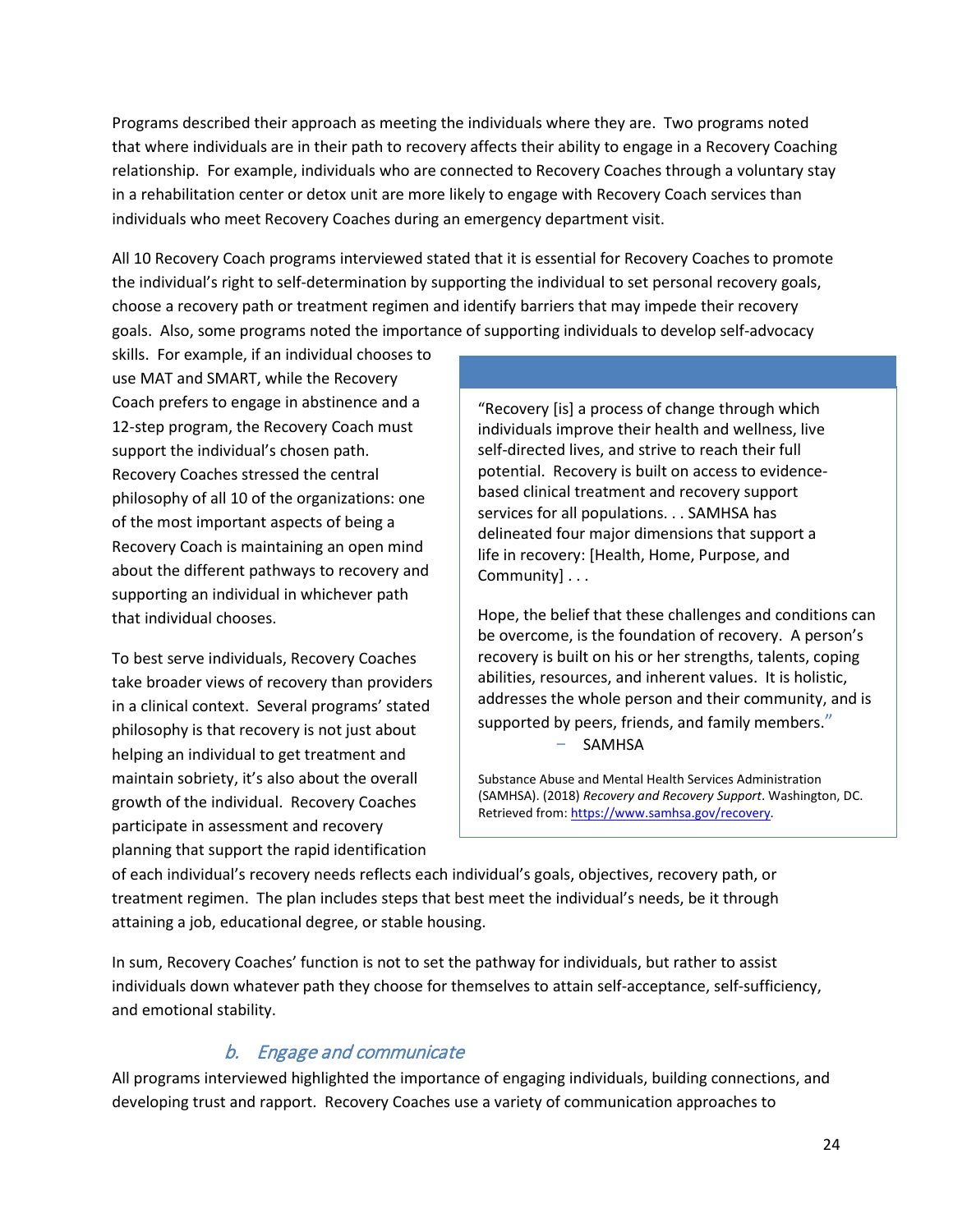Programs described their approach as meeting the individuals where they are. Two programs noted that where individuals are in their path to recovery affects their ability to engage in a Recovery Coaching relationship. For example, individuals who are connected to Recovery Coaches through a voluntary stay in a rehabilitation center or detox unit are more likely to engage with Recovery Coach services than individuals who meet Recovery Coaches during an emergency department visit.

All 10 Recovery Coach programs interviewed stated that it is essential for Recovery Coaches to promote the individual's right to self-determination by supporting the individual to set personal recovery goals, choose a recovery path or treatment regimen and identify barriers that may impede their recovery goals. Also, some programs noted the importance of supporting individuals to develop self-advocacy skills. For example, if an individual chooses to use MAT and SMART, while the Recovery Coach prefers to engage in abstinence and a 12-step program, the Recovery Coach must support the individual's chosen path. Recovery Coaches stressed the central philosophy of all 10 of the organizations: one of the most important aspects of being a Recovery Coach is maintaining an open mind about the different pathways to recovery and supporting an individual in whichever path that individual chooses.

> "Recovery [is] a process of change through which individuals improve their health and wellness, live self-directed lives, and strive to reach their full potential. Recovery is built on access to evidence-based clinical treatment and recovery support services for all populations. . . SAMHSA has delineated four major dimensions that support a life in recovery: [Health, Home, Purpose, and Community] . . .
>
> Hope, the belief that these challenges and conditions can be overcome, is the foundation of recovery. A person's recovery is built on his or her strengths, talents, coping abilities, resources, and inherent values. It is holistic, addresses the whole person and their community, and is supported by peers, friends, and family members."
>
> – SAMHSA
>
> Substance Abuse and Mental Health Services Administration (SAMHSA). (2018) *Recovery and Recovery Support*. Washington, DC. Retrieved from: https://www.samhsa.gov/recovery.

To best serve individuals, Recovery Coaches take broader views of recovery than providers in a clinical context. Several programs' stated philosophy is that recovery is not just about helping an individual to get treatment and maintain sobriety, it's also about the overall growth of the individual. Recovery Coaches participate in assessment and recovery planning that support the rapid identification of each individual's recovery needs reflects each individual's goals, objectives, recovery path, or treatment regimen. The plan includes steps that best meet the individual's needs, be it through attaining a job, educational degree, or stable housing.

In sum, Recovery Coaches' function is not to set the pathway for individuals, but rather to assist individuals down whatever path they choose for themselves to attain self-acceptance, self-sufficiency, and emotional stability.

### *b. Engage and communicate*

All programs interviewed highlighted the importance of engaging individuals, building connections, and developing trust and rapport. Recovery Coaches use a variety of communication approaches to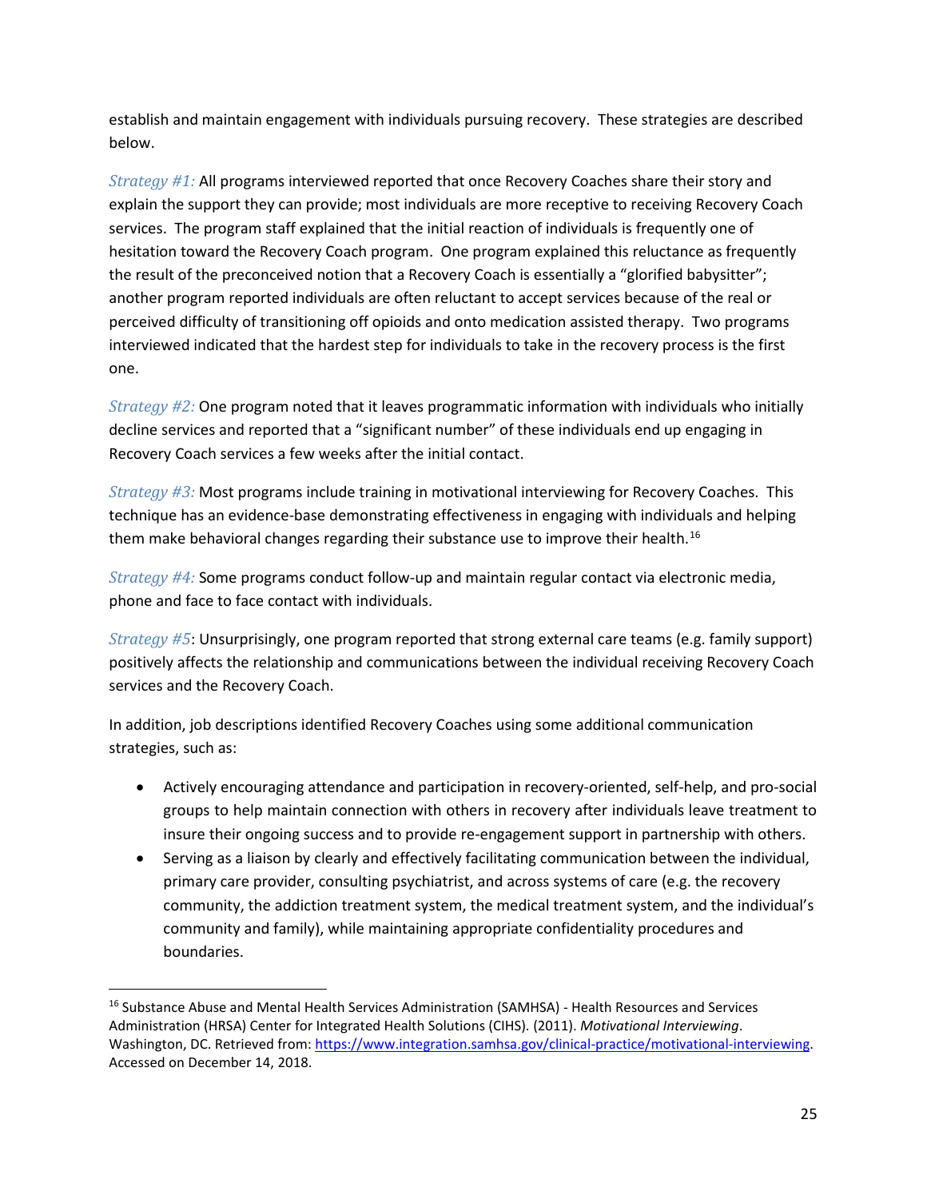establish and maintain engagement with individuals pursuing recovery. These strategies are described below.

*Strategy #1:* All programs interviewed reported that once Recovery Coaches share their story and explain the support they can provide; most individuals are more receptive to receiving Recovery Coach services. The program staff explained that the initial reaction of individuals is frequently one of hesitation toward the Recovery Coach program. One program explained this reluctance as frequently the result of the preconceived notion that a Recovery Coach is essentially a "glorified babysitter"; another program reported individuals are often reluctant to accept services because of the real or perceived difficulty of transitioning off opioids and onto medication assisted therapy. Two programs interviewed indicated that the hardest step for individuals to take in the recovery process is the first one.

*Strategy #2:* One program noted that it leaves programmatic information with individuals who initially decline services and reported that a "significant number" of these individuals end up engaging in Recovery Coach services a few weeks after the initial contact.

*Strategy #3:* Most programs include training in motivational interviewing for Recovery Coaches. This technique has an evidence-base demonstrating effectiveness in engaging with individuals and helping them make behavioral changes regarding their substance use to improve their health.[16]

*Strategy #4:* Some programs conduct follow-up and maintain regular contact via electronic media, phone and face to face contact with individuals.

*Strategy #5*: Unsurprisingly, one program reported that strong external care teams (e.g. family support) positively affects the relationship and communications between the individual receiving Recovery Coach services and the Recovery Coach.

In addition, job descriptions identified Recovery Coaches using some additional communication strategies, such as:

- Actively encouraging attendance and participation in recovery-oriented, self-help, and pro-social groups to help maintain connection with others in recovery after individuals leave treatment to insure their ongoing success and to provide re-engagement support in partnership with others.
- Serving as a liaison by clearly and effectively facilitating communication between the individual, primary care provider, consulting psychiatrist, and across systems of care (e.g. the recovery community, the addiction treatment system, the medical treatment system, and the individual's community and family), while maintaining appropriate confidentiality procedures and boundaries.

---

[16] Substance Abuse and Mental Health Services Administration (SAMHSA) - Health Resources and Services Administration (HRSA) Center for Integrated Health Solutions (CIHS). (2011). *Motivational Interviewing*. Washington, DC. Retrieved from: https://www.integration.samhsa.gov/clinical-practice/motivational-interviewing. Accessed on December 14, 2018.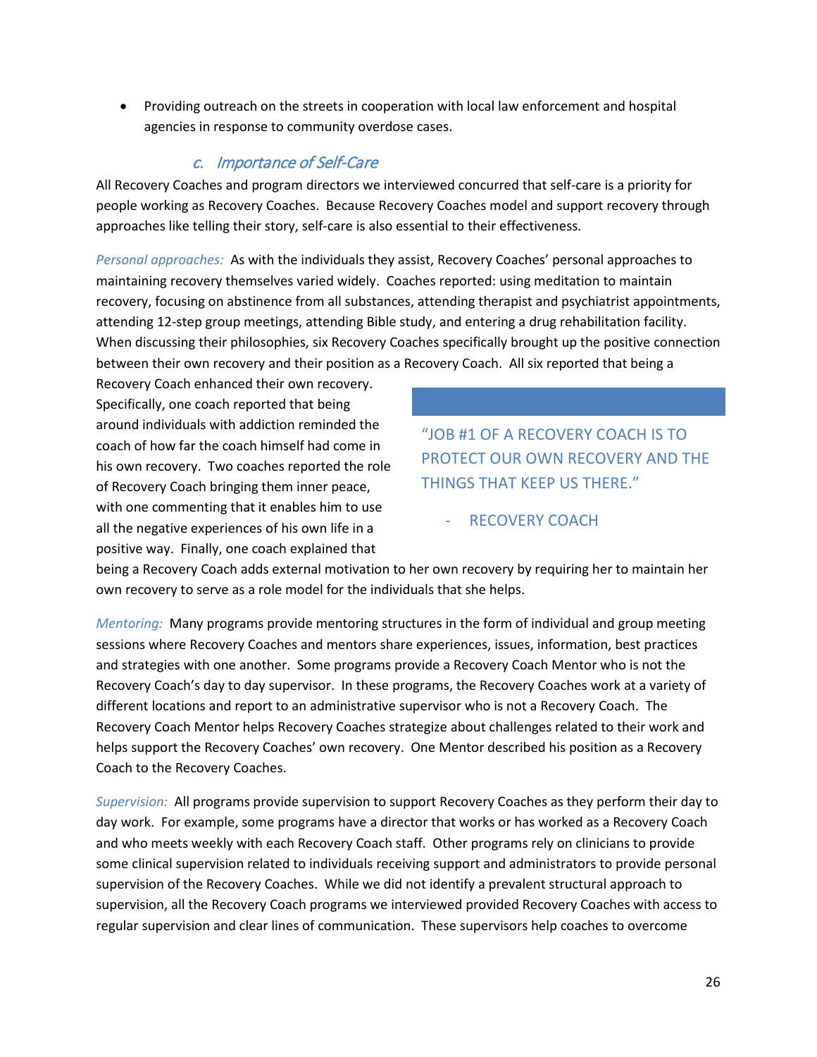- Providing outreach on the streets in cooperation with local law enforcement and hospital agencies in response to community overdose cases.

### *c. Importance of Self-Care*

All Recovery Coaches and program directors we interviewed concurred that self-care is a priority for people working as Recovery Coaches. Because Recovery Coaches model and support recovery through approaches like telling their story, self-care is also essential to their effectiveness.

*Personal approaches:* As with the individuals they assist, Recovery Coaches' personal approaches to maintaining recovery themselves varied widely. Coaches reported: using meditation to maintain recovery, focusing on abstinence from all substances, attending therapist and psychiatrist appointments, attending 12-step group meetings, attending Bible study, and entering a drug rehabilitation facility. When discussing their philosophies, six Recovery Coaches specifically brought up the positive connection between their own recovery and their position as a Recovery Coach. All six reported that being a Recovery Coach enhanced their own recovery. Specifically, one coach reported that being around individuals with addiction reminded the coach of how far the coach himself had come in his own recovery. Two coaches reported the role of Recovery Coach bringing them inner peace, with one commenting that it enables him to use all the negative experiences of his own life in a positive way. Finally, one coach explained that being a Recovery Coach adds external motivation to her own recovery by requiring her to maintain her own recovery to serve as a role model for the individuals that she helps.

> "JOB #1 OF A RECOVERY COACH IS TO PROTECT OUR OWN RECOVERY AND THE THINGS THAT KEEP US THERE."
>
> - RECOVERY COACH

*Mentoring:* Many programs provide mentoring structures in the form of individual and group meeting sessions where Recovery Coaches and mentors share experiences, issues, information, best practices and strategies with one another. Some programs provide a Recovery Coach Mentor who is not the Recovery Coach's day to day supervisor. In these programs, the Recovery Coaches work at a variety of different locations and report to an administrative supervisor who is not a Recovery Coach. The Recovery Coach Mentor helps Recovery Coaches strategize about challenges related to their work and helps support the Recovery Coaches' own recovery. One Mentor described his position as a Recovery Coach to the Recovery Coaches.

*Supervision:* All programs provide supervision to support Recovery Coaches as they perform their day to day work. For example, some programs have a director that works or has worked as a Recovery Coach and who meets weekly with each Recovery Coach staff. Other programs rely on clinicians to provide some clinical supervision related to individuals receiving support and administrators to provide personal supervision of the Recovery Coaches. While we did not identify a prevalent structural approach to supervision, all the Recovery Coach programs we interviewed provided Recovery Coaches with access to regular supervision and clear lines of communication. These supervisors help coaches to overcome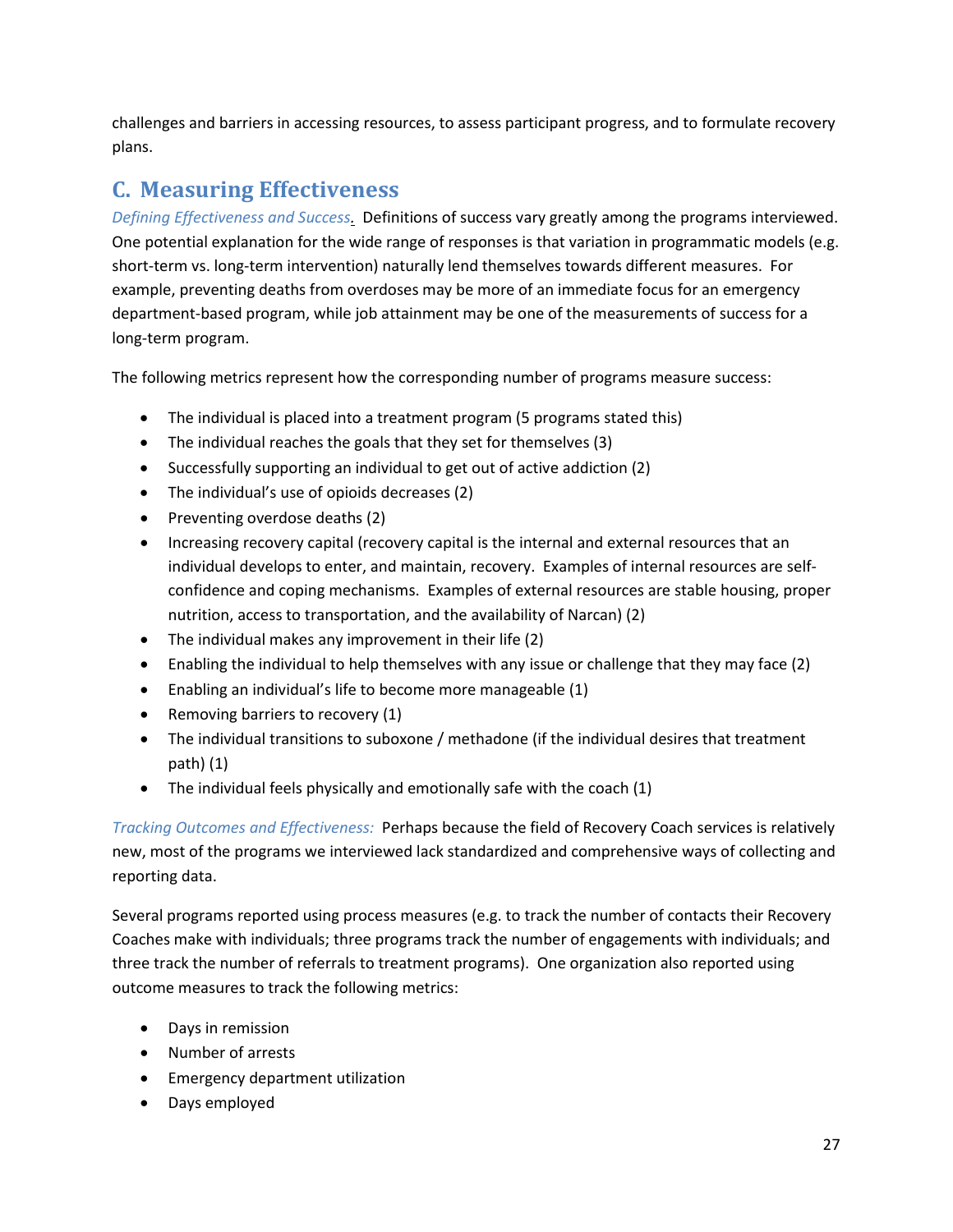challenges and barriers in accessing resources, to assess participant progress, and to formulate recovery plans.

## C. Measuring Effectiveness

*Defining Effectiveness and Success.* Definitions of success vary greatly among the programs interviewed. One potential explanation for the wide range of responses is that variation in programmatic models (e.g. short-term vs. long-term intervention) naturally lend themselves towards different measures. For example, preventing deaths from overdoses may be more of an immediate focus for an emergency department-based program, while job attainment may be one of the measurements of success for a long-term program.

The following metrics represent how the corresponding number of programs measure success:

- The individual is placed into a treatment program (5 programs stated this)
- The individual reaches the goals that they set for themselves (3)
- Successfully supporting an individual to get out of active addiction (2)
- The individual's use of opioids decreases (2)
- Preventing overdose deaths (2)
- Increasing recovery capital (recovery capital is the internal and external resources that an individual develops to enter, and maintain, recovery. Examples of internal resources are self-confidence and coping mechanisms. Examples of external resources are stable housing, proper nutrition, access to transportation, and the availability of Narcan) (2)
- The individual makes any improvement in their life (2)
- Enabling the individual to help themselves with any issue or challenge that they may face (2)
- Enabling an individual's life to become more manageable (1)
- Removing barriers to recovery (1)
- The individual transitions to suboxone / methadone (if the individual desires that treatment path) (1)
- The individual feels physically and emotionally safe with the coach (1)

*Tracking Outcomes and Effectiveness:* Perhaps because the field of Recovery Coach services is relatively new, most of the programs we interviewed lack standardized and comprehensive ways of collecting and reporting data.

Several programs reported using process measures (e.g. to track the number of contacts their Recovery Coaches make with individuals; three programs track the number of engagements with individuals; and three track the number of referrals to treatment programs). One organization also reported using outcome measures to track the following metrics:

- Days in remission
- Number of arrests
- Emergency department utilization
- Days employed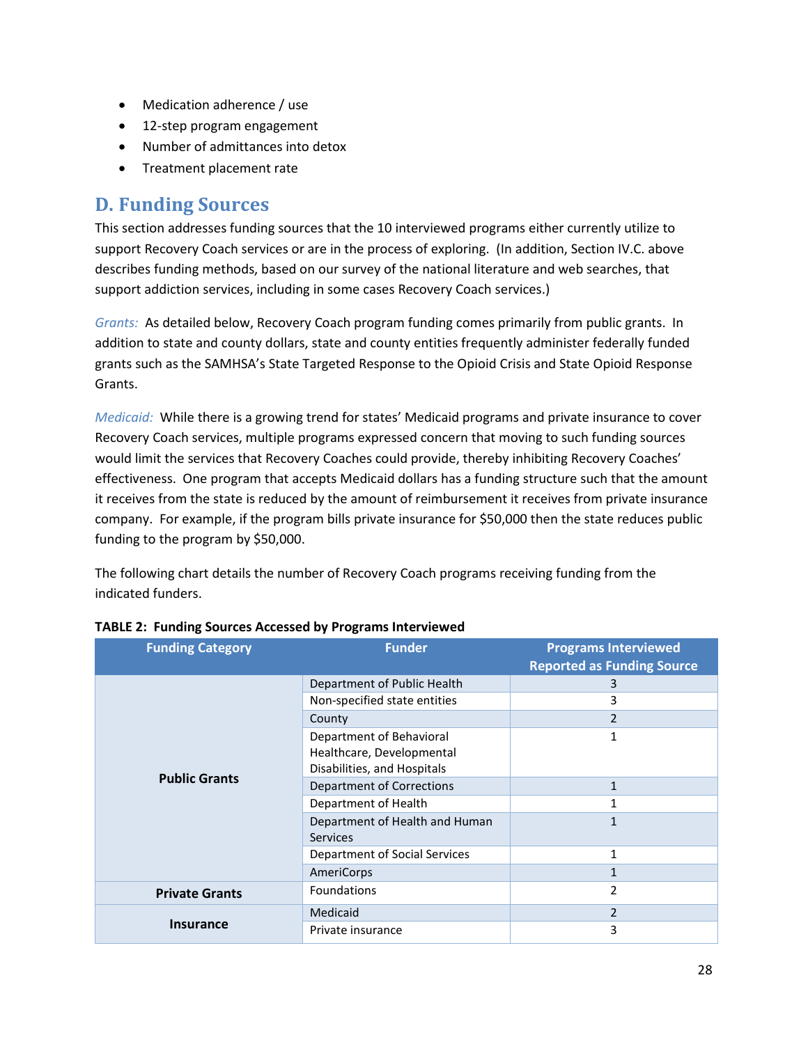- Medication adherence / use
- 12-step program engagement
- Number of admittances into detox
- Treatment placement rate

## D. Funding Sources

This section addresses funding sources that the 10 interviewed programs either currently utilize to support Recovery Coach services or are in the process of exploring. (In addition, Section IV.C. above describes funding methods, based on our survey of the national literature and web searches, that support addiction services, including in some cases Recovery Coach services.)

*Grants:* As detailed below, Recovery Coach program funding comes primarily from public grants. In addition to state and county dollars, state and county entities frequently administer federally funded grants such as the SAMHSA's State Targeted Response to the Opioid Crisis and State Opioid Response Grants.

*Medicaid:* While there is a growing trend for states' Medicaid programs and private insurance to cover Recovery Coach services, multiple programs expressed concern that moving to such funding sources would limit the services that Recovery Coaches could provide, thereby inhibiting Recovery Coaches' effectiveness. One program that accepts Medicaid dollars has a funding structure such that the amount it receives from the state is reduced by the amount of reimbursement it receives from private insurance company. For example, if the program bills private insurance for $50,000 then the state reduces public funding to the program by $50,000.

The following chart details the number of Recovery Coach programs receiving funding from the indicated funders.

**TABLE 2: Funding Sources Accessed by Programs Interviewed**

| Funding Category | Funder | Programs Interviewed Reported as Funding Source |
|---|---|---|
| **Public Grants** | Department of Public Health | 3 |
| | Non-specified state entities | 3 |
| | County | 2 |
| | Department of Behavioral Healthcare, Developmental Disabilities, and Hospitals | 1 |
| | Department of Corrections | 1 |
| | Department of Health | 1 |
| | Department of Health and Human Services | 1 |
| | Department of Social Services | 1 |
| | AmeriCorps | 1 |
| **Private Grants** | Foundations | 2 |
| **Insurance** | Medicaid | 2 |
| | Private insurance | 3 |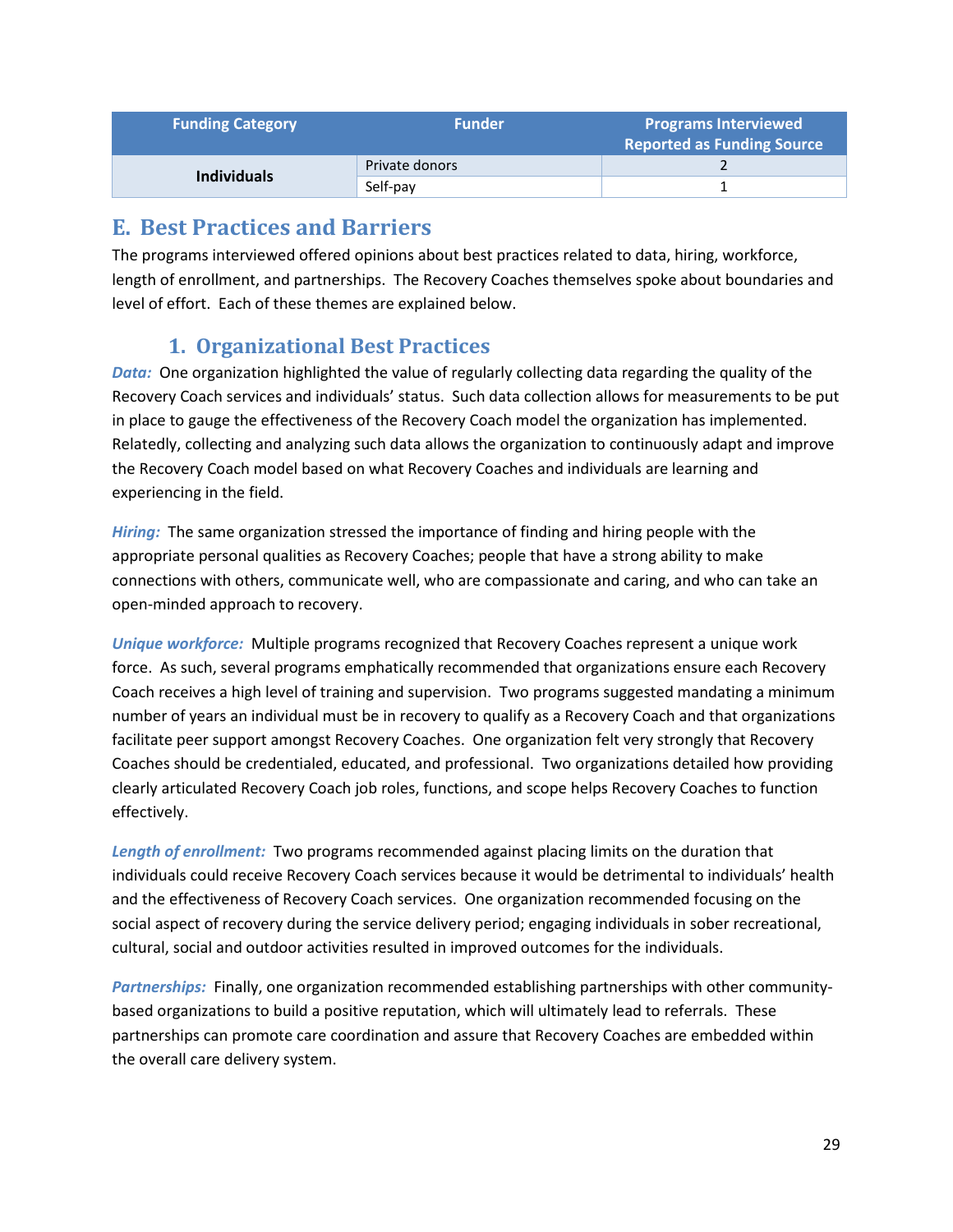| Funding Category | Funder | Programs Interviewed Reported as Funding Source |
|---|---|---|
| **Individuals** | Private donors | 2 |
| | Self-pay | 1 |

## E. Best Practices and Barriers

The programs interviewed offered opinions about best practices related to data, hiring, workforce, length of enrollment, and partnerships. The Recovery Coaches themselves spoke about boundaries and level of effort. Each of these themes are explained below.

### 1. Organizational Best Practices

***Data:*** One organization highlighted the value of regularly collecting data regarding the quality of the Recovery Coach services and individuals' status. Such data collection allows for measurements to be put in place to gauge the effectiveness of the Recovery Coach model the organization has implemented. Relatedly, collecting and analyzing such data allows the organization to continuously adapt and improve the Recovery Coach model based on what Recovery Coaches and individuals are learning and experiencing in the field.

***Hiring:*** The same organization stressed the importance of finding and hiring people with the appropriate personal qualities as Recovery Coaches; people that have a strong ability to make connections with others, communicate well, who are compassionate and caring, and who can take an open-minded approach to recovery.

***Unique workforce:*** Multiple programs recognized that Recovery Coaches represent a unique work force. As such, several programs emphatically recommended that organizations ensure each Recovery Coach receives a high level of training and supervision. Two programs suggested mandating a minimum number of years an individual must be in recovery to qualify as a Recovery Coach and that organizations facilitate peer support amongst Recovery Coaches. One organization felt very strongly that Recovery Coaches should be credentialed, educated, and professional. Two organizations detailed how providing clearly articulated Recovery Coach job roles, functions, and scope helps Recovery Coaches to function effectively.

***Length of enrollment:*** Two programs recommended against placing limits on the duration that individuals could receive Recovery Coach services because it would be detrimental to individuals' health and the effectiveness of Recovery Coach services. One organization recommended focusing on the social aspect of recovery during the service delivery period; engaging individuals in sober recreational, cultural, social and outdoor activities resulted in improved outcomes for the individuals.

***Partnerships:*** Finally, one organization recommended establishing partnerships with other community-based organizations to build a positive reputation, which will ultimately lead to referrals. These partnerships can promote care coordination and assure that Recovery Coaches are embedded within the overall care delivery system.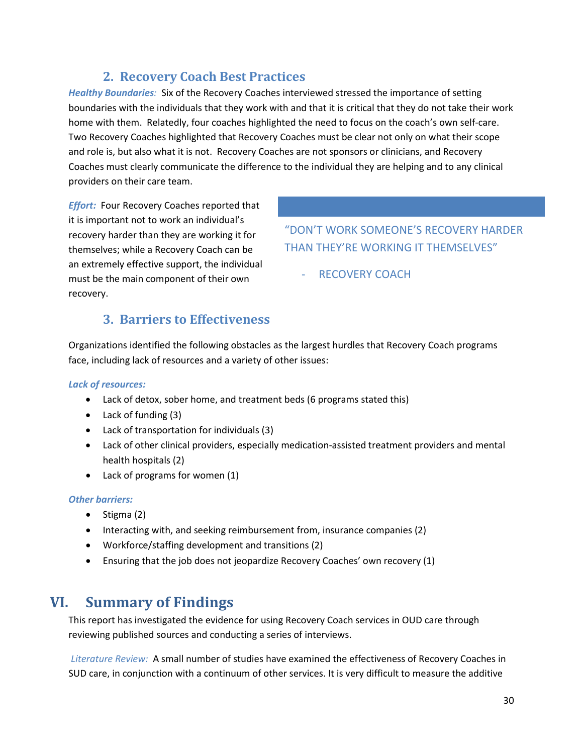### 2. Recovery Coach Best Practices

***Healthy Boundaries:*** Six of the Recovery Coaches interviewed stressed the importance of setting boundaries with the individuals that they work with and that it is critical that they do not take their work home with them. Relatedly, four coaches highlighted the need to focus on the coach's own self-care. Two Recovery Coaches highlighted that Recovery Coaches must be clear not only on what their scope and role is, but also what it is not. Recovery Coaches are not sponsors or clinicians, and Recovery Coaches must clearly communicate the difference to the individual they are helping and to any clinical providers on their care team.

***Effort:*** Four Recovery Coaches reported that it is important not to work an individual's recovery harder than they are working it for themselves; while a Recovery Coach can be an extremely effective support, the individual must be the main component of their own recovery.

> "DON'T WORK SOMEONE'S RECOVERY HARDER THAN THEY'RE WORKING IT THEMSELVES"
>
> - RECOVERY COACH

### 3. Barriers to Effectiveness

Organizations identified the following obstacles as the largest hurdles that Recovery Coach programs face, including lack of resources and a variety of other issues:

***Lack of resources:***

- Lack of detox, sober home, and treatment beds (6 programs stated this)
- Lack of funding (3)
- Lack of transportation for individuals (3)
- Lack of other clinical providers, especially medication-assisted treatment providers and mental health hospitals (2)
- Lack of programs for women (1)

***Other barriers:***

- Stigma (2)
- Interacting with, and seeking reimbursement from, insurance companies (2)
- Workforce/staffing development and transitions (2)
- Ensuring that the job does not jeopardize Recovery Coaches' own recovery (1)

## VI. Summary of Findings

This report has investigated the evidence for using Recovery Coach services in OUD care through reviewing published sources and conducting a series of interviews.

*Literature Review:* A small number of studies have examined the effectiveness of Recovery Coaches in SUD care, in conjunction with a continuum of other services. It is very difficult to measure the additive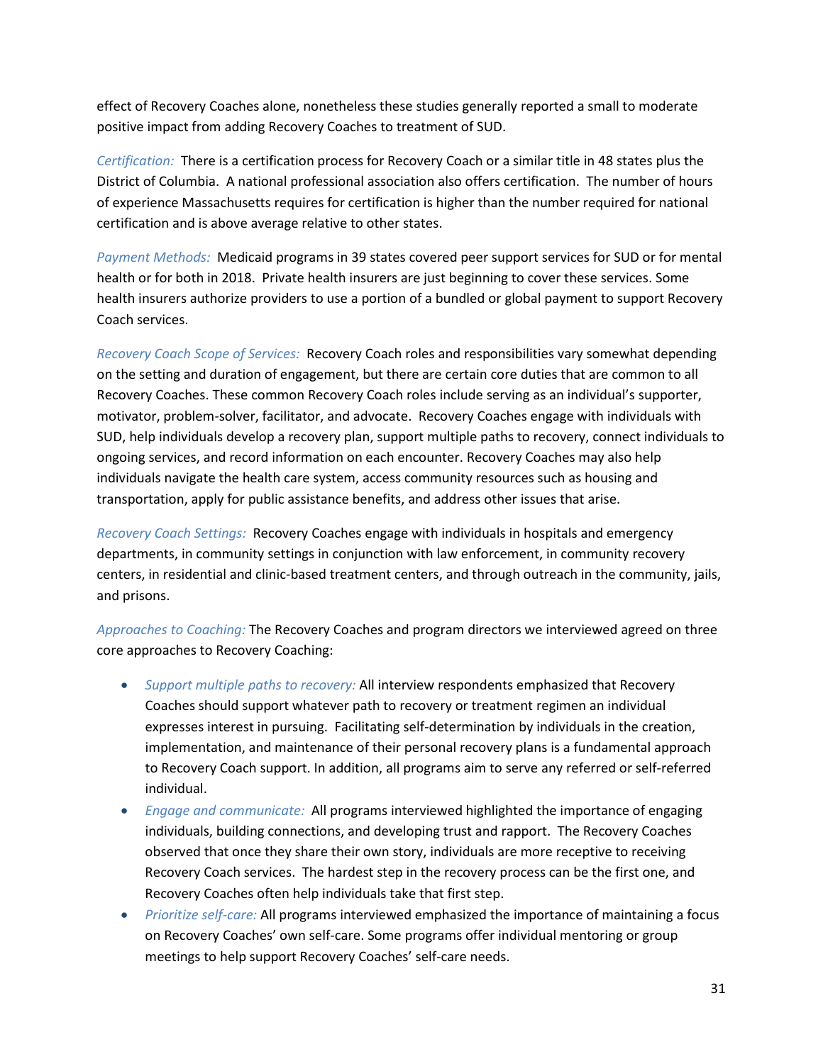effect of Recovery Coaches alone, nonetheless these studies generally reported a small to moderate positive impact from adding Recovery Coaches to treatment of SUD.

*Certification:* There is a certification process for Recovery Coach or a similar title in 48 states plus the District of Columbia. A national professional association also offers certification. The number of hours of experience Massachusetts requires for certification is higher than the number required for national certification and is above average relative to other states.

*Payment Methods:* Medicaid programs in 39 states covered peer support services for SUD or for mental health or for both in 2018. Private health insurers are just beginning to cover these services. Some health insurers authorize providers to use a portion of a bundled or global payment to support Recovery Coach services.

*Recovery Coach Scope of Services:* Recovery Coach roles and responsibilities vary somewhat depending on the setting and duration of engagement, but there are certain core duties that are common to all Recovery Coaches. These common Recovery Coach roles include serving as an individual's supporter, motivator, problem-solver, facilitator, and advocate. Recovery Coaches engage with individuals with SUD, help individuals develop a recovery plan, support multiple paths to recovery, connect individuals to ongoing services, and record information on each encounter. Recovery Coaches may also help individuals navigate the health care system, access community resources such as housing and transportation, apply for public assistance benefits, and address other issues that arise.

*Recovery Coach Settings:* Recovery Coaches engage with individuals in hospitals and emergency departments, in community settings in conjunction with law enforcement, in community recovery centers, in residential and clinic-based treatment centers, and through outreach in the community, jails, and prisons.

*Approaches to Coaching:* The Recovery Coaches and program directors we interviewed agreed on three core approaches to Recovery Coaching:

- *Support multiple paths to recovery:* All interview respondents emphasized that Recovery Coaches should support whatever path to recovery or treatment regimen an individual expresses interest in pursuing. Facilitating self-determination by individuals in the creation, implementation, and maintenance of their personal recovery plans is a fundamental approach to Recovery Coach support. In addition, all programs aim to serve any referred or self-referred individual.
- *Engage and communicate:* All programs interviewed highlighted the importance of engaging individuals, building connections, and developing trust and rapport. The Recovery Coaches observed that once they share their own story, individuals are more receptive to receiving Recovery Coach services. The hardest step in the recovery process can be the first one, and Recovery Coaches often help individuals take that first step.
- *Prioritize self-care:* All programs interviewed emphasized the importance of maintaining a focus on Recovery Coaches' own self-care. Some programs offer individual mentoring or group meetings to help support Recovery Coaches' self-care needs.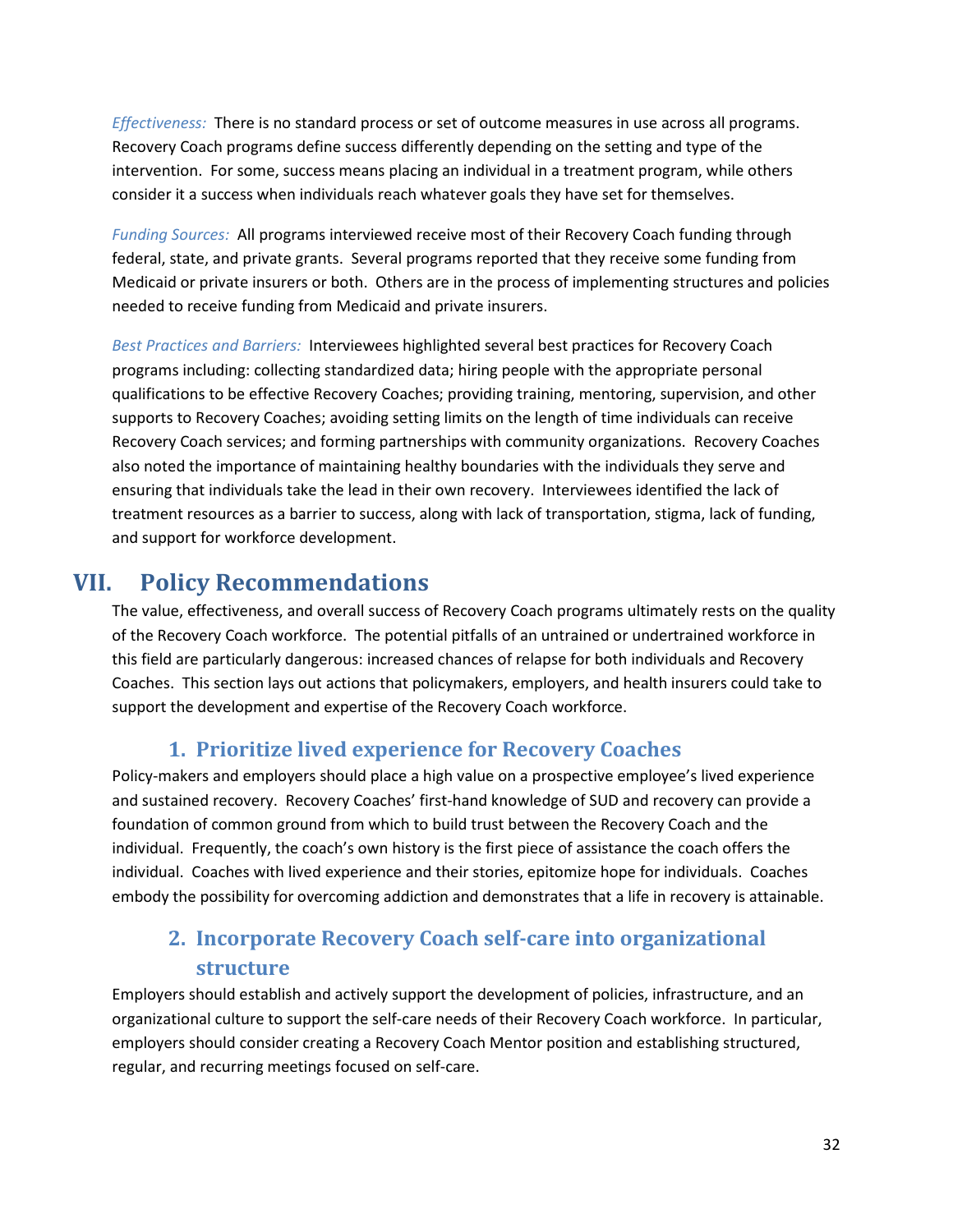*Effectiveness:* There is no standard process or set of outcome measures in use across all programs. Recovery Coach programs define success differently depending on the setting and type of the intervention. For some, success means placing an individual in a treatment program, while others consider it a success when individuals reach whatever goals they have set for themselves.

*Funding Sources:* All programs interviewed receive most of their Recovery Coach funding through federal, state, and private grants. Several programs reported that they receive some funding from Medicaid or private insurers or both. Others are in the process of implementing structures and policies needed to receive funding from Medicaid and private insurers.

*Best Practices and Barriers:* Interviewees highlighted several best practices for Recovery Coach programs including: collecting standardized data; hiring people with the appropriate personal qualifications to be effective Recovery Coaches; providing training, mentoring, supervision, and other supports to Recovery Coaches; avoiding setting limits on the length of time individuals can receive Recovery Coach services; and forming partnerships with community organizations. Recovery Coaches also noted the importance of maintaining healthy boundaries with the individuals they serve and ensuring that individuals take the lead in their own recovery. Interviewees identified the lack of treatment resources as a barrier to success, along with lack of transportation, stigma, lack of funding, and support for workforce development.

# VII. Policy Recommendations

The value, effectiveness, and overall success of Recovery Coach programs ultimately rests on the quality of the Recovery Coach workforce. The potential pitfalls of an untrained or undertrained workforce in this field are particularly dangerous: increased chances of relapse for both individuals and Recovery Coaches. This section lays out actions that policymakers, employers, and health insurers could take to support the development and expertise of the Recovery Coach workforce.

## 1. Prioritize lived experience for Recovery Coaches

Policy-makers and employers should place a high value on a prospective employee's lived experience and sustained recovery. Recovery Coaches' first-hand knowledge of SUD and recovery can provide a foundation of common ground from which to build trust between the Recovery Coach and the individual. Frequently, the coach's own history is the first piece of assistance the coach offers the individual. Coaches with lived experience and their stories, epitomize hope for individuals. Coaches embody the possibility for overcoming addiction and demonstrates that a life in recovery is attainable.

## 2. Incorporate Recovery Coach self-care into organizational structure

Employers should establish and actively support the development of policies, infrastructure, and an organizational culture to support the self-care needs of their Recovery Coach workforce. In particular, employers should consider creating a Recovery Coach Mentor position and establishing structured, regular, and recurring meetings focused on self-care.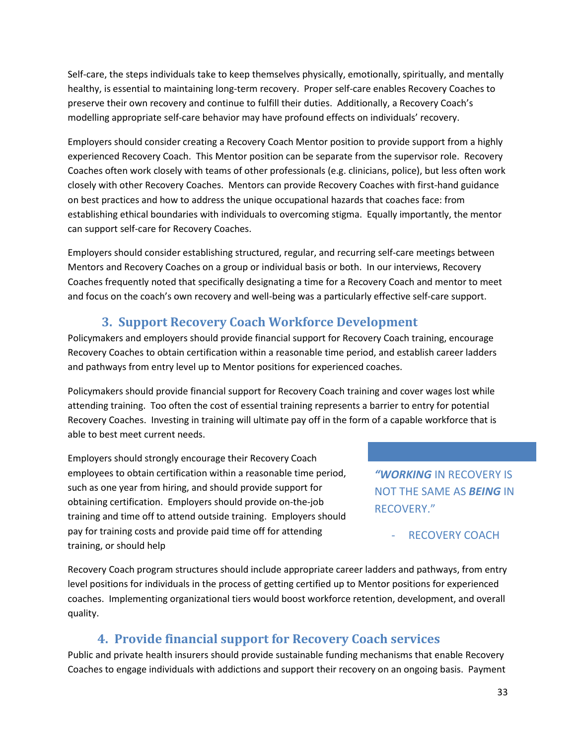Self-care, the steps individuals take to keep themselves physically, emotionally, spiritually, and mentally healthy, is essential to maintaining long-term recovery. Proper self-care enables Recovery Coaches to preserve their own recovery and continue to fulfill their duties. Additionally, a Recovery Coach's modelling appropriate self-care behavior may have profound effects on individuals' recovery.

Employers should consider creating a Recovery Coach Mentor position to provide support from a highly experienced Recovery Coach. This Mentor position can be separate from the supervisor role. Recovery Coaches often work closely with teams of other professionals (e.g. clinicians, police), but less often work closely with other Recovery Coaches. Mentors can provide Recovery Coaches with first-hand guidance on best practices and how to address the unique occupational hazards that coaches face: from establishing ethical boundaries with individuals to overcoming stigma. Equally importantly, the mentor can support self-care for Recovery Coaches.

Employers should consider establishing structured, regular, and recurring self-care meetings between Mentors and Recovery Coaches on a group or individual basis or both. In our interviews, Recovery Coaches frequently noted that specifically designating a time for a Recovery Coach and mentor to meet and focus on the coach's own recovery and well-being was a particularly effective self-care support.

## 3. Support Recovery Coach Workforce Development

Policymakers and employers should provide financial support for Recovery Coach training, encourage Recovery Coaches to obtain certification within a reasonable time period, and establish career ladders and pathways from entry level up to Mentor positions for experienced coaches.

Policymakers should provide financial support for Recovery Coach training and cover wages lost while attending training. Too often the cost of essential training represents a barrier to entry for potential Recovery Coaches. Investing in training will ultimate pay off in the form of a capable workforce that is able to best meet current needs.

Employers should strongly encourage their Recovery Coach employees to obtain certification within a reasonable time period, such as one year from hiring, and should provide support for obtaining certification. Employers should provide on-the-job training and time off to attend outside training. Employers should pay for training costs and provide paid time off for attending training, or should help

> ***"WORKING*** IN RECOVERY IS NOT THE SAME AS ***BEING*** IN RECOVERY."
>
> - RECOVERY COACH

Recovery Coach program structures should include appropriate career ladders and pathways, from entry level positions for individuals in the process of getting certified up to Mentor positions for experienced coaches. Implementing organizational tiers would boost workforce retention, development, and overall quality.

## 4. Provide financial support for Recovery Coach services

Public and private health insurers should provide sustainable funding mechanisms that enable Recovery Coaches to engage individuals with addictions and support their recovery on an ongoing basis. Payment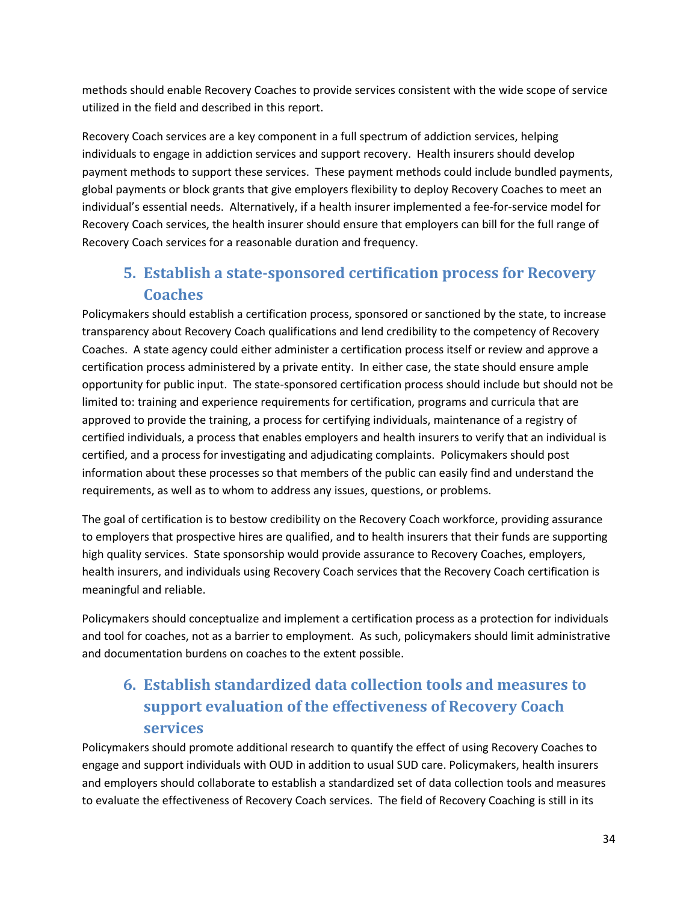methods should enable Recovery Coaches to provide services consistent with the wide scope of service utilized in the field and described in this report.

Recovery Coach services are a key component in a full spectrum of addiction services, helping individuals to engage in addiction services and support recovery. Health insurers should develop payment methods to support these services. These payment methods could include bundled payments, global payments or block grants that give employers flexibility to deploy Recovery Coaches to meet an individual's essential needs. Alternatively, if a health insurer implemented a fee-for-service model for Recovery Coach services, the health insurer should ensure that employers can bill for the full range of Recovery Coach services for a reasonable duration and frequency.

## 5. Establish a state-sponsored certification process for Recovery Coaches

Policymakers should establish a certification process, sponsored or sanctioned by the state, to increase transparency about Recovery Coach qualifications and lend credibility to the competency of Recovery Coaches. A state agency could either administer a certification process itself or review and approve a certification process administered by a private entity. In either case, the state should ensure ample opportunity for public input. The state-sponsored certification process should include but should not be limited to: training and experience requirements for certification, programs and curricula that are approved to provide the training, a process for certifying individuals, maintenance of a registry of certified individuals, a process that enables employers and health insurers to verify that an individual is certified, and a process for investigating and adjudicating complaints. Policymakers should post information about these processes so that members of the public can easily find and understand the requirements, as well as to whom to address any issues, questions, or problems.

The goal of certification is to bestow credibility on the Recovery Coach workforce, providing assurance to employers that prospective hires are qualified, and to health insurers that their funds are supporting high quality services. State sponsorship would provide assurance to Recovery Coaches, employers, health insurers, and individuals using Recovery Coach services that the Recovery Coach certification is meaningful and reliable.

Policymakers should conceptualize and implement a certification process as a protection for individuals and tool for coaches, not as a barrier to employment. As such, policymakers should limit administrative and documentation burdens on coaches to the extent possible.

## 6. Establish standardized data collection tools and measures to support evaluation of the effectiveness of Recovery Coach services

Policymakers should promote additional research to quantify the effect of using Recovery Coaches to engage and support individuals with OUD in addition to usual SUD care. Policymakers, health insurers and employers should collaborate to establish a standardized set of data collection tools and measures to evaluate the effectiveness of Recovery Coach services. The field of Recovery Coaching is still in its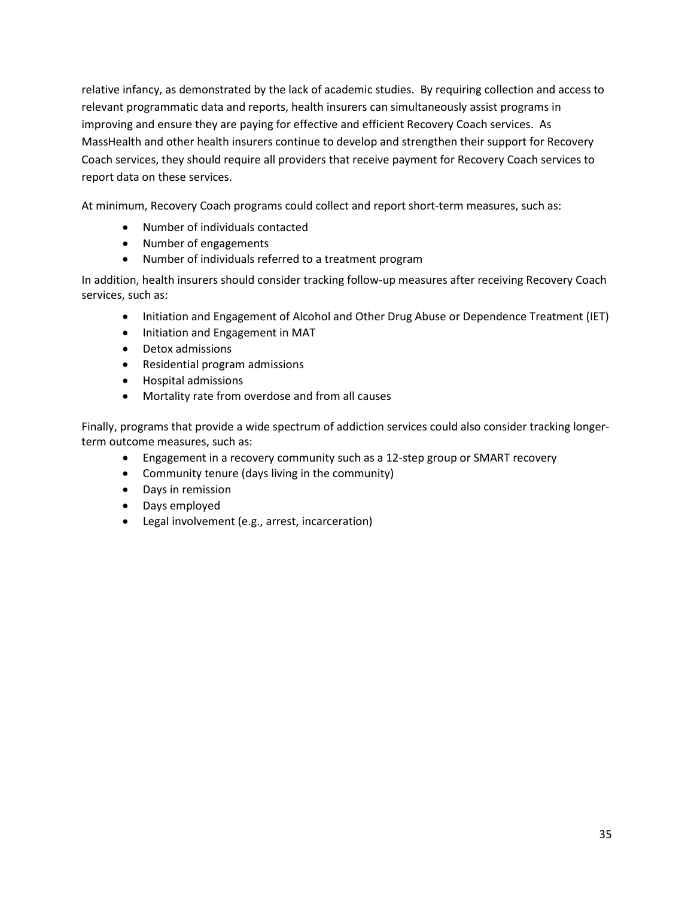relative infancy, as demonstrated by the lack of academic studies. By requiring collection and access to relevant programmatic data and reports, health insurers can simultaneously assist programs in improving and ensure they are paying for effective and efficient Recovery Coach services. As MassHealth and other health insurers continue to develop and strengthen their support for Recovery Coach services, they should require all providers that receive payment for Recovery Coach services to report data on these services.

At minimum, Recovery Coach programs could collect and report short-term measures, such as:

- Number of individuals contacted
- Number of engagements
- Number of individuals referred to a treatment program

In addition, health insurers should consider tracking follow-up measures after receiving Recovery Coach services, such as:

- Initiation and Engagement of Alcohol and Other Drug Abuse or Dependence Treatment (IET)
- Initiation and Engagement in MAT
- Detox admissions
- Residential program admissions
- Hospital admissions
- Mortality rate from overdose and from all causes

Finally, programs that provide a wide spectrum of addiction services could also consider tracking longer-term outcome measures, such as:

- Engagement in a recovery community such as a 12-step group or SMART recovery
- Community tenure (days living in the community)
- Days in remission
- Days employed
- Legal involvement (e.g., arrest, incarceration)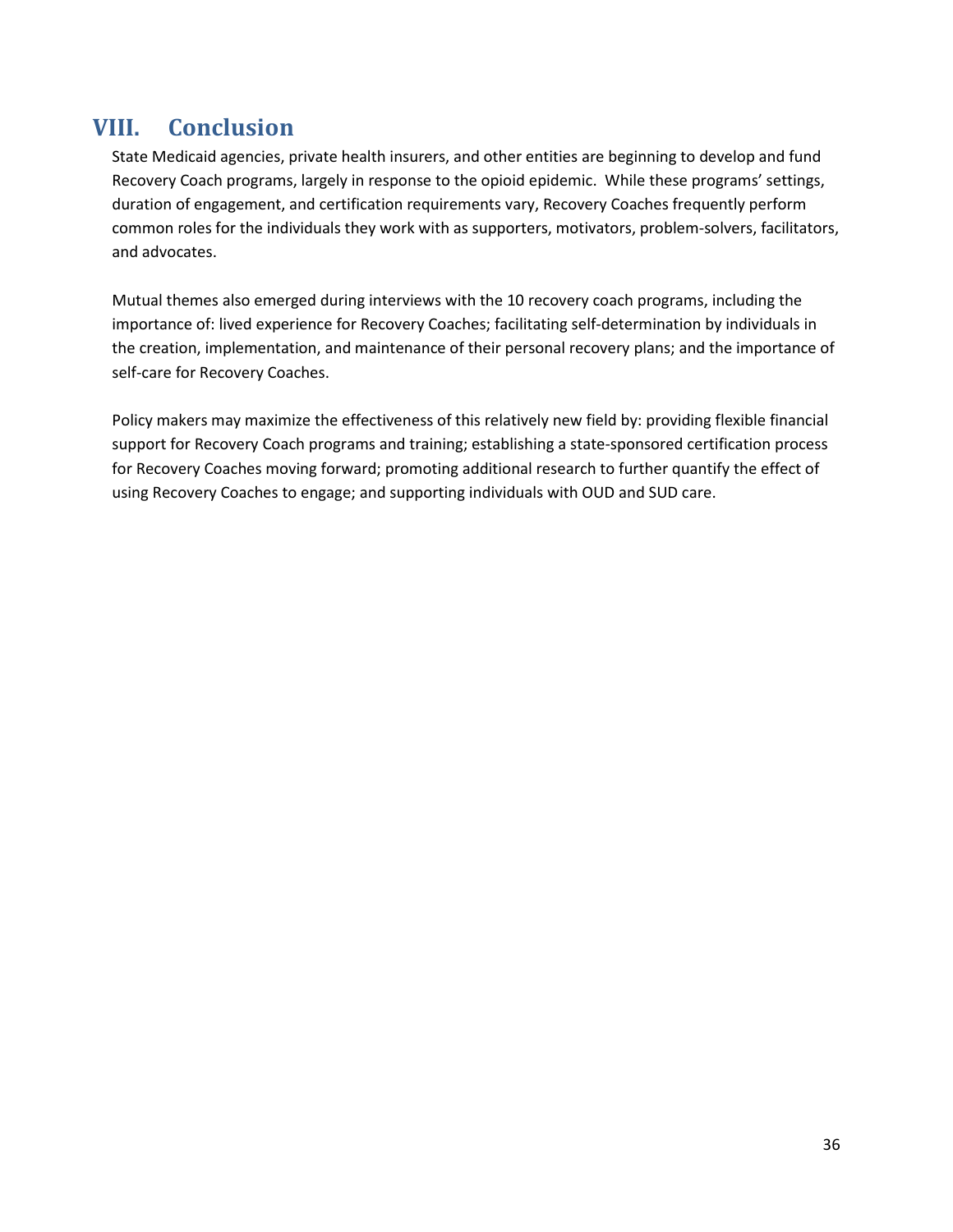# VIII. Conclusion

State Medicaid agencies, private health insurers, and other entities are beginning to develop and fund Recovery Coach programs, largely in response to the opioid epidemic. While these programs' settings, duration of engagement, and certification requirements vary, Recovery Coaches frequently perform common roles for the individuals they work with as supporters, motivators, problem-solvers, facilitators, and advocates.

Mutual themes also emerged during interviews with the 10 recovery coach programs, including the importance of: lived experience for Recovery Coaches; facilitating self-determination by individuals in the creation, implementation, and maintenance of their personal recovery plans; and the importance of self-care for Recovery Coaches.

Policy makers may maximize the effectiveness of this relatively new field by: providing flexible financial support for Recovery Coach programs and training; establishing a state-sponsored certification process for Recovery Coaches moving forward; promoting additional research to further quantify the effect of using Recovery Coaches to engage; and supporting individuals with OUD and SUD care.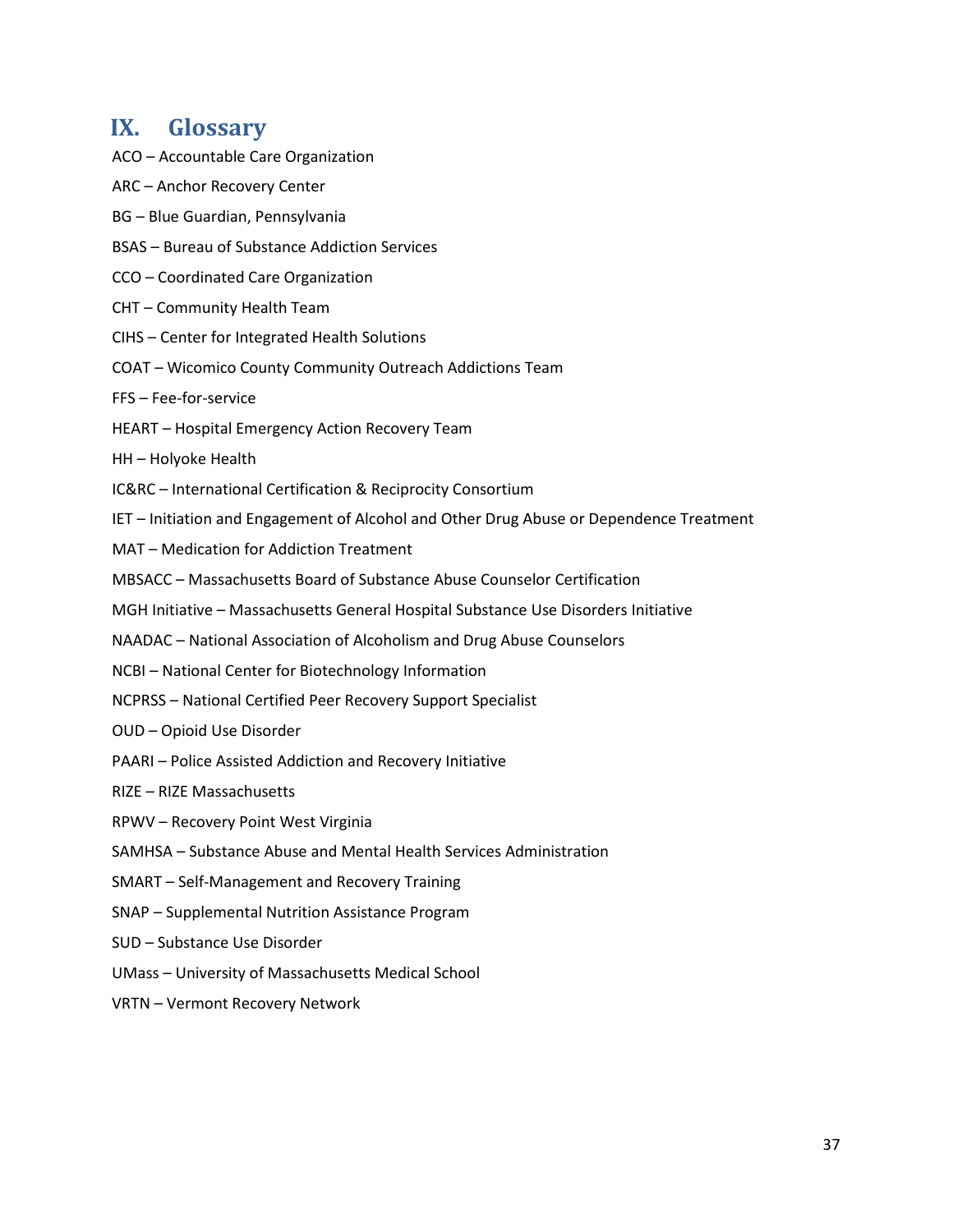# IX. Glossary

ACO – Accountable Care Organization

ARC – Anchor Recovery Center

BG – Blue Guardian, Pennsylvania

BSAS – Bureau of Substance Addiction Services

CCO – Coordinated Care Organization

CHT – Community Health Team

CIHS – Center for Integrated Health Solutions

COAT – Wicomico County Community Outreach Addictions Team

FFS – Fee-for-service

HEART – Hospital Emergency Action Recovery Team

HH – Holyoke Health

IC&RC – International Certification & Reciprocity Consortium

IET – Initiation and Engagement of Alcohol and Other Drug Abuse or Dependence Treatment

MAT – Medication for Addiction Treatment

MBSACC – Massachusetts Board of Substance Abuse Counselor Certification

MGH Initiative – Massachusetts General Hospital Substance Use Disorders Initiative

NAADAC – National Association of Alcoholism and Drug Abuse Counselors

NCBI – National Center for Biotechnology Information

NCPRSS – National Certified Peer Recovery Support Specialist

OUD – Opioid Use Disorder

PAARI – Police Assisted Addiction and Recovery Initiative

RIZE – RIZE Massachusetts

RPWV – Recovery Point West Virginia

SAMHSA – Substance Abuse and Mental Health Services Administration

SMART – Self-Management and Recovery Training

SNAP – Supplemental Nutrition Assistance Program

SUD – Substance Use Disorder

UMass – University of Massachusetts Medical School

VRTN – Vermont Recovery Network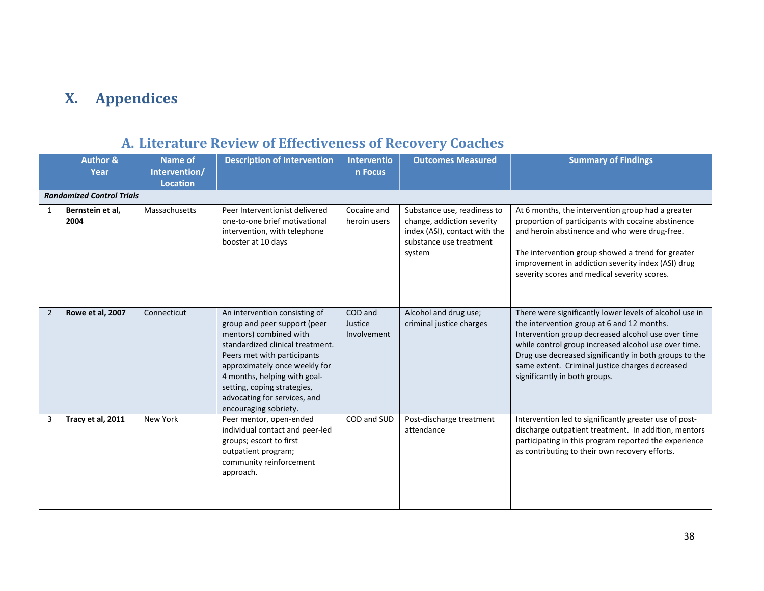# X. Appendices

## A. Literature Review of Effectiveness of Recovery Coaches

| | Author & Year | Name of Intervention/ Location | Description of Intervention | Intervention Focus | Outcomes Measured | Summary of Findings |
|---|---|---|---|---|---|---|
| ***Randomized Control Trials*** | | | | | | |
| 1 | **Bernstein et al, 2004** | Massachusetts | Peer Interventionist delivered one-to-one brief motivational intervention, with telephone booster at 10 days | Cocaine and heroin users | Substance use, readiness to change, addiction severity index (ASI), contact with the substance use treatment system | At 6 months, the intervention group had a greater proportion of participants with cocaine abstinence and heroin abstinence and who were drug-free.<br><br>The intervention group showed a trend for greater improvement in addiction severity index (ASI) drug severity scores and medical severity scores. |
| 2 | **Rowe et al, 2007** | Connecticut | An intervention consisting of group and peer support (peer mentors) combined with standardized clinical treatment. Peers met with participants approximately once weekly for 4 months, helping with goal-setting, coping strategies, advocating for services, and encouraging sobriety. | COD and Justice Involvement | Alcohol and drug use; criminal justice charges | There were significantly lower levels of alcohol use in the intervention group at 6 and 12 months. Intervention group decreased alcohol use over time while control group increased alcohol use over time. Drug use decreased significantly in both groups to the same extent. Criminal justice charges decreased significantly in both groups. |
| 3 | **Tracy et al, 2011** | New York | Peer mentor, open-ended individual contact and peer-led groups; escort to first outpatient program; community reinforcement approach. | COD and SUD | Post-discharge treatment attendance | Intervention led to significantly greater use of post-discharge outpatient treatment. In addition, mentors participating in this program reported the experience as contributing to their own recovery efforts. |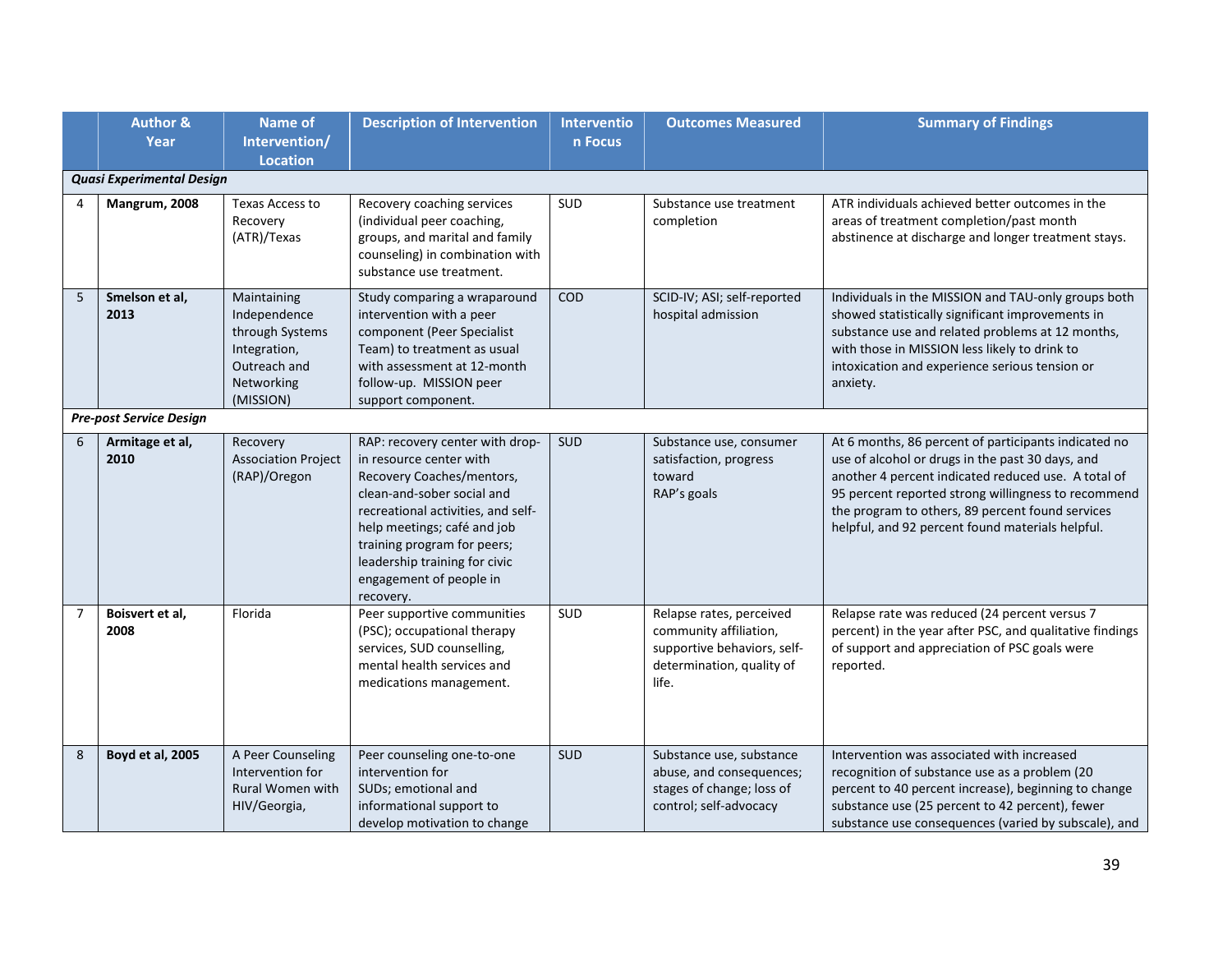| | Author & Year | Name of Intervention/ Location | Description of Intervention | Intervention Focus | Outcomes Measured | Summary of Findings |
|---|---|---|---|---|---|---|
| ***Quasi Experimental Design*** | | | | | | |
| 4 | **Mangrum, 2008** | Texas Access to Recovery (ATR)/Texas | Recovery coaching services (individual peer coaching, groups, and marital and family counseling) in combination with substance use treatment. | SUD | Substance use treatment completion | ATR individuals achieved better outcomes in the areas of treatment completion/past month abstinence at discharge and longer treatment stays. |
| 5 | **Smelson et al, 2013** | Maintaining Independence through Systems Integration, Outreach and Networking (MISSION) | Study comparing a wraparound intervention with a peer component (Peer Specialist Team) to treatment as usual with assessment at 12-month follow-up. MISSION peer support component. | COD | SCID-IV; ASI; self-reported hospital admission | Individuals in the MISSION and TAU-only groups both showed statistically significant improvements in substance use and related problems at 12 months, with those in MISSION less likely to drink to intoxication and experience serious tension or anxiety. |
| ***Pre-post Service Design*** | | | | | | |
| 6 | **Armitage et al, 2010** | Recovery Association Project (RAP)/Oregon | RAP: recovery center with drop-in resource center with Recovery Coaches/mentors, clean-and-sober social and recreational activities, and self-help meetings; café and job training program for peers; leadership training for civic engagement of people in recovery. | SUD | Substance use, consumer satisfaction, progress toward RAP's goals | At 6 months, 86 percent of participants indicated no use of alcohol or drugs in the past 30 days, and another 4 percent indicated reduced use. A total of 95 percent reported strong willingness to recommend the program to others, 89 percent found services helpful, and 92 percent found materials helpful. |
| 7 | **Boisvert et al, 2008** | Florida | Peer supportive communities (PSC); occupational therapy services, SUD counselling, mental health services and medications management. | SUD | Relapse rates, perceived community affiliation, supportive behaviors, self-determination, quality of life. | Relapse rate was reduced (24 percent versus 7 percent) in the year after PSC, and qualitative findings of support and appreciation of PSC goals were reported. |
| 8 | **Boyd et al, 2005** | A Peer Counseling Intervention for Rural Women with HIV/Georgia, | Peer counseling one-to-one intervention for SUDs; emotional and informational support to develop motivation to change | SUD | Substance use, substance abuse, and consequences; stages of change; loss of control; self-advocacy | Intervention was associated with increased recognition of substance use as a problem (20 percent to 40 percent increase), beginning to change substance use (25 percent to 42 percent), fewer substance use consequences (varied by subscale), and |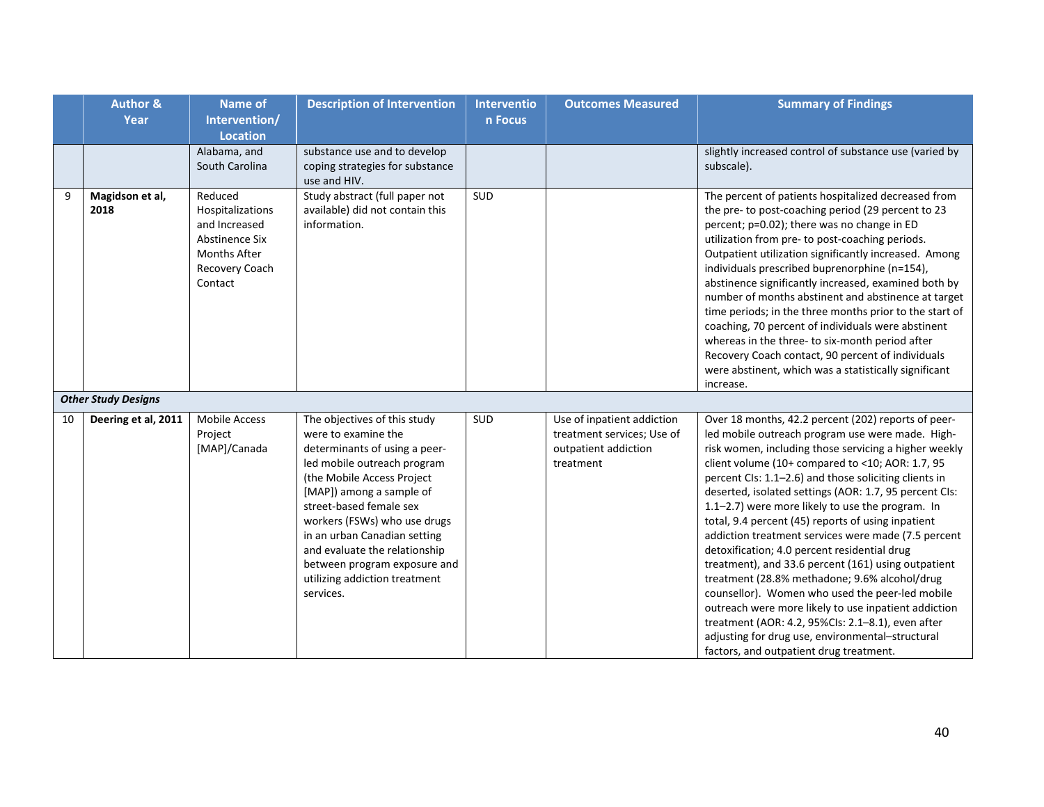| | Author & Year | Name of Intervention/ Location | Description of Intervention | Intervention Focus | Outcomes Measured | Summary of Findings |
|---|---|---|---|---|---|---|
| | | Alabama, and South Carolina | substance use and to develop coping strategies for substance use and HIV. | | | slightly increased control of substance use (varied by subscale). |
| 9 | **Magidson et al, 2018** | Reduced Hospitalizations and Increased Abstinence Six Months After Recovery Coach Contact | Study abstract (full paper not available) did not contain this information. | SUD | | The percent of patients hospitalized decreased from the pre- to post-coaching period (29 percent to 23 percent; p=0.02); there was no change in ED utilization from pre- to post-coaching periods. Outpatient utilization significantly increased. Among individuals prescribed buprenorphine (n=154), abstinence significantly increased, examined both by number of months abstinent and abstinence at target time periods; in the three months prior to the start of coaching, 70 percent of individuals were abstinent whereas in the three- to six-month period after Recovery Coach contact, 90 percent of individuals were abstinent, which was a statistically significant increase. |
| ***Other Study Designs*** | | | | | | |
| 10 | **Deering et al, 2011** | Mobile Access Project [MAP]/Canada | The objectives of this study were to examine the determinants of using a peer-led mobile outreach program (the Mobile Access Project [MAP]) among a sample of street-based female sex workers (FSWs) who use drugs in an urban Canadian setting and evaluate the relationship between program exposure and utilizing addiction treatment services. | SUD | Use of inpatient addiction treatment services; Use of outpatient addiction treatment | Over 18 months, 42.2 percent (202) reports of peer-led mobile outreach program use were made. High-risk women, including those servicing a higher weekly client volume (10+ compared to <10; AOR: 1.7, 95 percent CIs: 1.1–2.6) and those soliciting clients in deserted, isolated settings (AOR: 1.7, 95 percent CIs: 1.1–2.7) were more likely to use the program. In total, 9.4 percent (45) reports of using inpatient addiction treatment services were made (7.5 percent detoxification; 4.0 percent residential drug treatment), and 33.6 percent (161) using outpatient treatment (28.8% methadone; 9.6% alcohol/drug counsellor). Women who used the peer-led mobile outreach were more likely to use inpatient addiction treatment (AOR: 4.2, 95%CIs: 2.1–8.1), even after adjusting for drug use, environmental–structural factors, and outpatient drug treatment. |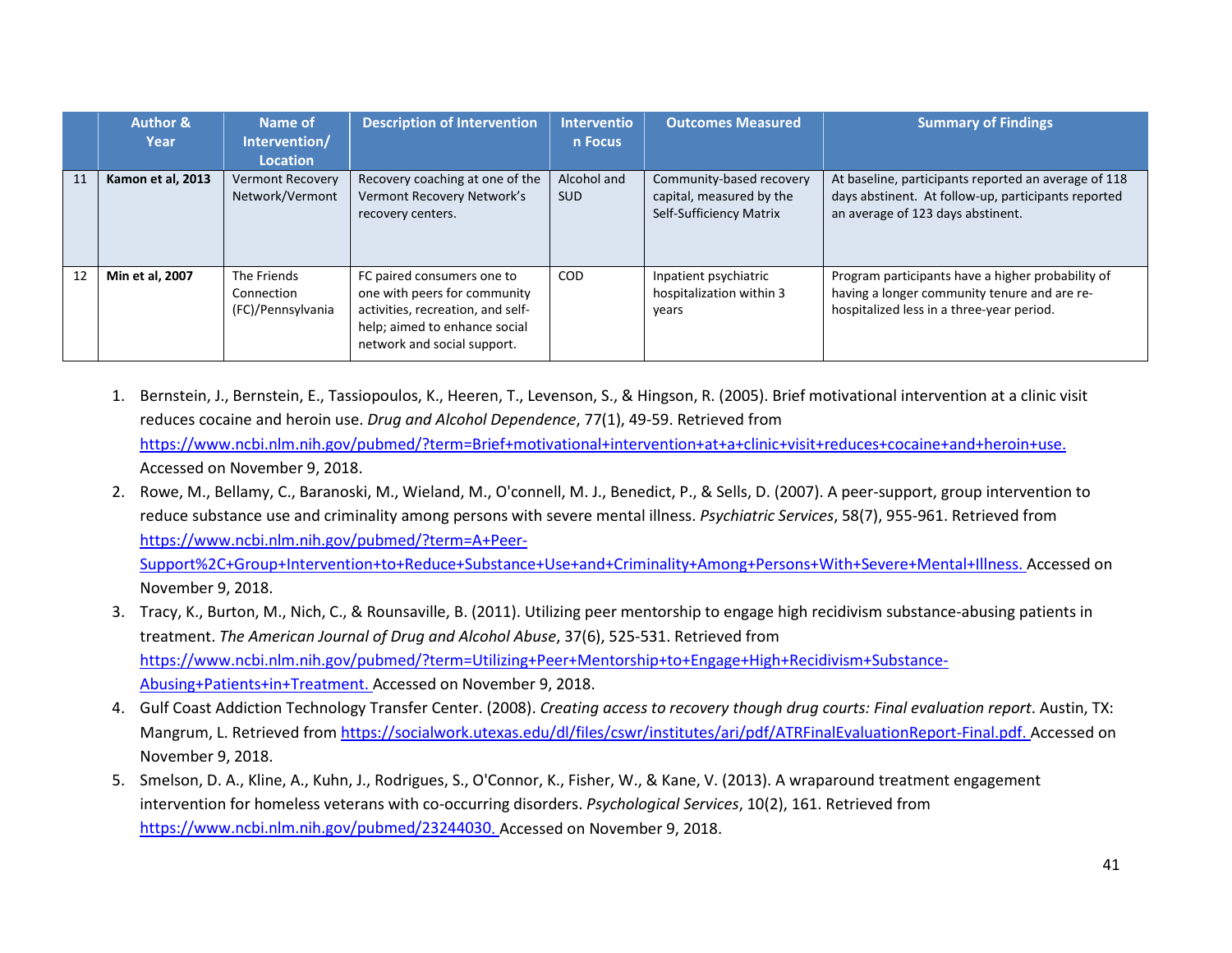| | Author & Year | Name of Intervention/ Location | Description of Intervention | Intervention Focus | Outcomes Measured | Summary of Findings |
|---|---|---|---|---|---|---|
| 11 | **Kamon et al, 2013** | Vermont Recovery Network/Vermont | Recovery coaching at one of the Vermont Recovery Network's recovery centers. | Alcohol and SUD | Community-based recovery capital, measured by the Self-Sufficiency Matrix | At baseline, participants reported an average of 118 days abstinent. At follow-up, participants reported an average of 123 days abstinent. |
| 12 | **Min et al, 2007** | The Friends Connection (FC)/Pennsylvania | FC paired consumers one to one with peers for community activities, recreation, and self-help; aimed to enhance social network and social support. | COD | Inpatient psychiatric hospitalization within 3 years | Program participants have a higher probability of having a longer community tenure and are re-hospitalized less in a three-year period. |

1. Bernstein, J., Bernstein, E., Tassiopoulos, K., Heeren, T., Levenson, S., & Hingson, R. (2005). Brief motivational intervention at a clinic visit reduces cocaine and heroin use. *Drug and Alcohol Dependence*, 77(1), 49-59. Retrieved from https://www.ncbi.nlm.nih.gov/pubmed/?term=Brief+motivational+intervention+at+a+clinic+visit+reduces+cocaine+and+heroin+use. Accessed on November 9, 2018.
2. Rowe, M., Bellamy, C., Baranoski, M., Wieland, M., O'connell, M. J., Benedict, P., & Sells, D. (2007). A peer-support, group intervention to reduce substance use and criminality among persons with severe mental illness. *Psychiatric Services*, 58(7), 955-961. Retrieved from https://www.ncbi.nlm.nih.gov/pubmed/?term=A+Peer-Support%2C+Group+Intervention+to+Reduce+Substance+Use+and+Criminality+Among+Persons+With+Severe+Mental+Illness. Accessed on November 9, 2018.
3. Tracy, K., Burton, M., Nich, C., & Rounsaville, B. (2011). Utilizing peer mentorship to engage high recidivism substance-abusing patients in treatment. *The American Journal of Drug and Alcohol Abuse*, 37(6), 525-531. Retrieved from https://www.ncbi.nlm.nih.gov/pubmed/?term=Utilizing+Peer+Mentorship+to+Engage+High+Recidivism+Substance-Abusing+Patients+in+Treatment. Accessed on November 9, 2018.
4. Gulf Coast Addiction Technology Transfer Center. (2008). *Creating access to recovery though drug courts: Final evaluation report*. Austin, TX: Mangrum, L. Retrieved from https://socialwork.utexas.edu/dl/files/cswr/institutes/ari/pdf/ATRFinalEvaluationReport-Final.pdf. Accessed on November 9, 2018.
5. Smelson, D. A., Kline, A., Kuhn, J., Rodrigues, S., O'Connor, K., Fisher, W., & Kane, V. (2013). A wraparound treatment engagement intervention for homeless veterans with co-occurring disorders. *Psychological Services*, 10(2), 161. Retrieved from https://www.ncbi.nlm.nih.gov/pubmed/23244030. Accessed on November 9, 2018.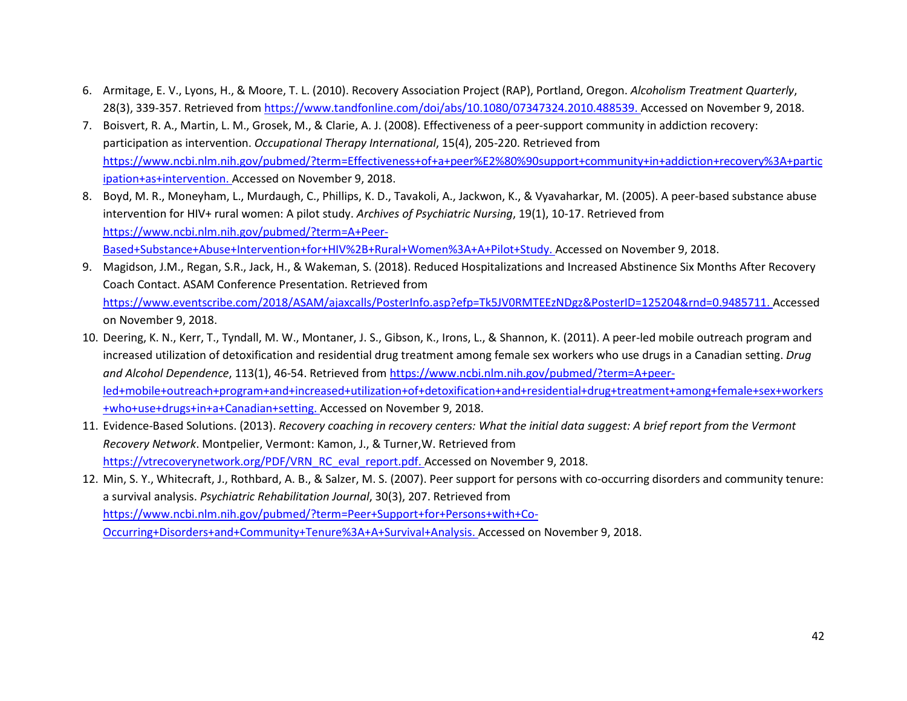6. Armitage, E. V., Lyons, H., & Moore, T. L. (2010). Recovery Association Project (RAP), Portland, Oregon. *Alcoholism Treatment Quarterly*, 28(3), 339-357. Retrieved from https://www.tandfonline.com/doi/abs/10.1080/07347324.2010.488539. Accessed on November 9, 2018.
7. Boisvert, R. A., Martin, L. M., Grosek, M., & Clarie, A. J. (2008). Effectiveness of a peer-support community in addiction recovery: participation as intervention. *Occupational Therapy International*, 15(4), 205-220. Retrieved from https://www.ncbi.nlm.nih.gov/pubmed/?term=Effectiveness+of+a+peer%E2%80%90support+community+in+addiction+recovery%3A+participation+as+intervention. Accessed on November 9, 2018.
8. Boyd, M. R., Moneyham, L., Murdaugh, C., Phillips, K. D., Tavakoli, A., Jackwon, K., & Vyavaharkar, M. (2005). A peer-based substance abuse intervention for HIV+ rural women: A pilot study. *Archives of Psychiatric Nursing*, 19(1), 10-17. Retrieved from https://www.ncbi.nlm.nih.gov/pubmed/?term=A+Peer-Based+Substance+Abuse+Intervention+for+HIV%2B+Rural+Women%3A+A+Pilot+Study. Accessed on November 9, 2018.
9. Magidson, J.M., Regan, S.R., Jack, H., & Wakeman, S. (2018). Reduced Hospitalizations and Increased Abstinence Six Months After Recovery Coach Contact. ASAM Conference Presentation. Retrieved from https://www.eventscribe.com/2018/ASAM/ajaxcalls/PosterInfo.asp?efp=Tk5JV0RMTEEzNDgz&PosterID=125204&rnd=0.9485711. Accessed on November 9, 2018.
10. Deering, K. N., Kerr, T., Tyndall, M. W., Montaner, J. S., Gibson, K., Irons, L., & Shannon, K. (2011). A peer-led mobile outreach program and increased utilization of detoxification and residential drug treatment among female sex workers who use drugs in a Canadian setting. *Drug and Alcohol Dependence*, 113(1), 46-54. Retrieved from https://www.ncbi.nlm.nih.gov/pubmed/?term=A+peer-led+mobile+outreach+program+and+increased+utilization+of+detoxification+and+residential+drug+treatment+among+female+sex+workers+who+use+drugs+in+a+Canadian+setting. Accessed on November 9, 2018.
11. Evidence-Based Solutions. (2013). *Recovery coaching in recovery centers: What the initial data suggest: A brief report from the Vermont Recovery Network*. Montpelier, Vermont: Kamon, J., & Turner,W. Retrieved from https://vtrecoverynetwork.org/PDF/VRN_RC_eval_report.pdf. Accessed on November 9, 2018.
12. Min, S. Y., Whitecraft, J., Rothbard, A. B., & Salzer, M. S. (2007). Peer support for persons with co-occurring disorders and community tenure: a survival analysis. *Psychiatric Rehabilitation Journal*, 30(3), 207. Retrieved from https://www.ncbi.nlm.nih.gov/pubmed/?term=Peer+Support+for+Persons+with+Co-Occurring+Disorders+and+Community+Tenure%3A+A+Survival+Analysis. Accessed on November 9, 2018.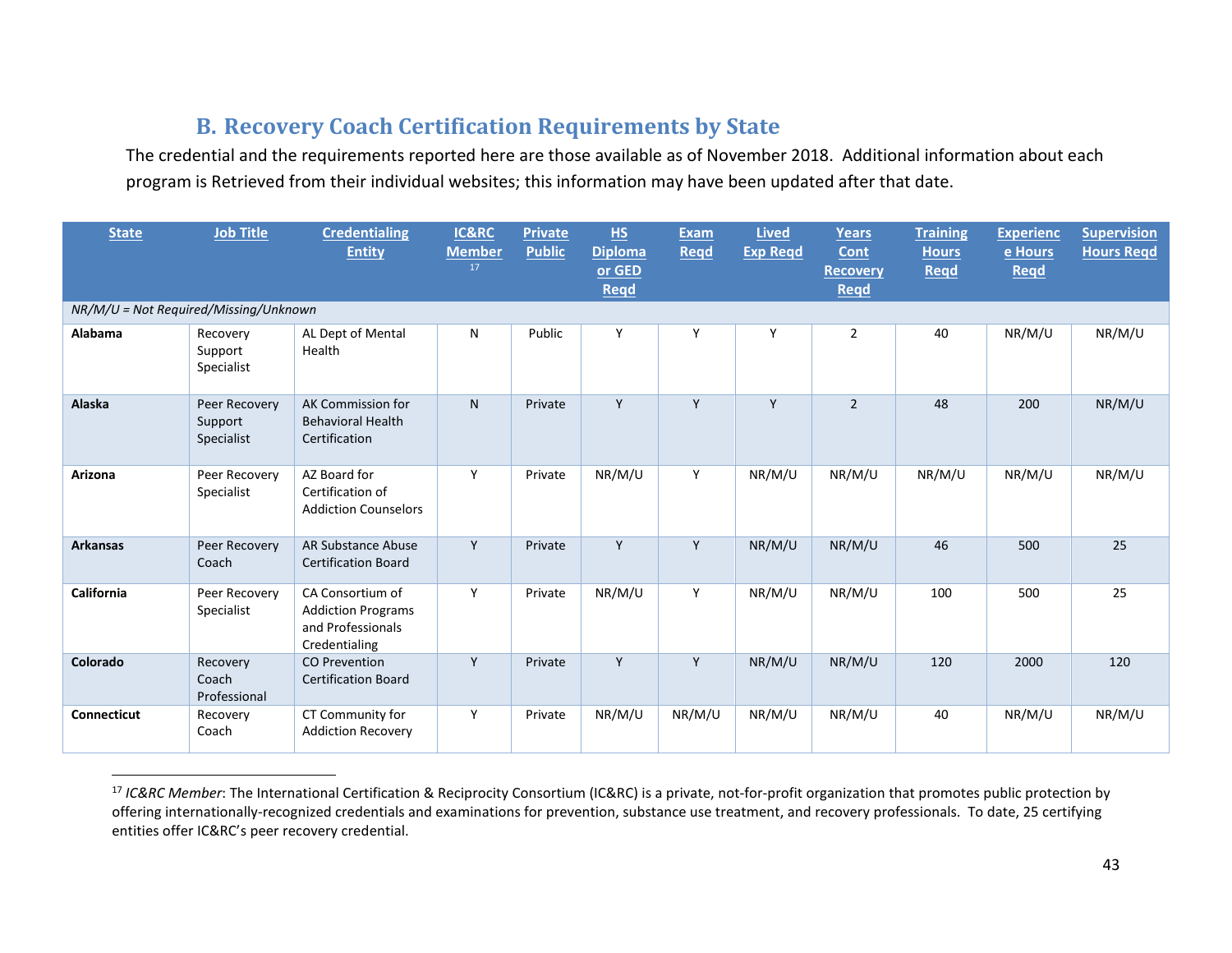## B. Recovery Coach Certification Requirements by State

The credential and the requirements reported here are those available as of November 2018. Additional information about each program is Retrieved from their individual websites; this information may have been updated after that date.

| State | Job Title | Credentialing Entity | IC&RC Member[17] | Private Public | HS Diploma or GED Reqd | Exam Reqd | Lived Exp Reqd | Years Cont Recovery Reqd | Training Hours Reqd | Experience Hours Reqd | Supervision Hours Reqd |
|---|---|---|---|---|---|---|---|---|---|---|---|
| *NR/M/U = Not Required/Missing/Unknown* | | | | | | | | | | | |
| **Alabama** | Recovery Support Specialist | AL Dept of Mental Health | N | Public | Y | Y | Y | 2 | 40 | NR/M/U | NR/M/U |
| **Alaska** | Peer Recovery Support Specialist | AK Commission for Behavioral Health Certification | N | Private | Y | Y | Y | 2 | 48 | 200 | NR/M/U |
| **Arizona** | Peer Recovery Specialist | AZ Board for Certification of Addiction Counselors | Y | Private | NR/M/U | Y | NR/M/U | NR/M/U | NR/M/U | NR/M/U | NR/M/U |
| **Arkansas** | Peer Recovery Coach | AR Substance Abuse Certification Board | Y | Private | Y | Y | NR/M/U | NR/M/U | 46 | 500 | 25 |
| **California** | Peer Recovery Specialist | CA Consortium of Addiction Programs and Professionals Credentialing | Y | Private | NR/M/U | Y | NR/M/U | NR/M/U | 100 | 500 | 25 |
| **Colorado** | Recovery Coach Professional | CO Prevention Certification Board | Y | Private | Y | Y | NR/M/U | NR/M/U | 120 | 2000 | 120 |
| **Connecticut** | Recovery Coach | CT Community for Addiction Recovery | Y | Private | NR/M/U | NR/M/U | NR/M/U | NR/M/U | 40 | NR/M/U | NR/M/U |

[17] *IC&RC Member*: The International Certification & Reciprocity Consortium (IC&RC) is a private, not-for-profit organization that promotes public protection by offering internationally-recognized credentials and examinations for prevention, substance use treatment, and recovery professionals. To date, 25 certifying entities offer IC&RC's peer recovery credential.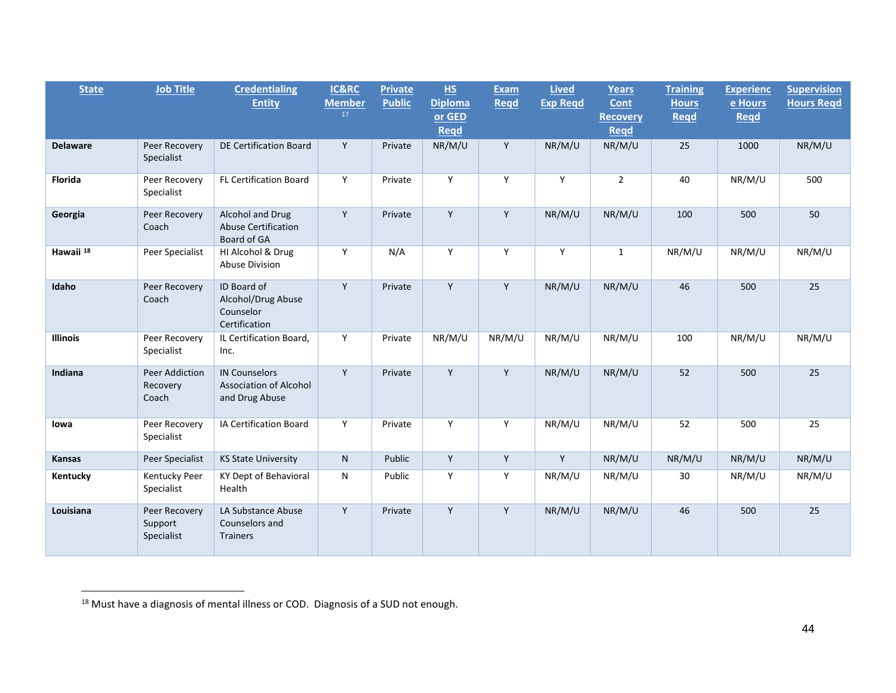| State | Job Title | Credentialing Entity | IC&RC Member [17] | Private Public | HS Diploma or GED Reqd | Exam Reqd | Lived Exp Reqd | Years Cont Recovery Reqd | Training Hours Reqd | Experience Hours Reqd | Supervision Hours Reqd |
|---|---|---|---|---|---|---|---|---|---|---|---|
| **Delaware** | Peer Recovery Specialist | DE Certification Board | Y | Private | NR/M/U | Y | NR/M/U | NR/M/U | 25 | 1000 | NR/M/U |
| **Florida** | Peer Recovery Specialist | FL Certification Board | Y | Private | Y | Y | Y | 2 | 40 | NR/M/U | 500 |
| **Georgia** | Peer Recovery Coach | Alcohol and Drug Abuse Certification Board of GA | Y | Private | Y | Y | NR/M/U | NR/M/U | 100 | 500 | 50 |
| **Hawaii [18]** | Peer Specialist | HI Alcohol & Drug Abuse Division | Y | N/A | Y | Y | Y | 1 | NR/M/U | NR/M/U | NR/M/U |
| **Idaho** | Peer Recovery Coach | ID Board of Alcohol/Drug Abuse Counselor Certification | Y | Private | Y | Y | NR/M/U | NR/M/U | 46 | 500 | 25 |
| **Illinois** | Peer Recovery Specialist | IL Certification Board, Inc. | Y | Private | NR/M/U | NR/M/U | NR/M/U | NR/M/U | 100 | NR/M/U | NR/M/U |
| **Indiana** | Peer Addiction Recovery Coach | IN Counselors Association of Alcohol and Drug Abuse | Y | Private | Y | Y | NR/M/U | NR/M/U | 52 | 500 | 25 |
| **Iowa** | Peer Recovery Specialist | IA Certification Board | Y | Private | Y | Y | NR/M/U | NR/M/U | 52 | 500 | 25 |
| **Kansas** | Peer Specialist | KS State University | N | Public | Y | Y | Y | NR/M/U | NR/M/U | NR/M/U | NR/M/U |
| **Kentucky** | Kentucky Peer Specialist | KY Dept of Behavioral Health | N | Public | Y | Y | NR/M/U | NR/M/U | 30 | NR/M/U | NR/M/U |
| **Louisiana** | Peer Recovery Support Specialist | LA Substance Abuse Counselors and Trainers | Y | Private | Y | Y | NR/M/U | NR/M/U | 46 | 500 | 25 |

[18] Must have a diagnosis of mental illness or COD. Diagnosis of a SUD not enough.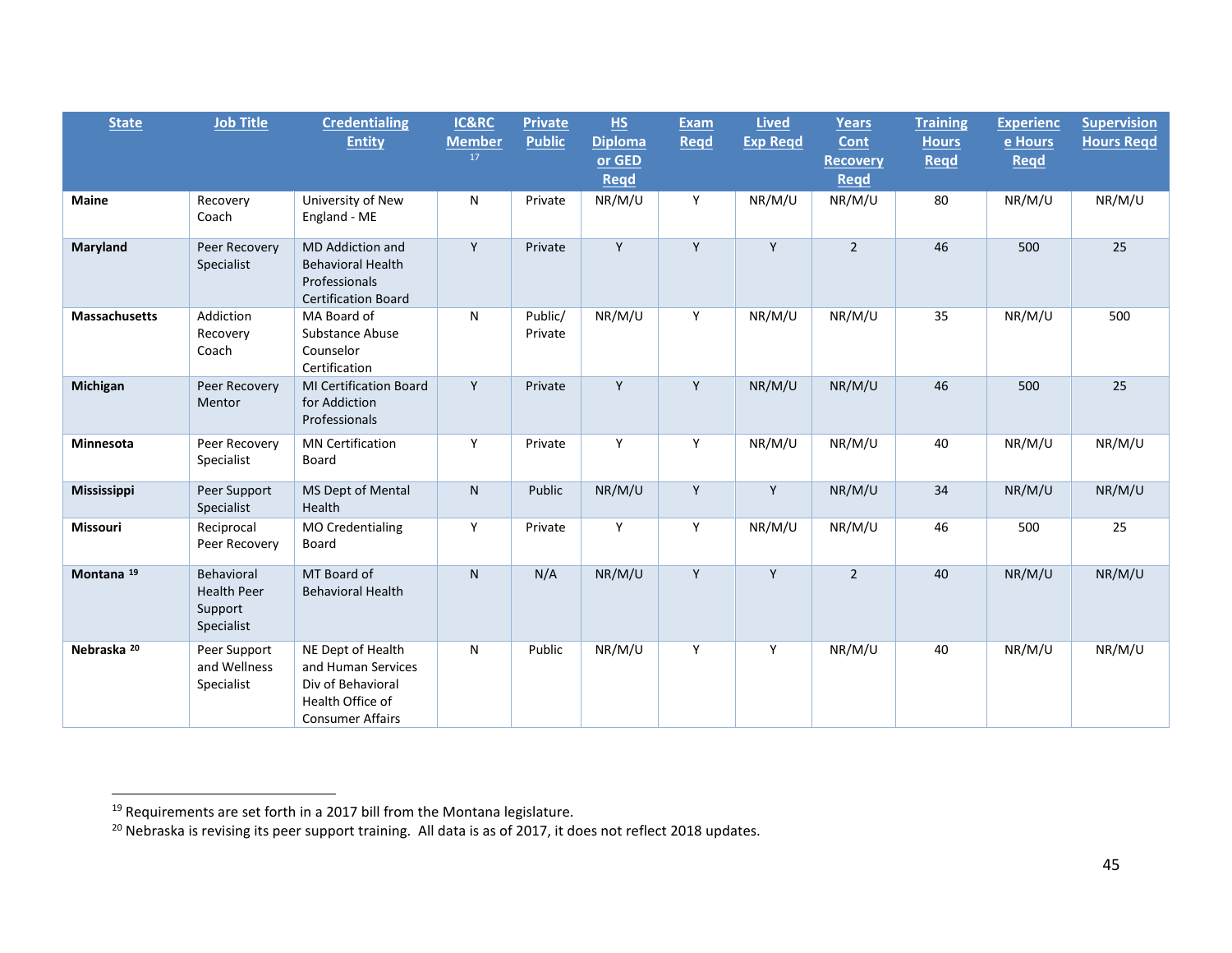| State | Job Title | Credentialing Entity | IC&RC Member [17] | Private Public | HS Diploma or GED Reqd | Exam Reqd | Lived Exp Reqd | Years Cont Recovery Reqd | Training Hours Reqd | Experience Hours Reqd | Supervision Hours Reqd |
|---|---|---|---|---|---|---|---|---|---|---|---|
| **Maine** | Recovery Coach | University of New England - ME | N | Private | NR/M/U | Y | NR/M/U | NR/M/U | 80 | NR/M/U | NR/M/U |
| **Maryland** | Peer Recovery Specialist | MD Addiction and Behavioral Health Professionals Certification Board | Y | Private | Y | Y | Y | 2 | 46 | 500 | 25 |
| **Massachusetts** | Addiction Recovery Coach | MA Board of Substance Abuse Counselor Certification | N | Public/ Private | NR/M/U | Y | NR/M/U | NR/M/U | 35 | NR/M/U | 500 |
| **Michigan** | Peer Recovery Mentor | MI Certification Board for Addiction Professionals | Y | Private | Y | Y | NR/M/U | NR/M/U | 46 | 500 | 25 |
| **Minnesota** | Peer Recovery Specialist | MN Certification Board | Y | Private | Y | Y | NR/M/U | NR/M/U | 40 | NR/M/U | NR/M/U |
| **Mississippi** | Peer Support Specialist | MS Dept of Mental Health | N | Public | NR/M/U | Y | Y | NR/M/U | 34 | NR/M/U | NR/M/U |
| **Missouri** | Reciprocal Peer Recovery | MO Credentialing Board | Y | Private | Y | Y | NR/M/U | NR/M/U | 46 | 500 | 25 |
| **Montana** [19] | Behavioral Health Peer Support Specialist | MT Board of Behavioral Health | N | N/A | NR/M/U | Y | Y | 2 | 40 | NR/M/U | NR/M/U |
| **Nebraska** [20] | Peer Support and Wellness Specialist | NE Dept of Health and Human Services Div of Behavioral Health Office of Consumer Affairs | N | Public | NR/M/U | Y | Y | NR/M/U | 40 | NR/M/U | NR/M/U |

[19] Requirements are set forth in a 2017 bill from the Montana legislature.

[20] Nebraska is revising its peer support training. All data is as of 2017, it does not reflect 2018 updates.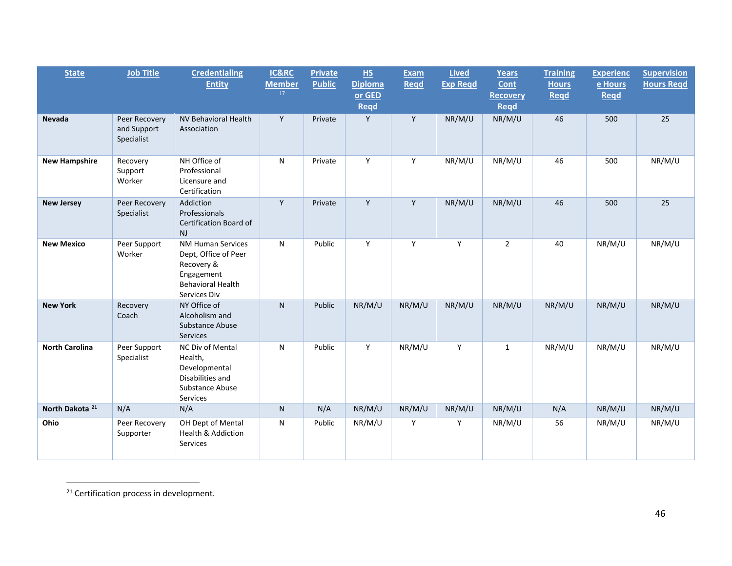| State | Job Title | Credentialing Entity | IC&RC Member [17] | Private Public | HS Diploma or GED Reqd | Exam Reqd | Lived Exp Reqd | Years Cont Recovery Reqd | Training Hours Reqd | Experience Hours Reqd | Supervision Hours Reqd |
|---|---|---|---|---|---|---|---|---|---|---|---|
| **Nevada** | Peer Recovery and Support Specialist | NV Behavioral Health Association | Y | Private | Y | Y | NR/M/U | NR/M/U | 46 | 500 | 25 |
| **New Hampshire** | Recovery Support Worker | NH Office of Professional Licensure and Certification | N | Private | Y | Y | NR/M/U | NR/M/U | 46 | 500 | NR/M/U |
| **New Jersey** | Peer Recovery Specialist | Addiction Professionals Certification Board of NJ | Y | Private | Y | Y | NR/M/U | NR/M/U | 46 | 500 | 25 |
| **New Mexico** | Peer Support Worker | NM Human Services Dept, Office of Peer Recovery & Engagement Behavioral Health Services Div | N | Public | Y | Y | Y | 2 | 40 | NR/M/U | NR/M/U |
| **New York** | Recovery Coach | NY Office of Alcoholism and Substance Abuse Services | N | Public | NR/M/U | NR/M/U | NR/M/U | NR/M/U | NR/M/U | NR/M/U | NR/M/U |
| **North Carolina** | Peer Support Specialist | NC Div of Mental Health, Developmental Disabilities and Substance Abuse Services | N | Public | Y | NR/M/U | Y | 1 | NR/M/U | NR/M/U | NR/M/U |
| **North Dakota [21]** | N/A | N/A | N | N/A | NR/M/U | NR/M/U | NR/M/U | NR/M/U | N/A | NR/M/U | NR/M/U |
| **Ohio** | Peer Recovery Supporter | OH Dept of Mental Health & Addiction Services | N | Public | NR/M/U | Y | Y | NR/M/U | 56 | NR/M/U | NR/M/U |

[21] Certification process in development.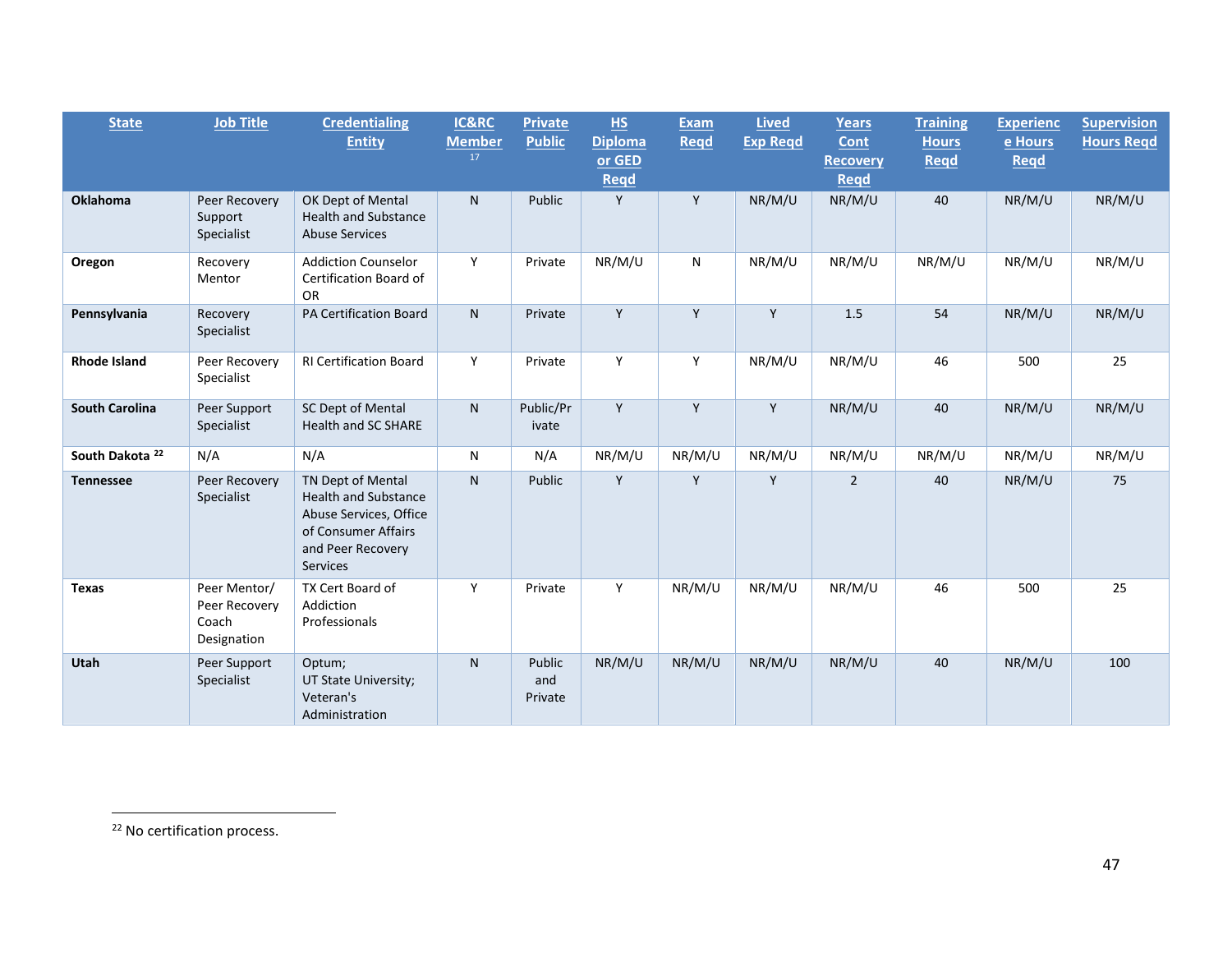| State | Job Title | Credentialing Entity | IC&RC Member [17] | Private Public | HS Diploma or GED Reqd | Exam Reqd | Lived Exp Reqd | Years Cont Recovery Reqd | Training Hours Reqd | Experience Hours Reqd | Supervision Hours Reqd |
|---|---|---|---|---|---|---|---|---|---|---|---|
| **Oklahoma** | Peer Recovery Support Specialist | OK Dept of Mental Health and Substance Abuse Services | N | Public | Y | Y | NR/M/U | NR/M/U | 40 | NR/M/U | NR/M/U |
| **Oregon** | Recovery Mentor | Addiction Counselor Certification Board of OR | Y | Private | NR/M/U | N | NR/M/U | NR/M/U | NR/M/U | NR/M/U | NR/M/U |
| **Pennsylvania** | Recovery Specialist | PA Certification Board | N | Private | Y | Y | Y | 1.5 | 54 | NR/M/U | NR/M/U |
| **Rhode Island** | Peer Recovery Specialist | RI Certification Board | Y | Private | Y | Y | NR/M/U | NR/M/U | 46 | 500 | 25 |
| **South Carolina** | Peer Support Specialist | SC Dept of Mental Health and SC SHARE | N | Public/Private | Y | Y | Y | NR/M/U | 40 | NR/M/U | NR/M/U |
| **South Dakota [22]** | N/A | N/A | N | N/A | NR/M/U | NR/M/U | NR/M/U | NR/M/U | NR/M/U | NR/M/U | NR/M/U |
| **Tennessee** | Peer Recovery Specialist | TN Dept of Mental Health and Substance Abuse Services, Office of Consumer Affairs and Peer Recovery Services | N | Public | Y | Y | Y | 2 | 40 | NR/M/U | 75 |
| **Texas** | Peer Mentor/ Peer Recovery Coach Designation | TX Cert Board of Addiction Professionals | Y | Private | Y | NR/M/U | NR/M/U | NR/M/U | 46 | 500 | 25 |
| **Utah** | Peer Support Specialist | Optum; UT State University; Veteran's Administration | N | Public and Private | NR/M/U | NR/M/U | NR/M/U | NR/M/U | 40 | NR/M/U | 100 |

[22] No certification process.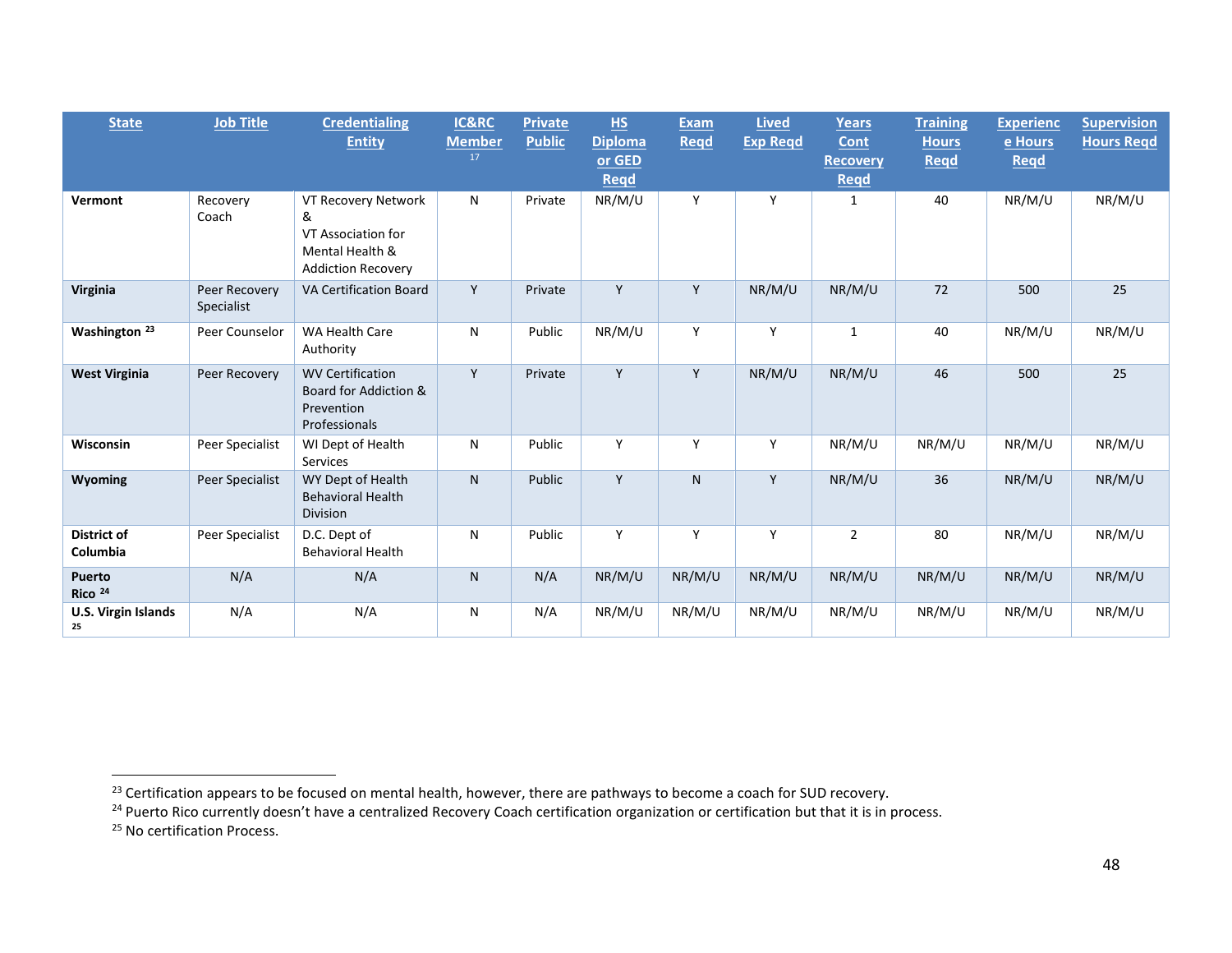| State | Job Title | Credentialing Entity | IC&RC Member [17] | Private Public | HS Diploma or GED Reqd | Exam Reqd | Lived Exp Reqd | Years Cont Recovery Reqd | Training Hours Reqd | Experience Hours Reqd | Supervision Hours Reqd |
|---|---|---|---|---|---|---|---|---|---|---|---|
| **Vermont** | Recovery Coach | VT Recovery Network & VT Association for Mental Health & Addiction Recovery | N | Private | NR/M/U | Y | Y | 1 | 40 | NR/M/U | NR/M/U |
| **Virginia** | Peer Recovery Specialist | VA Certification Board | Y | Private | Y | Y | NR/M/U | NR/M/U | 72 | 500 | 25 |
| **Washington** [23] | Peer Counselor | WA Health Care Authority | N | Public | NR/M/U | Y | Y | 1 | 40 | NR/M/U | NR/M/U |
| **West Virginia** | Peer Recovery | WV Certification Board for Addiction & Prevention Professionals | Y | Private | Y | Y | NR/M/U | NR/M/U | 46 | 500 | 25 |
| **Wisconsin** | Peer Specialist | WI Dept of Health Services | N | Public | Y | Y | Y | NR/M/U | NR/M/U | NR/M/U | NR/M/U |
| **Wyoming** | Peer Specialist | WY Dept of Health Behavioral Health Division | N | Public | Y | N | Y | NR/M/U | 36 | NR/M/U | NR/M/U |
| **District of Columbia** | Peer Specialist | D.C. Dept of Behavioral Health | N | Public | Y | Y | Y | 2 | 80 | NR/M/U | NR/M/U |
| **Puerto Rico** [24] | N/A | N/A | N | N/A | NR/M/U | NR/M/U | NR/M/U | NR/M/U | NR/M/U | NR/M/U | NR/M/U |
| **U.S. Virgin Islands** [25] | N/A | N/A | N | N/A | NR/M/U | NR/M/U | NR/M/U | NR/M/U | NR/M/U | NR/M/U | NR/M/U |

[23] Certification appears to be focused on mental health, however, there are pathways to become a coach for SUD recovery.

[24] Puerto Rico currently doesn't have a centralized Recovery Coach certification organization or certification but that it is in process.

[25] No certification Process.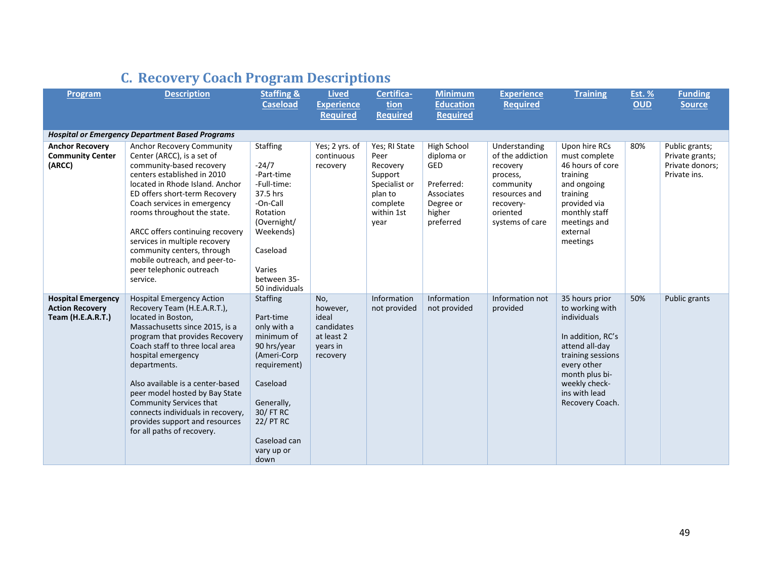## C. Recovery Coach Program Descriptions

| Program | Description | Staffing & Caseload | Lived Experience Required | Certification Required | Minimum Education Required | Experience Required | Training | Est. % OUD | Funding Source |
|---|---|---|---|---|---|---|---|---|---|
| ***Hospital or Emergency Department Based Programs*** | | | | | | | | | |
| **Anchor Recovery Community Center (ARCC)** | Anchor Recovery Community Center (ARCC), is a set of community-based recovery centers established in 2010 located in Rhode Island. Anchor ED offers short-term Recovery Coach services in emergency rooms throughout the state.<br><br>ARCC offers continuing recovery services in multiple recovery community centers, through mobile outreach, and peer-to-peer telephonic outreach service. | Staffing<br><br>-24/7<br>-Part-time<br>-Full-time: 37.5 hrs<br>-On-Call Rotation (Overnight/ Weekends)<br><br>Caseload<br><br>Varies between 35-50 individuals | Yes; 2 yrs. of continuous recovery | Yes; RI State Peer Recovery Support Specialist or plan to complete within 1st year | High School diploma or GED<br><br>Preferred: Associates Degree or higher preferred | Understanding of the addiction recovery process, community resources and recovery-oriented systems of care | Upon hire RCs must complete 46 hours of core training and ongoing training provided via monthly staff meetings and external meetings | 80% | Public grants; Private grants; Private donors; Private ins. |
| **Hospital Emergency Action Recovery Team (H.E.A.R.T.)** | Hospital Emergency Action Recovery Team (H.E.A.R.T.), located in Boston, Massachusetts since 2015, is a program that provides Recovery Coach staff to three local area hospital emergency departments.<br><br>Also available is a center-based peer model hosted by Bay State Community Services that connects individuals in recovery, provides support and resources for all paths of recovery. | Staffing<br><br>Part-time only with a minimum of 90 hrs/year (Ameri-Corp requirement)<br><br>Caseload<br><br>Generally, 30/ FT RC 22/ PT RC<br><br>Caseload can vary up or down | No, however, ideal candidates at least 2 years in recovery | Information not provided | Information not provided | Information not provided | 35 hours prior to working with individuals<br><br>In addition, RC's attend all-day training sessions every other month plus bi-weekly check-ins with lead Recovery Coach. | 50% | Public grants |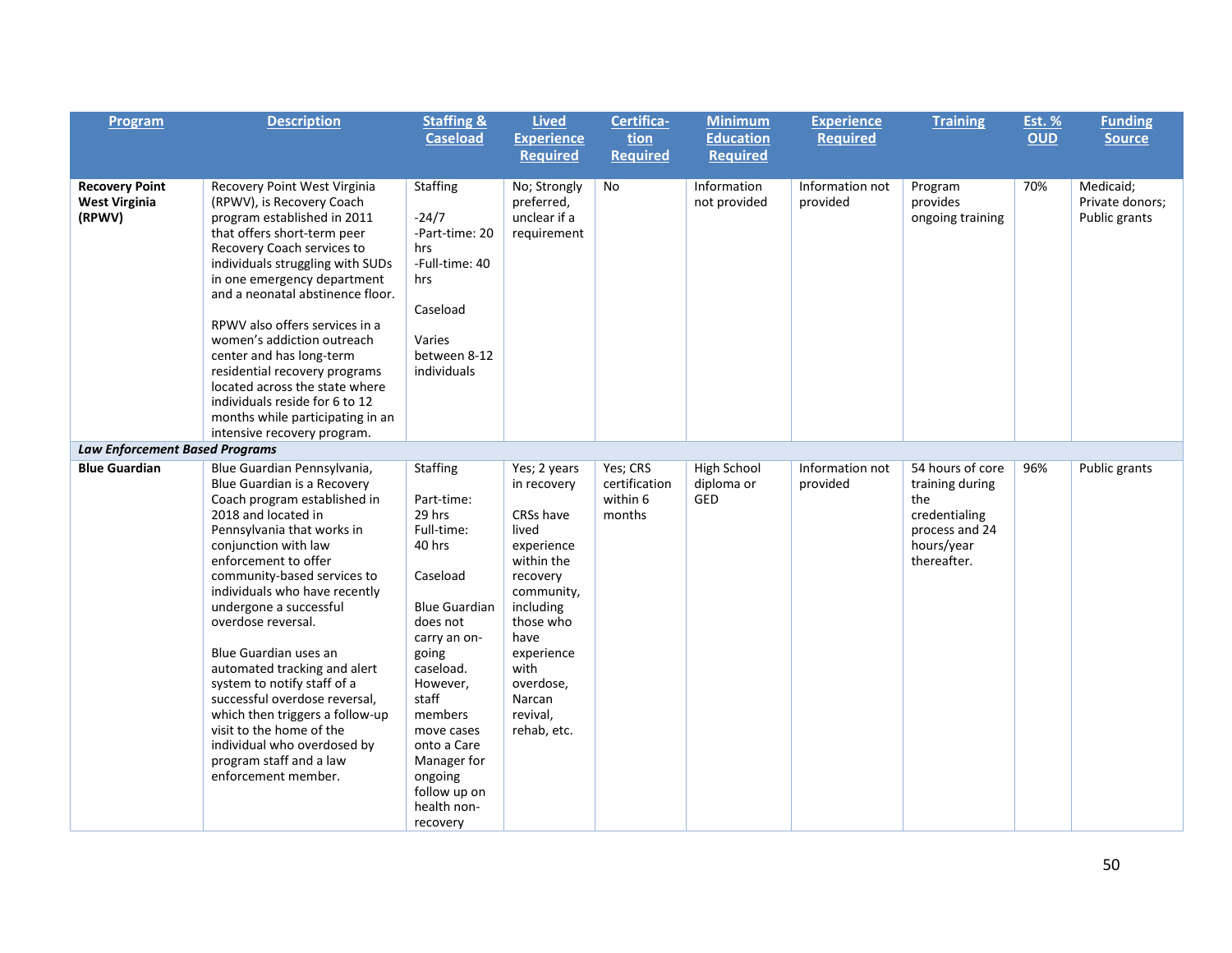| Program | Description | Staffing & Caseload | Lived Experience Required | Certification Required | Minimum Education Required | Experience Required | Training | Est. % OUD | Funding Source |
|---|---|---|---|---|---|---|---|---|---|
| **Recovery Point West Virginia (RPWV)** | Recovery Point West Virginia (RPWV), is Recovery Coach program established in 2011 that offers short-term peer Recovery Coach services to individuals struggling with SUDs in one emergency department and a neonatal abstinence floor.<br><br>RPWV also offers services in a women's addiction outreach center and has long-term residential recovery programs located across the state where individuals reside for 6 to 12 months while participating in an intensive recovery program. | Staffing<br><br>-24/7<br>-Part-time: 20 hrs<br>-Full-time: 40 hrs<br><br>Caseload<br><br>Varies between 8-12 individuals | No; Strongly preferred, unclear if a requirement | No | Information not provided | Information not provided | Program provides ongoing training | 70% | Medicaid; Private donors; Public grants |
| ***Law Enforcement Based Programs*** | | | | | | | | | |
| **Blue Guardian** | Blue Guardian Pennsylvania, Blue Guardian is a Recovery Coach program established in 2018 and located in Pennsylvania that works in conjunction with law enforcement to offer community-based services to individuals who have recently undergone a successful overdose reversal.<br><br>Blue Guardian uses an automated tracking and alert system to notify staff of a successful overdose reversal, which then triggers a follow-up visit to the home of the individual who overdosed by program staff and a law enforcement member. | Staffing<br><br>Part-time: 29 hrs<br>Full-time: 40 hrs<br><br>Caseload<br><br>Blue Guardian does not carry an on-going caseload. However, staff members move cases onto a Care Manager for ongoing follow up on health non-recovery | Yes; 2 years in recovery<br><br>CRSs have lived experience within the recovery community, including those who have experience with overdose, Narcan revival, rehab, etc. | Yes; CRS certification within 6 months | High School diploma or GED | Information not provided | 54 hours of core training during the credentialing process and 24 hours/year thereafter. | 96% | Public grants |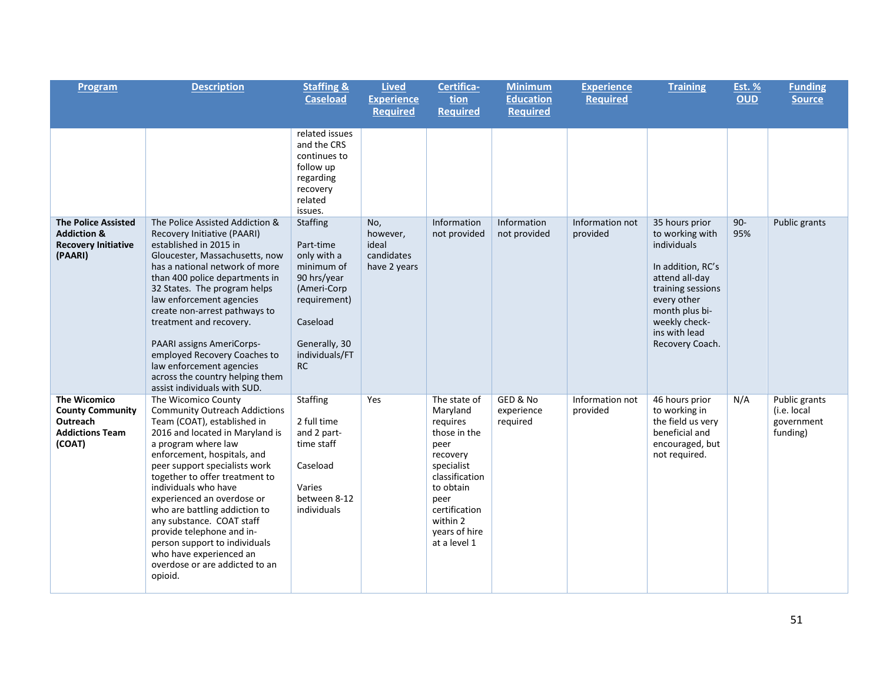| Program | Description | Staffing & Caseload | Lived Experience Required | Certification Required | Minimum Education Required | Experience Required | Training | Est. % OUD | Funding Source |
|---|---|---|---|---|---|---|---|---|---|
| | | related issues and the CRS continues to follow up regarding recovery related issues. | | | | | | | |
| **The Police Assisted Addiction & Recovery Initiative (PAARI)** | The Police Assisted Addiction & Recovery Initiative (PAARI) established in 2015 in Gloucester, Massachusetts, now has a national network of more than 400 police departments in 32 States. The program helps law enforcement agencies create non-arrest pathways to treatment and recovery.<br><br>PAARI assigns AmeriCorps-employed Recovery Coaches to law enforcement agencies across the country helping them assist individuals with SUD. | Staffing<br><br>Part-time only with a minimum of 90 hrs/year (Ameri-Corp requirement)<br><br>Caseload<br><br>Generally, 30 individuals/FT RC | No, however, ideal candidates have 2 years | Information not provided | Information not provided | Information not provided | 35 hours prior to working with individuals<br><br>In addition, RC's attend all-day training sessions every other month plus bi-weekly check-ins with lead Recovery Coach. | 90-95% | Public grants |
| **The Wicomico County Community Outreach Addictions Team (COAT)** | The Wicomico County Community Outreach Addictions Team (COAT), established in 2016 and located in Maryland is a program where law enforcement, hospitals, and peer support specialists work together to offer treatment to individuals who have experienced an overdose or who are battling addiction to any substance. COAT staff provide telephone and in-person support to individuals who have experienced an overdose or are addicted to an opioid. | Staffing<br><br>2 full time and 2 part-time staff<br><br>Caseload<br><br>Varies between 8-12 individuals | Yes | The state of Maryland requires those in the peer recovery specialist classification to obtain peer certification within 2 years of hire at a level 1 | GED & No experience required | Information not provided | 46 hours prior to working in the field us very beneficial and encouraged, but not required. | N/A | Public grants (i.e. local government funding) |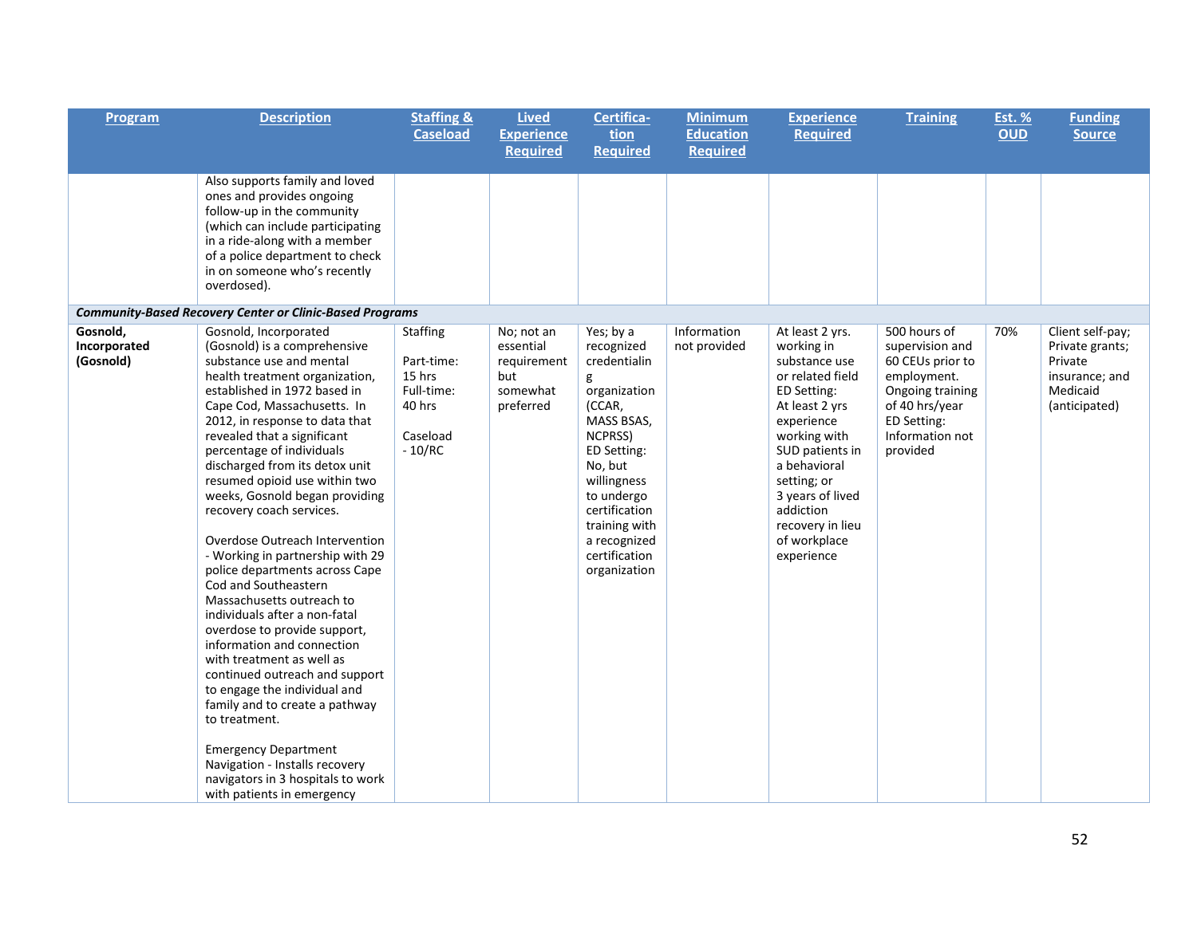| Program | Description | Staffing & Caseload | Lived Experience Required | Certification Required | Minimum Education Required | Experience Required | Training | Est. % OUD | Funding Source |
|---|---|---|---|---|---|---|---|---|---|
| | Also supports family and loved ones and provides ongoing follow-up in the community (which can include participating in a ride-along with a member of a police department to check in on someone who's recently overdosed). | | | | | | | | |
| ***Community-Based Recovery Center or Clinic-Based Programs*** | | | | | | | | | |
| **Gosnold, Incorporated (Gosnold)** | Gosnold, Incorporated (Gosnold) is a comprehensive substance use and mental health treatment organization, established in 1972 based in Cape Cod, Massachusetts. In 2012, in response to data that revealed that a significant percentage of individuals discharged from its detox unit resumed opioid use within two weeks, Gosnold began providing recovery coach services.<br><br>Overdose Outreach Intervention - Working in partnership with 29 police departments across Cape Cod and Southeastern Massachusetts outreach to individuals after a non-fatal overdose to provide support, information and connection with treatment as well as continued outreach and support to engage the individual and family and to create a pathway to treatment.<br><br>Emergency Department Navigation - Installs recovery navigators in 3 hospitals to work with patients in emergency | Staffing<br><br>Part-time: 15 hrs<br>Full-time: 40 hrs<br><br>Caseload - 10/RC | No; not an essential requirement but somewhat preferred | Yes; by a recognized credentialing organization (CCAR, MASS BSAS, NCPRSS)<br>ED Setting: No, but willingness to undergo certification training with a recognized certification organization | Information not provided | At least 2 yrs. working in substance use or related field<br>ED Setting: At least 2 yrs experience working with SUD patients in a behavioral setting; or 3 years of lived addiction recovery in lieu of workplace experience | 500 hours of supervision and 60 CEUs prior to employment. Ongoing training of 40 hrs/year<br>ED Setting: Information not provided | 70% | Client self-pay; Private grants; Private insurance; and Medicaid (anticipated) |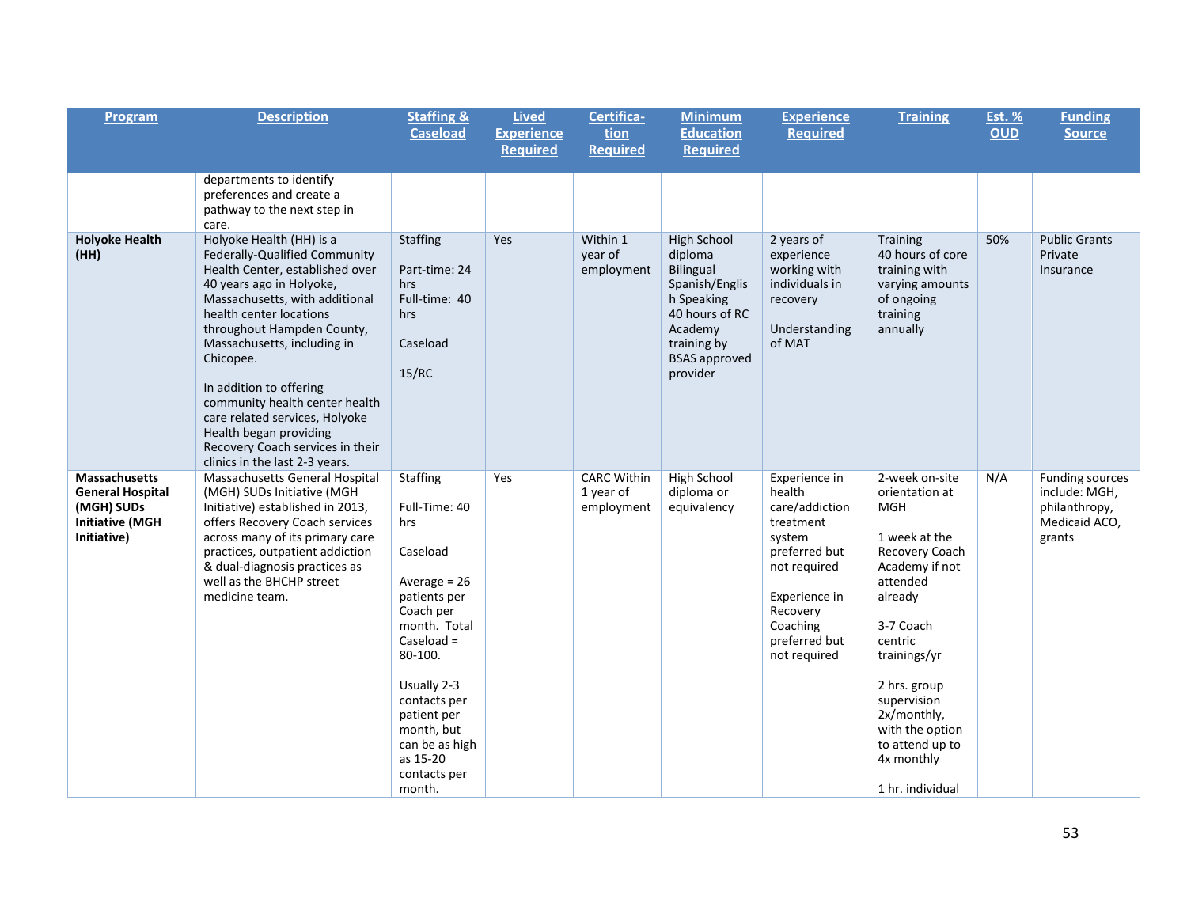| Program | Description | Staffing & Caseload | Lived Experience Required | Certifica-tion Required | Minimum Education Required | Experience Required | Training | Est. % OUD | Funding Source |
|---|---|---|---|---|---|---|---|---|---|
| | departments to identify preferences and create a pathway to the next step in care. | | | | | | | | |
| **Holyoke Health (HH)** | Holyoke Health (HH) is a Federally-Qualified Community Health Center, established over 40 years ago in Holyoke, Massachusetts, with additional health center locations throughout Hampden County, Massachusetts, including in Chicopee.<br><br>In addition to offering community health center health care related services, Holyoke Health began providing Recovery Coach services in their clinics in the last 2-3 years. | Staffing<br><br>Part-time: 24 hrs<br>Full-time: 40 hrs<br><br>Caseload<br><br>15/RC | Yes | Within 1 year of employment | High School diploma<br>Bilingual Spanish/English Speaking<br>40 hours of RC Academy training by BSAS approved provider | 2 years of experience working with individuals in recovery<br><br>Understanding of MAT | Training<br>40 hours of core training with varying amounts of ongoing training annually | 50% | Public Grants<br>Private Insurance |
| **Massachusetts General Hospital (MGH) SUDs Initiative (MGH Initiative)** | Massachusetts General Hospital (MGH) SUDs Initiative (MGH Initiative) established in 2013, offers Recovery Coach services across many of its primary care practices, outpatient addiction & dual-diagnosis practices as well as the BHCHP street medicine team. | Staffing<br><br>Full-Time: 40 hrs<br><br>Caseload<br><br>Average = 26 patients per Coach per month. Total Caseload = 80-100.<br><br>Usually 2-3 contacts per patient per month, but can be as high as 15-20 contacts per month. | Yes | CARC Within 1 year of employment | High School diploma or equivalency | Experience in health care/addiction treatment system preferred but not required<br><br>Experience in Recovery Coaching preferred but not required | 2-week on-site orientation at MGH<br><br>1 week at the Recovery Coach Academy if not attended already<br><br>3-7 Coach centric trainings/yr<br><br>2 hrs. group supervision 2x/monthly, with the option to attend up to 4x monthly<br><br>1 hr. individual | N/A | Funding sources include: MGH, philanthropy, Medicaid ACO, grants |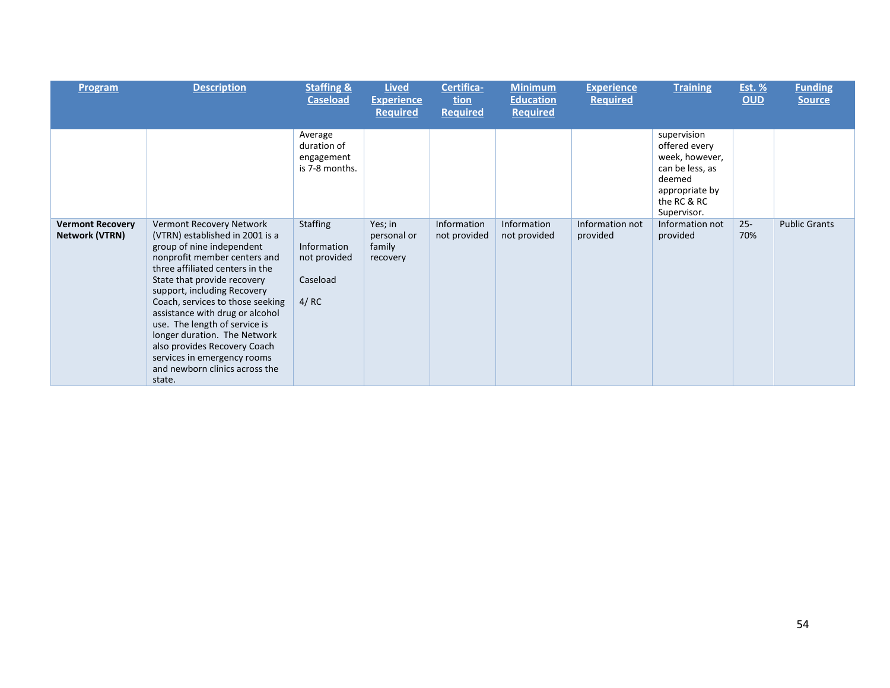| Program | Description | Staffing & Caseload | Lived Experience Required | Certifica-tion Required | Minimum Education Required | Experience Required | Training | Est. % OUD | Funding Source |
|---|---|---|---|---|---|---|---|---|---|
| | | Average duration of engagement is 7-8 months. | | | | | supervision offered every week, however, can be less, as deemed appropriate by the RC & RC Supervisor. | | |
| **Vermont Recovery Network (VTRN)** | Vermont Recovery Network (VTRN) established in 2001 is a group of nine independent nonprofit member centers and three affiliated centers in the State that provide recovery support, including Recovery Coach, services to those seeking assistance with drug or alcohol use. The length of service is longer duration. The Network also provides Recovery Coach services in emergency rooms and newborn clinics across the state. | Staffing<br><br>Information not provided<br><br>Caseload<br><br>4/ RC | Yes; in personal or family recovery | Information not provided | Information not provided | Information not provided | Information not provided | 25-70% | Public Grants |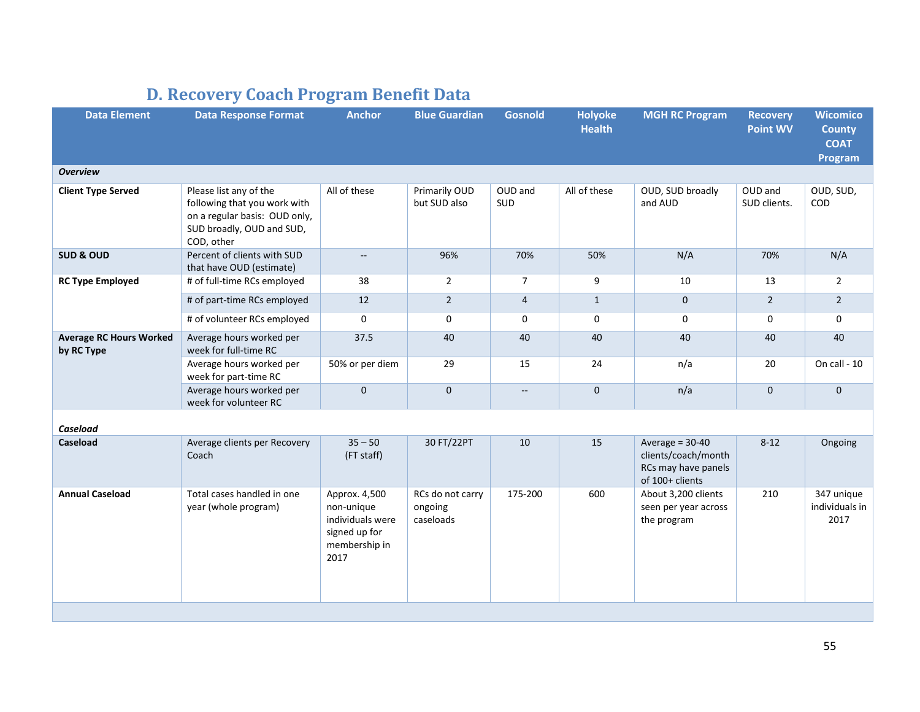## D. Recovery Coach Program Benefit Data

| Data Element | Data Response Format | Anchor | Blue Guardian | Gosnold | Holyoke Health | MGH RC Program | Recovery Point WV | Wicomico County COAT Program |
|---|---|---|---|---|---|---|---|---|
| ***Overview*** | | | | | | | | |
| **Client Type Served** | Please list any of the following that you work with on a regular basis: OUD only, SUD broadly, OUD and SUD, COD, other | All of these | Primarily OUD but SUD also | OUD and SUD | All of these | OUD, SUD broadly and AUD | OUD and SUD clients. | OUD, SUD, COD |
| **SUD & OUD** | Percent of clients with SUD that have OUD (estimate) | -- | 96% | 70% | 50% | N/A | 70% | N/A |
| **RC Type Employed** | # of full-time RCs employed | 38 | 2 | 7 | 9 | 10 | 13 | 2 |
| | # of part-time RCs employed | 12 | 2 | 4 | 1 | 0 | 2 | 2 |
| | # of volunteer RCs employed | 0 | 0 | 0 | 0 | 0 | 0 | 0 |
| **Average RC Hours Worked by RC Type** | Average hours worked per week for full-time RC | 37.5 | 40 | 40 | 40 | 40 | 40 | 40 |
| | Average hours worked per week for part-time RC | 50% or per diem | 29 | 15 | 24 | n/a | 20 | On call - 10 |
| | Average hours worked per week for volunteer RC | 0 | 0 | -- | 0 | n/a | 0 | 0 |
| ***Caseload*** | | | | | | | | |
| **Caseload** | Average clients per Recovery Coach | 35 – 50 (FT staff) | 30 FT/22PT | 10 | 15 | Average = 30-40 clients/coach/month RCs may have panels of 100+ clients | 8-12 | Ongoing |
| **Annual Caseload** | Total cases handled in one year (whole program) | Approx. 4,500 non-unique individuals were signed up for membership in 2017 | RCs do not carry ongoing caseloads | 175-200 | 600 | About 3,200 clients seen per year across the program | 210 | 347 unique individuals in 2017 |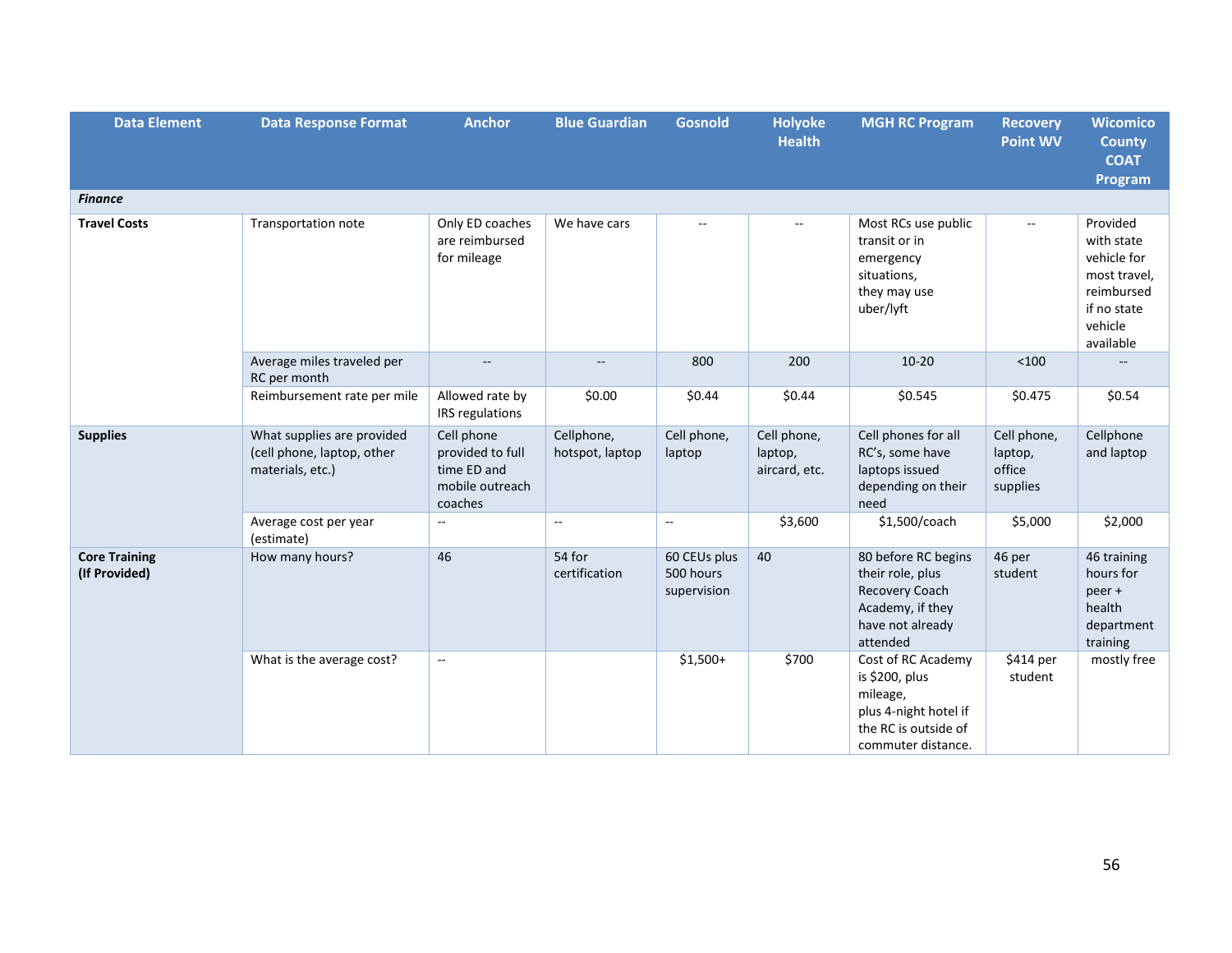| Data Element | Data Response Format | Anchor | Blue Guardian | Gosnold | Holyoke Health | MGH RC Program | Recovery Point WV | Wicomico County COAT Program |
|---|---|---|---|---|---|---|---|---|
| ***Finance*** | | | | | | | | |
| **Travel Costs** | Transportation note | Only ED coaches are reimbursed for mileage | We have cars | -- | -- | Most RCs use public transit or in emergency situations, they may use uber/lyft | -- | Provided with state vehicle for most travel, reimbursed if no state vehicle available |
| | Average miles traveled per RC per month | -- | -- | 800 | 200 | 10-20 | <100 | -- |
| | Reimbursement rate per mile | Allowed rate by IRS regulations | $0.00 | $0.44 | $0.44 | $0.545 | $0.475 | $0.54 |
| **Supplies** | What supplies are provided (cell phone, laptop, other materials, etc.) | Cell phone provided to full time ED and mobile outreach coaches | Cellphone, hotspot, laptop | Cell phone, laptop | Cell phone, laptop, aircard, etc. | Cell phones for all RC's, some have laptops issued depending on their need | Cell phone, laptop, office supplies | Cellphone and laptop |
| | Average cost per year (estimate) | -- | -- | -- | $3,600 | $1,500/coach | $5,000 | $2,000 |
| **Core Training (If Provided)** | How many hours? | 46 | 54 for certification | 60 CEUs plus 500 hours supervision | 40 | 80 before RC begins their role, plus Recovery Coach Academy, if they have not already attended | 46 per student | 46 training hours for peer + health department training |
| | What is the average cost? | -- | | $1,500+ | $700 | Cost of RC Academy is $200, plus mileage, plus 4-night hotel if the RC is outside of commuter distance. | $414 per student | mostly free |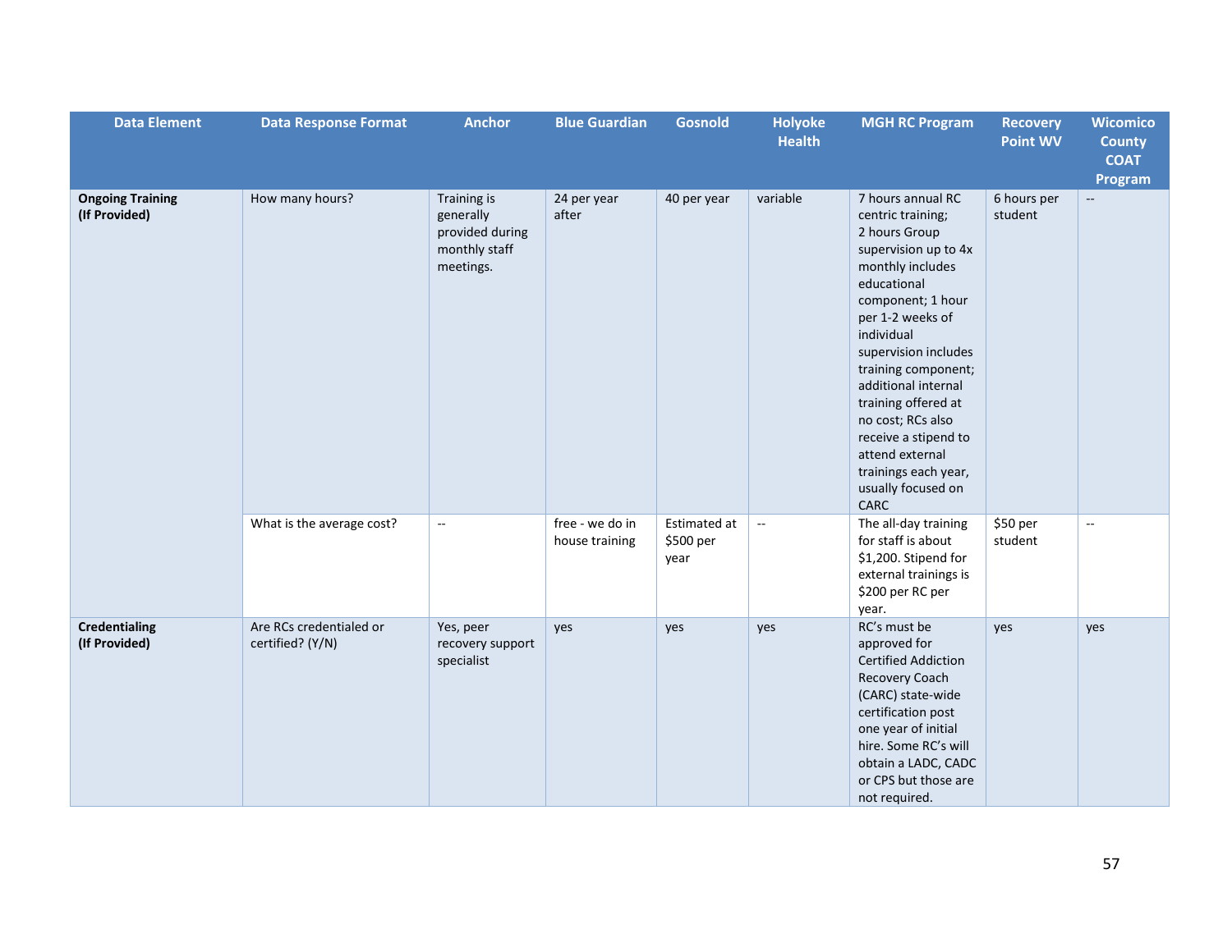| Data Element | Data Response Format | Anchor | Blue Guardian | Gosnold | Holyoke Health | MGH RC Program | Recovery Point WV | Wicomico County COAT Program |
|---|---|---|---|---|---|---|---|---|
| **Ongoing Training (If Provided)** | How many hours? | Training is generally provided during monthly staff meetings. | 24 per year after | 40 per year | variable | 7 hours annual RC centric training; 2 hours Group supervision up to 4x monthly includes educational component; 1 hour per 1-2 weeks of individual supervision includes training component; additional internal training offered at no cost; RCs also receive a stipend to attend external trainings each year, usually focused on CARC | 6 hours per student | -- |
| | What is the average cost? | -- | free - we do in house training | Estimated at $500 per year | -- | The all-day training for staff is about $1,200. Stipend for external trainings is $200 per RC per year. | $50 per student | -- |
| **Credentialing (If Provided)** | Are RCs credentialed or certified? (Y/N) | Yes, peer recovery support specialist | yes | yes | yes | RC's must be approved for Certified Addiction Recovery Coach (CARC) state-wide certification post one year of initial hire. Some RC's will obtain a LADC, CADC or CPS but those are not required. | yes | yes |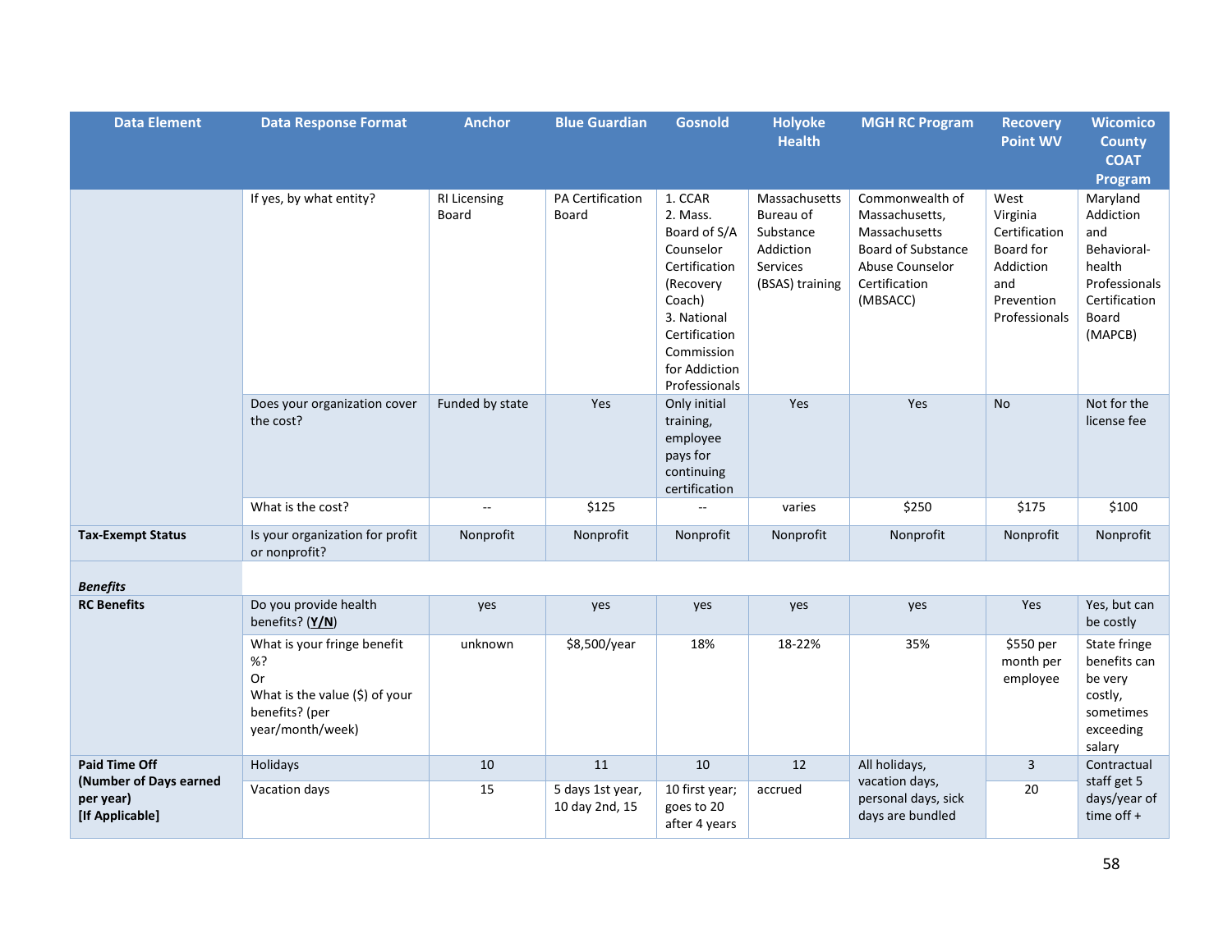| Data Element | Data Response Format | Anchor | Blue Guardian | Gosnold | Holyoke Health | MGH RC Program | Recovery Point WV | Wicomico County COAT Program |
|---|---|---|---|---|---|---|---|---|
| | If yes, by what entity? | RI Licensing Board | PA Certification Board | 1. CCAR 2. Mass. Board of S/A Counselor Certification (Recovery Coach) 3. National Certification Commission for Addiction Professionals | Massachusetts Bureau of Substance Addiction Services (BSAS) training | Commonwealth of Massachusetts, Massachusetts Board of Substance Abuse Counselor Certification (MBSACC) | West Virginia Certification Board for Addiction and Prevention Professionals | Maryland Addiction and Behavioral-health Professionals Certification Board (MAPCB) |
| | Does your organization cover the cost? | Funded by state | Yes | Only initial training, employee pays for continuing certification | Yes | Yes | No | Not for the license fee |
| | What is the cost? | -- | $125 | -- | varies | $250 | $175 | $100 |
| **Tax-Exempt Status** | Is your organization for profit or nonprofit? | Nonprofit | Nonprofit | Nonprofit | Nonprofit | Nonprofit | Nonprofit | Nonprofit |
| ***Benefits*** | | | | | | | | |
| **RC Benefits** | Do you provide health benefits? (**Y/N**) | yes | yes | yes | yes | yes | Yes | Yes, but can be costly |
| | What is your fringe benefit %? Or What is the value ($) of your benefits? (per year/month/week) | unknown | $8,500/year | 18% | 18-22% | 35% | $550 per month per employee | State fringe benefits can be very costly, sometimes exceeding salary |
| **Paid Time Off (Number of Days earned per year) [If Applicable]** | Holidays | 10 | 11 | 10 | 12 | All holidays, vacation days, personal days, sick days are bundled | 3 | Contractual staff get 5 days/year of time off + |
| | Vacation days | 15 | 5 days 1st year, 10 day 2nd, 15 | 10 first year; goes to 20 after 4 years | accrued | | 20 | |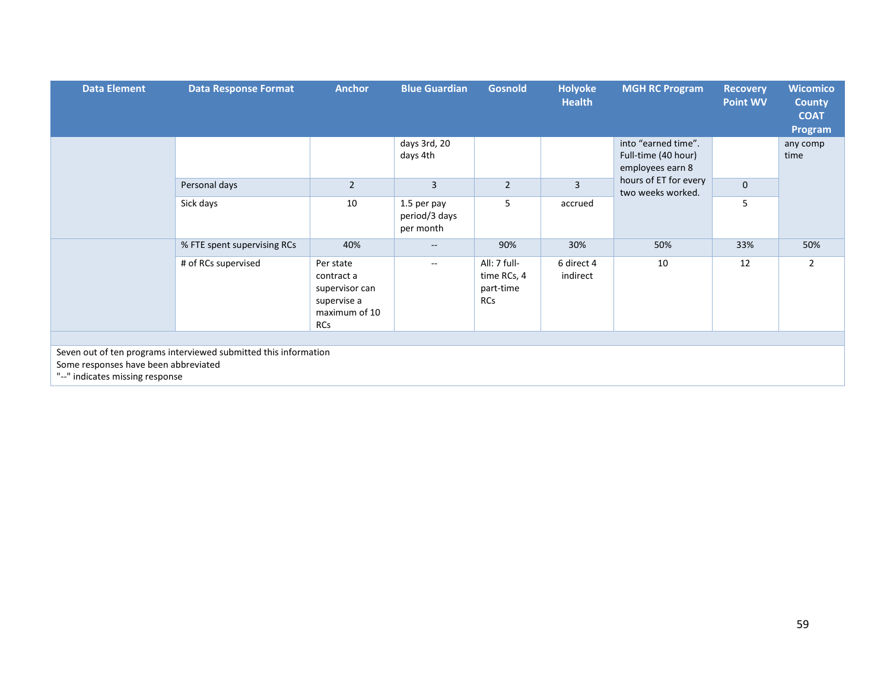| Data Element | Data Response Format | Anchor | Blue Guardian | Gosnold | Holyoke Health | MGH RC Program | Recovery Point WV | Wicomico County COAT Program |
|---|---|---|---|---|---|---|---|---|
| | | | days 3rd, 20 days 4th | | | into "earned time". Full-time (40 hour) employees earn 8 hours of ET for every two weeks worked. | | any comp time |
| | Personal days | 2 | 3 | 2 | 3 | | 0 | |
| | Sick days | 10 | 1.5 per pay period/3 days per month | 5 | accrued | | 5 | |
| | % FTE spent supervising RCs | 40% | -- | 90% | 30% | 50% | 33% | 50% |
| | # of RCs supervised | Per state contract a supervisor can supervise a maximum of 10 RCs | -- | All: 7 full-time RCs, 4 part-time RCs | 6 direct 4 indirect | 10 | 12 | 2 |

Seven out of ten programs interviewed submitted this information
Some responses have been abbreviated
"--" indicates missing response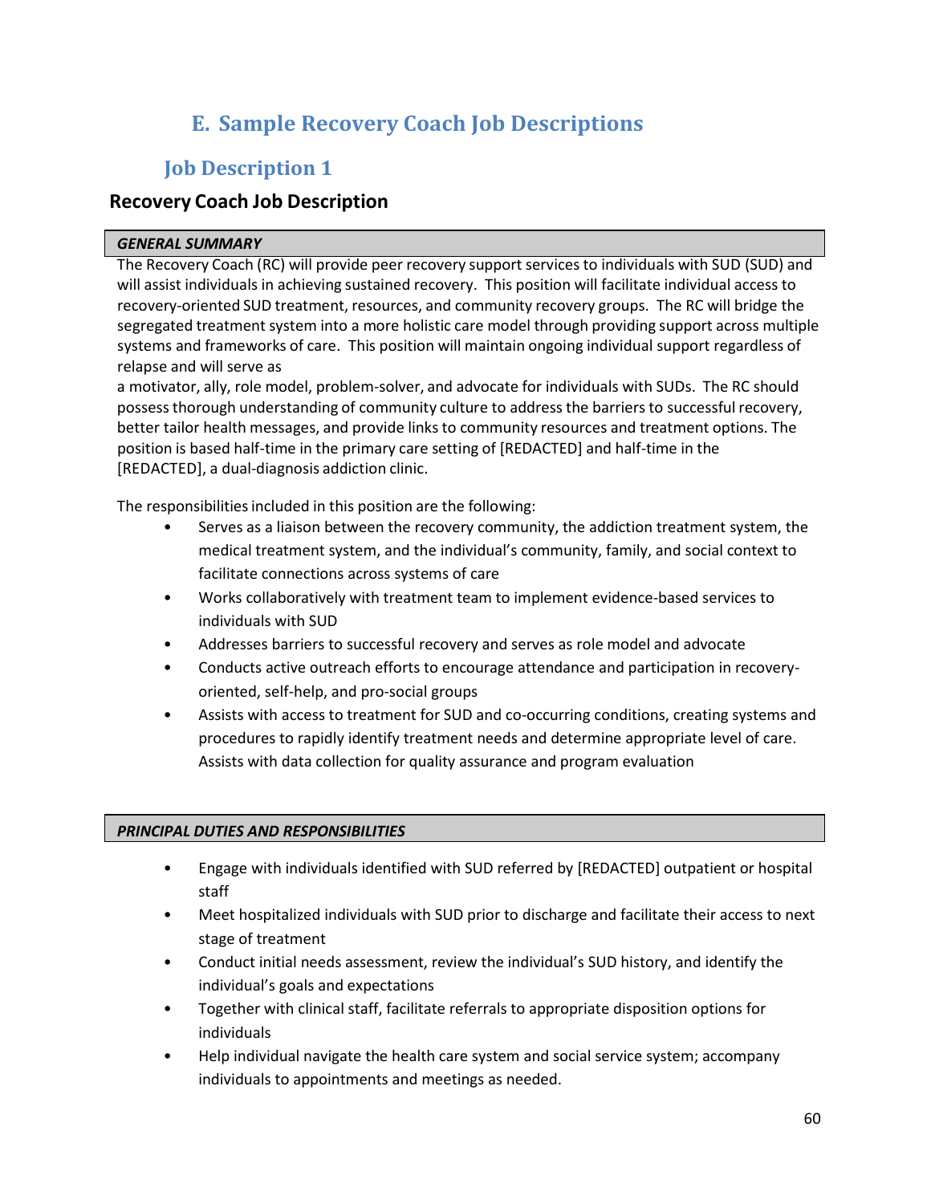## E. Sample Recovery Coach Job Descriptions

### Job Description 1

#### Recovery Coach Job Description

***GENERAL SUMMARY***

The Recovery Coach (RC) will provide peer recovery support services to individuals with SUD (SUD) and will assist individuals in achieving sustained recovery. This position will facilitate individual access to recovery-oriented SUD treatment, resources, and community recovery groups. The RC will bridge the segregated treatment system into a more holistic care model through providing support across multiple systems and frameworks of care. This position will maintain ongoing individual support regardless of relapse and will serve as
a motivator, ally, role model, problem-solver, and advocate for individuals with SUDs. The RC should possess thorough understanding of community culture to address the barriers to successful recovery, better tailor health messages, and provide links to community resources and treatment options. The position is based half-time in the primary care setting of [REDACTED] and half-time in the [REDACTED], a dual-diagnosis addiction clinic.

The responsibilities included in this position are the following:

- Serves as a liaison between the recovery community, the addiction treatment system, the medical treatment system, and the individual's community, family, and social context to facilitate connections across systems of care
- Works collaboratively with treatment team to implement evidence-based services to individuals with SUD
- Addresses barriers to successful recovery and serves as role model and advocate
- Conducts active outreach efforts to encourage attendance and participation in recovery-oriented, self-help, and pro-social groups
- Assists with access to treatment for SUD and co-occurring conditions, creating systems and procedures to rapidly identify treatment needs and determine appropriate level of care. Assists with data collection for quality assurance and program evaluation

***PRINCIPAL DUTIES AND RESPONSIBILITIES***

- Engage with individuals identified with SUD referred by [REDACTED] outpatient or hospital staff
- Meet hospitalized individuals with SUD prior to discharge and facilitate their access to next stage of treatment
- Conduct initial needs assessment, review the individual's SUD history, and identify the individual's goals and expectations
- Together with clinical staff, facilitate referrals to appropriate disposition options for individuals
- Help individual navigate the health care system and social service system; accompany individuals to appointments and meetings as needed.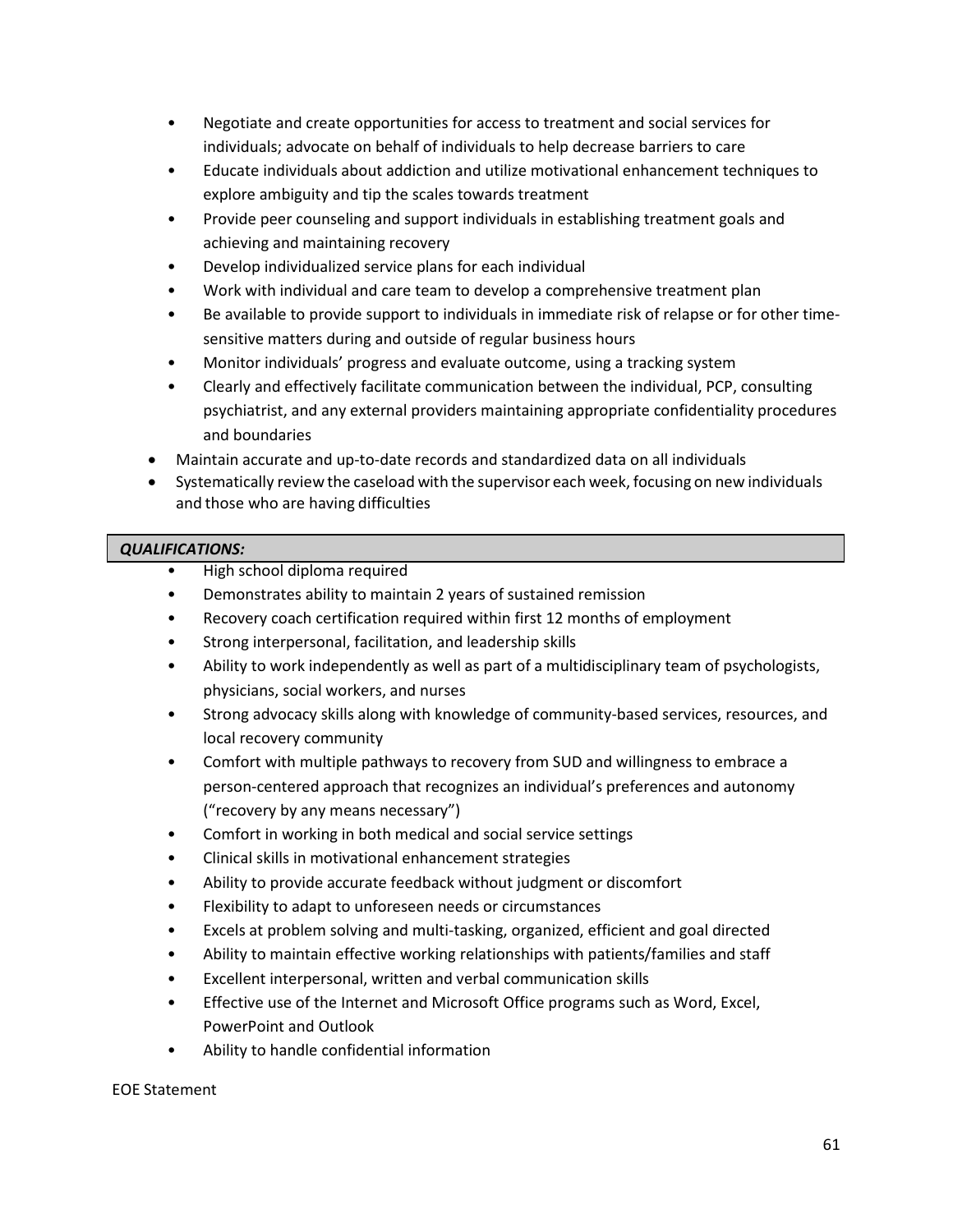- Negotiate and create opportunities for access to treatment and social services for individuals; advocate on behalf of individuals to help decrease barriers to care
- Educate individuals about addiction and utilize motivational enhancement techniques to explore ambiguity and tip the scales towards treatment
- Provide peer counseling and support individuals in establishing treatment goals and achieving and maintaining recovery
- Develop individualized service plans for each individual
- Work with individual and care team to develop a comprehensive treatment plan
- Be available to provide support to individuals in immediate risk of relapse or for other time-sensitive matters during and outside of regular business hours
- Monitor individuals' progress and evaluate outcome, using a tracking system
- Clearly and effectively facilitate communication between the individual, PCP, consulting psychiatrist, and any external providers maintaining appropriate confidentiality procedures and boundaries
- Maintain accurate and up-to-date records and standardized data on all individuals
- Systematically review the caseload with the supervisor each week, focusing on new individuals and those who are having difficulties

***QUALIFICATIONS:***

- High school diploma required
- Demonstrates ability to maintain 2 years of sustained remission
- Recovery coach certification required within first 12 months of employment
- Strong interpersonal, facilitation, and leadership skills
- Ability to work independently as well as part of a multidisciplinary team of psychologists, physicians, social workers, and nurses
- Strong advocacy skills along with knowledge of community-based services, resources, and local recovery community
- Comfort with multiple pathways to recovery from SUD and willingness to embrace a person-centered approach that recognizes an individual's preferences and autonomy ("recovery by any means necessary")
- Comfort in working in both medical and social service settings
- Clinical skills in motivational enhancement strategies
- Ability to provide accurate feedback without judgment or discomfort
- Flexibility to adapt to unforeseen needs or circumstances
- Excels at problem solving and multi-tasking, organized, efficient and goal directed
- Ability to maintain effective working relationships with patients/families and staff
- Excellent interpersonal, written and verbal communication skills
- Effective use of the Internet and Microsoft Office programs such as Word, Excel, PowerPoint and Outlook
- Ability to handle confidential information

EOE Statement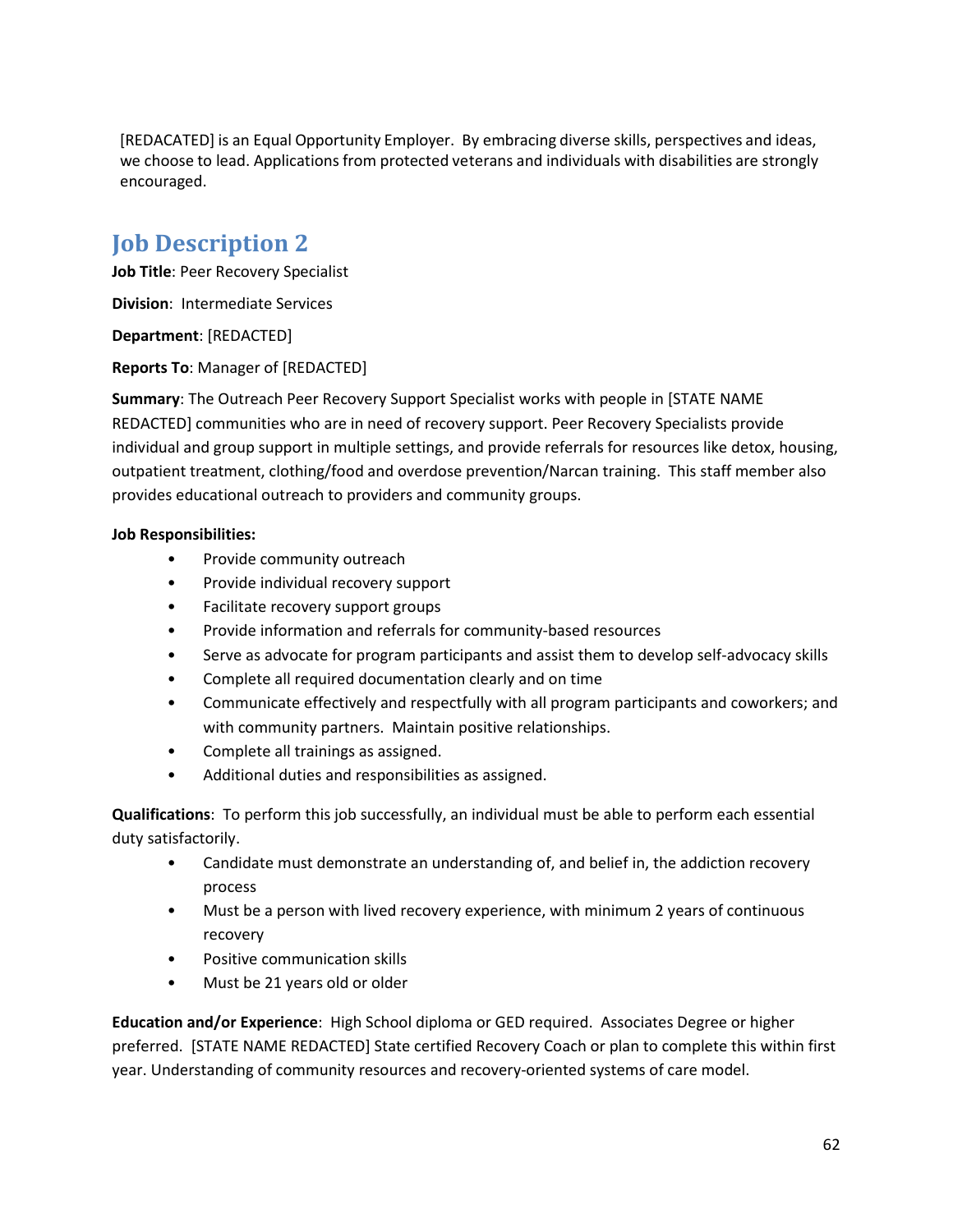[REDACTED] is an Equal Opportunity Employer. By embracing diverse skills, perspectives and ideas, we choose to lead. Applications from protected veterans and individuals with disabilities are strongly encouraged.

## Job Description 2

**Job Title**: Peer Recovery Specialist

**Division**: Intermediate Services

**Department**: [REDACTED]

**Reports To**: Manager of [REDACTED]

**Summary**: The Outreach Peer Recovery Support Specialist works with people in [STATE NAME REDACTED] communities who are in need of recovery support. Peer Recovery Specialists provide individual and group support in multiple settings, and provide referrals for resources like detox, housing, outpatient treatment, clothing/food and overdose prevention/Narcan training. This staff member also provides educational outreach to providers and community groups.

**Job Responsibilities:**

- Provide community outreach
- Provide individual recovery support
- Facilitate recovery support groups
- Provide information and referrals for community-based resources
- Serve as advocate for program participants and assist them to develop self-advocacy skills
- Complete all required documentation clearly and on time
- Communicate effectively and respectfully with all program participants and coworkers; and with community partners. Maintain positive relationships.
- Complete all trainings as assigned.
- Additional duties and responsibilities as assigned.

**Qualifications**: To perform this job successfully, an individual must be able to perform each essential duty satisfactorily.

- Candidate must demonstrate an understanding of, and belief in, the addiction recovery process
- Must be a person with lived recovery experience, with minimum 2 years of continuous recovery
- Positive communication skills
- Must be 21 years old or older

**Education and/or Experience**: High School diploma or GED required. Associates Degree or higher preferred. [STATE NAME REDACTED] State certified Recovery Coach or plan to complete this within first year. Understanding of community resources and recovery-oriented systems of care model.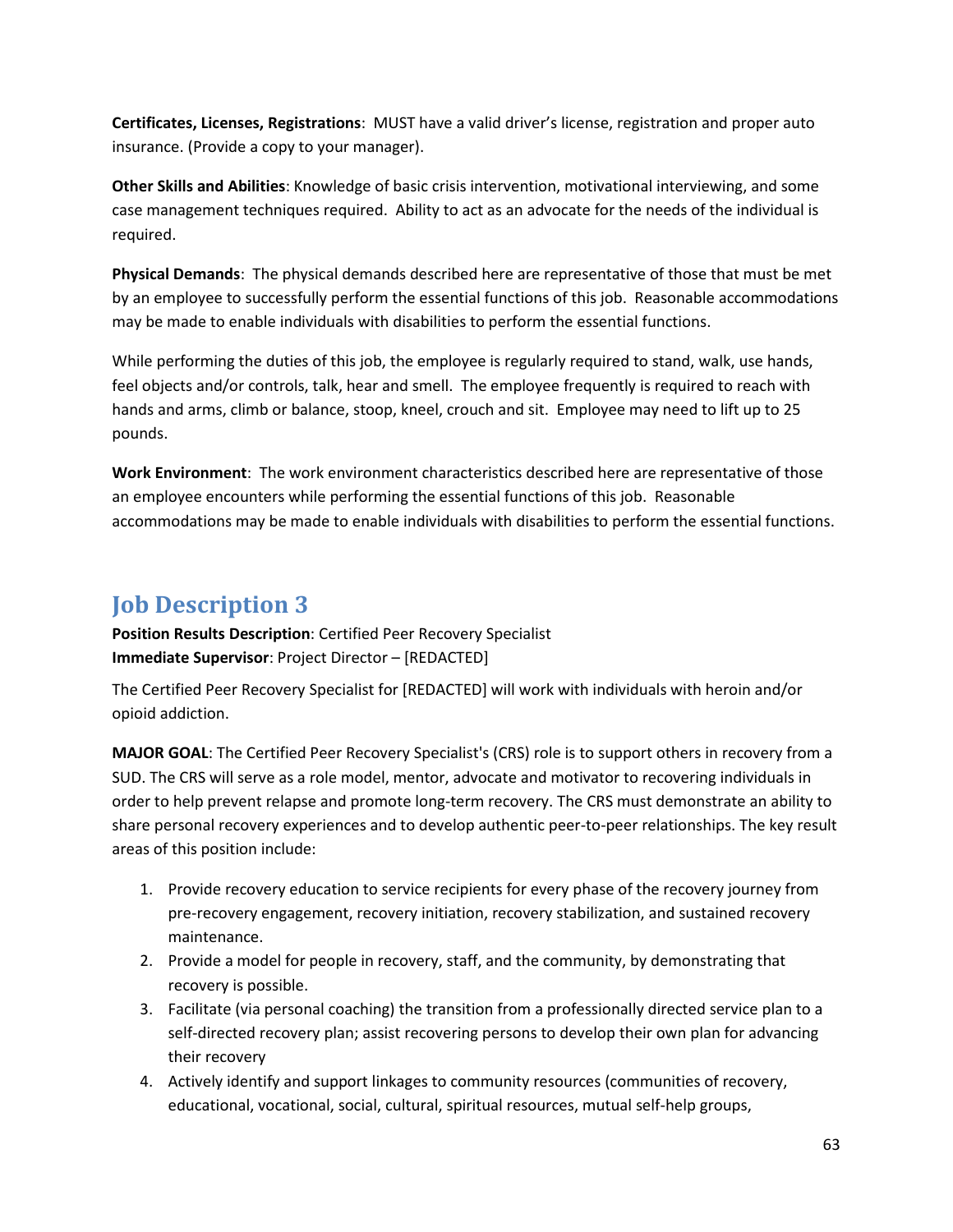**Certificates, Licenses, Registrations**: MUST have a valid driver's license, registration and proper auto insurance. (Provide a copy to your manager).

**Other Skills and Abilities**: Knowledge of basic crisis intervention, motivational interviewing, and some case management techniques required. Ability to act as an advocate for the needs of the individual is required.

**Physical Demands**: The physical demands described here are representative of those that must be met by an employee to successfully perform the essential functions of this job. Reasonable accommodations may be made to enable individuals with disabilities to perform the essential functions.

While performing the duties of this job, the employee is regularly required to stand, walk, use hands, feel objects and/or controls, talk, hear and smell. The employee frequently is required to reach with hands and arms, climb or balance, stoop, kneel, crouch and sit. Employee may need to lift up to 25 pounds.

**Work Environment**: The work environment characteristics described here are representative of those an employee encounters while performing the essential functions of this job. Reasonable accommodations may be made to enable individuals with disabilities to perform the essential functions.

## Job Description 3

**Position Results Description**: Certified Peer Recovery Specialist
**Immediate Supervisor**: Project Director – [REDACTED]

The Certified Peer Recovery Specialist for [REDACTED] will work with individuals with heroin and/or opioid addiction.

**MAJOR GOAL**: The Certified Peer Recovery Specialist's (CRS) role is to support others in recovery from a SUD. The CRS will serve as a role model, mentor, advocate and motivator to recovering individuals in order to help prevent relapse and promote long-term recovery. The CRS must demonstrate an ability to share personal recovery experiences and to develop authentic peer-to-peer relationships. The key result areas of this position include:

1. Provide recovery education to service recipients for every phase of the recovery journey from pre-recovery engagement, recovery initiation, recovery stabilization, and sustained recovery maintenance.
2. Provide a model for people in recovery, staff, and the community, by demonstrating that recovery is possible.
3. Facilitate (via personal coaching) the transition from a professionally directed service plan to a self-directed recovery plan; assist recovering persons to develop their own plan for advancing their recovery
4. Actively identify and support linkages to community resources (communities of recovery, educational, vocational, social, cultural, spiritual resources, mutual self-help groups,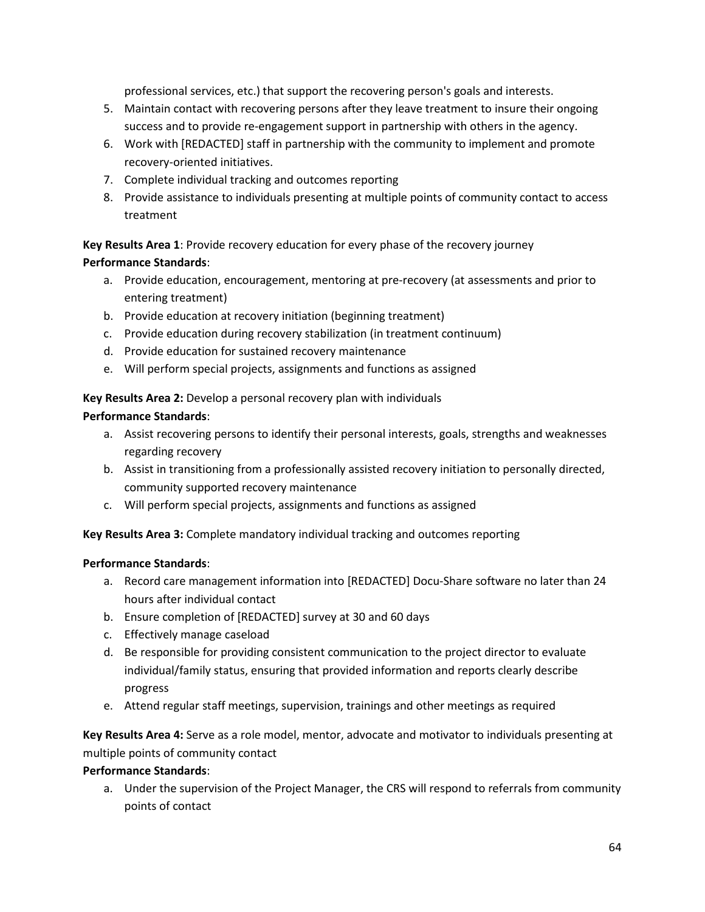professional services, etc.) that support the recovering person's goals and interests.

5. Maintain contact with recovering persons after they leave treatment to insure their ongoing success and to provide re-engagement support in partnership with others in the agency.
6. Work with [REDACTED] staff in partnership with the community to implement and promote recovery-oriented initiatives.
7. Complete individual tracking and outcomes reporting
8. Provide assistance to individuals presenting at multiple points of community contact to access treatment

**Key Results Area 1**: Provide recovery education for every phase of the recovery journey
**Performance Standards**:

a. Provide education, encouragement, mentoring at pre-recovery (at assessments and prior to entering treatment)
b. Provide education at recovery initiation (beginning treatment)
c. Provide education during recovery stabilization (in treatment continuum)
d. Provide education for sustained recovery maintenance
e. Will perform special projects, assignments and functions as assigned

**Key Results Area 2:** Develop a personal recovery plan with individuals
**Performance Standards**:

a. Assist recovering persons to identify their personal interests, goals, strengths and weaknesses regarding recovery
b. Assist in transitioning from a professionally assisted recovery initiation to personally directed, community supported recovery maintenance
c. Will perform special projects, assignments and functions as assigned

**Key Results Area 3:** Complete mandatory individual tracking and outcomes reporting

**Performance Standards**:

a. Record care management information into [REDACTED] Docu-Share software no later than 24 hours after individual contact
b. Ensure completion of [REDACTED] survey at 30 and 60 days
c. Effectively manage caseload
d. Be responsible for providing consistent communication to the project director to evaluate individual/family status, ensuring that provided information and reports clearly describe progress
e. Attend regular staff meetings, supervision, trainings and other meetings as required

**Key Results Area 4:** Serve as a role model, mentor, advocate and motivator to individuals presenting at multiple points of community contact
**Performance Standards**:

a. Under the supervision of the Project Manager, the CRS will respond to referrals from community points of contact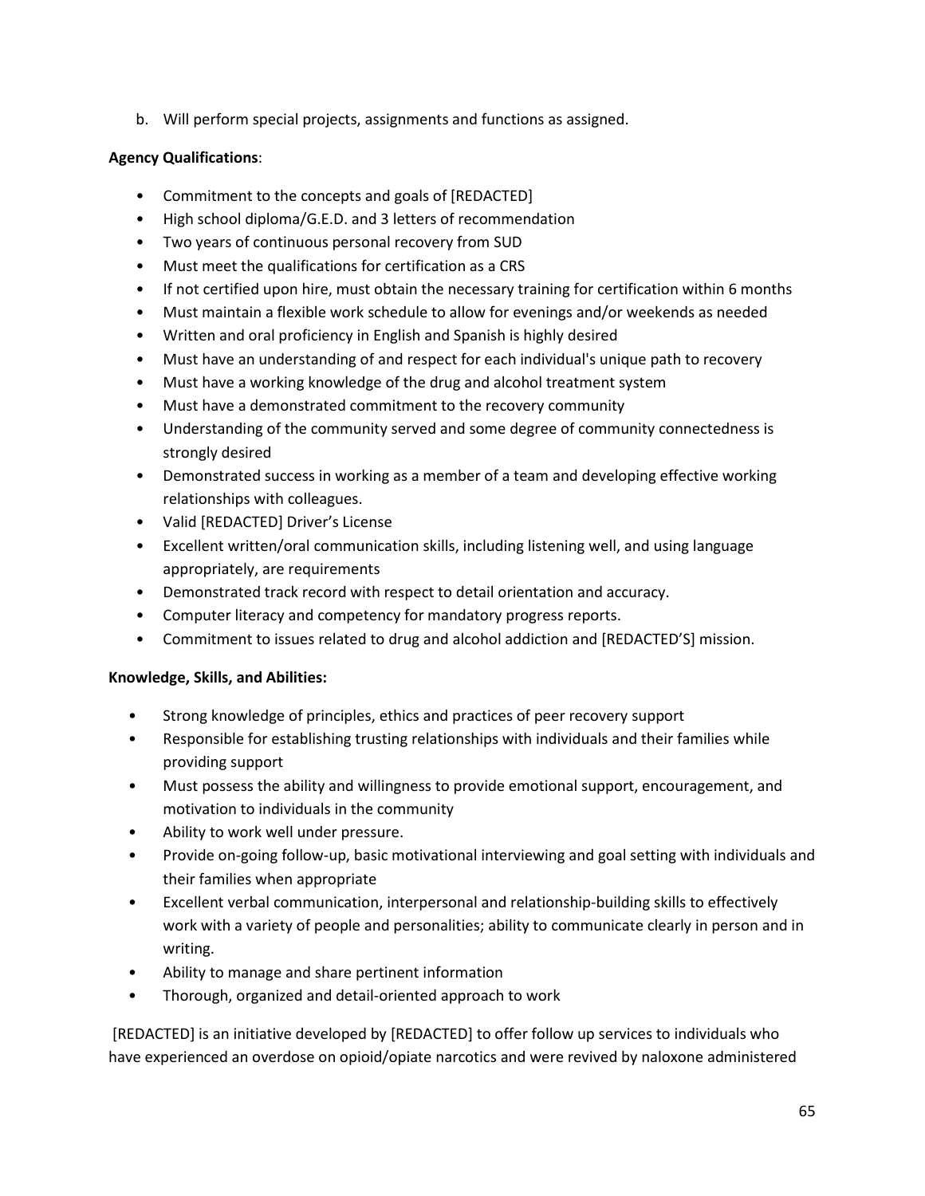b. Will perform special projects, assignments and functions as assigned.

**Agency Qualifications**:

- Commitment to the concepts and goals of [REDACTED]
- High school diploma/G.E.D. and 3 letters of recommendation
- Two years of continuous personal recovery from SUD
- Must meet the qualifications for certification as a CRS
- If not certified upon hire, must obtain the necessary training for certification within 6 months
- Must maintain a flexible work schedule to allow for evenings and/or weekends as needed
- Written and oral proficiency in English and Spanish is highly desired
- Must have an understanding of and respect for each individual's unique path to recovery
- Must have a working knowledge of the drug and alcohol treatment system
- Must have a demonstrated commitment to the recovery community
- Understanding of the community served and some degree of community connectedness is strongly desired
- Demonstrated success in working as a member of a team and developing effective working relationships with colleagues.
- Valid [REDACTED] Driver's License
- Excellent written/oral communication skills, including listening well, and using language appropriately, are requirements
- Demonstrated track record with respect to detail orientation and accuracy.
- Computer literacy and competency for mandatory progress reports.
- Commitment to issues related to drug and alcohol addiction and [REDACTED'S] mission.

**Knowledge, Skills, and Abilities:**

- Strong knowledge of principles, ethics and practices of peer recovery support
- Responsible for establishing trusting relationships with individuals and their families while providing support
- Must possess the ability and willingness to provide emotional support, encouragement, and motivation to individuals in the community
- Ability to work well under pressure.
- Provide on-going follow-up, basic motivational interviewing and goal setting with individuals and their families when appropriate
- Excellent verbal communication, interpersonal and relationship-building skills to effectively work with a variety of people and personalities; ability to communicate clearly in person and in writing.
- Ability to manage and share pertinent information
- Thorough, organized and detail-oriented approach to work

[REDACTED] is an initiative developed by [REDACTED] to offer follow up services to individuals who have experienced an overdose on opioid/opiate narcotics and were revived by naloxone administered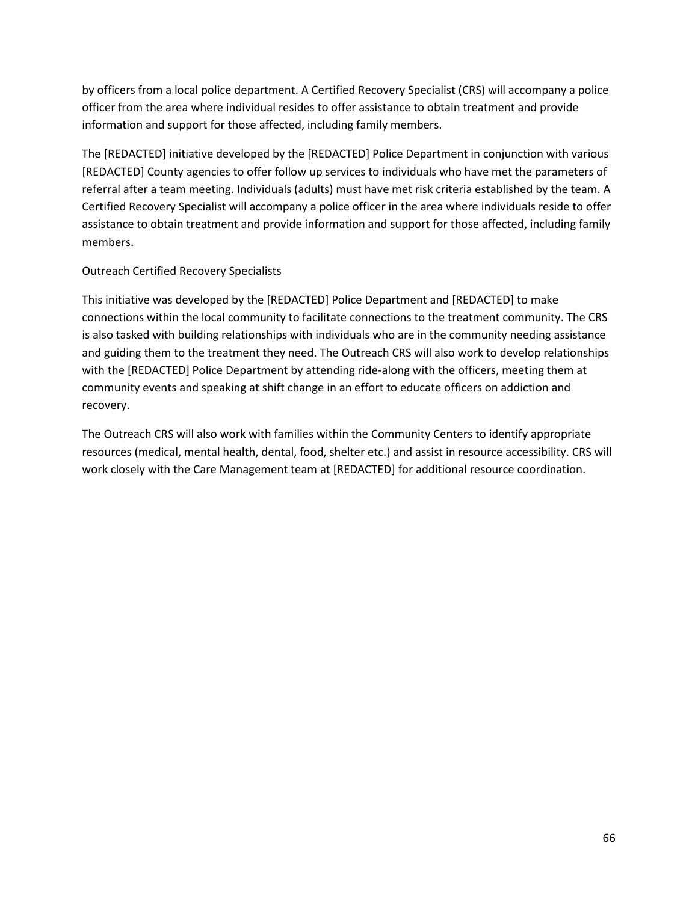by officers from a local police department. A Certified Recovery Specialist (CRS) will accompany a police officer from the area where individual resides to offer assistance to obtain treatment and provide information and support for those affected, including family members.

The [REDACTED] initiative developed by the [REDACTED] Police Department in conjunction with various [REDACTED] County agencies to offer follow up services to individuals who have met the parameters of referral after a team meeting. Individuals (adults) must have met risk criteria established by the team. A Certified Recovery Specialist will accompany a police officer in the area where individuals reside to offer assistance to obtain treatment and provide information and support for those affected, including family members.

Outreach Certified Recovery Specialists

This initiative was developed by the [REDACTED] Police Department and [REDACTED] to make connections within the local community to facilitate connections to the treatment community. The CRS is also tasked with building relationships with individuals who are in the community needing assistance and guiding them to the treatment they need. The Outreach CRS will also work to develop relationships with the [REDACTED] Police Department by attending ride-along with the officers, meeting them at community events and speaking at shift change in an effort to educate officers on addiction and recovery.

The Outreach CRS will also work with families within the Community Centers to identify appropriate resources (medical, mental health, dental, food, shelter etc.) and assist in resource accessibility. CRS will work closely with the Care Management team at [REDACTED] for additional resource coordination.